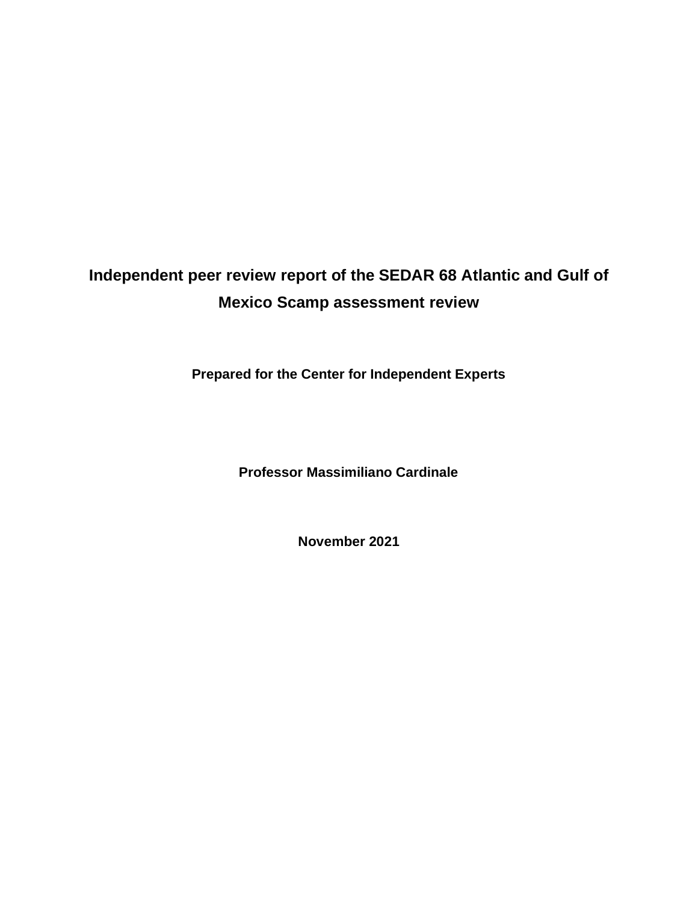# Independent peer review report of the SEDAR 68 Atlantic and Gulf of Mexico Scamp assessment review

**Prepared for the Center for Independent Experts**

**Professor Massimiliano Cardinale**

**November 2021**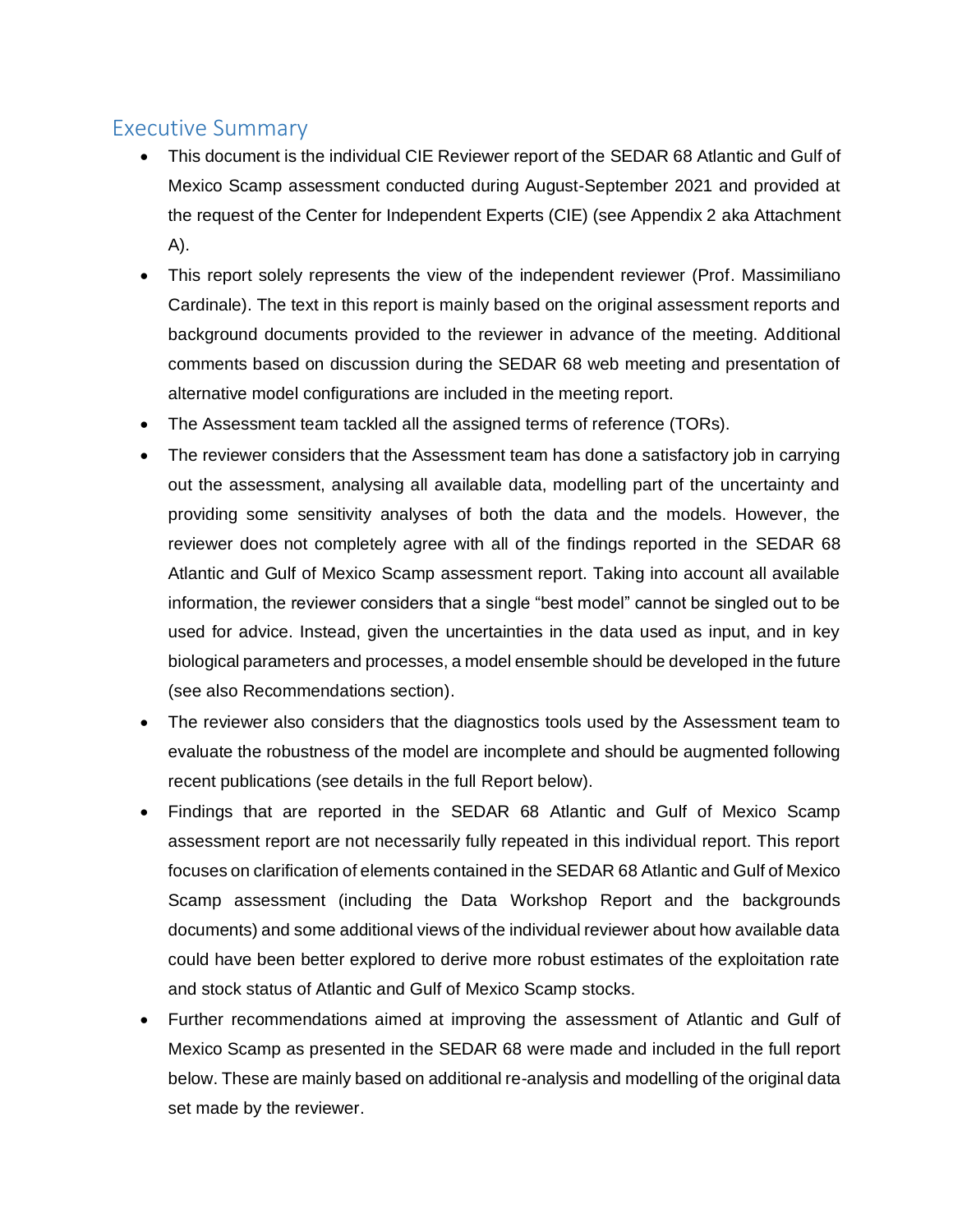## Executive Summary

- This document is the individual CIE Reviewer report of the SEDAR 68 Atlantic and Gulf of Mexico Scamp assessment conducted during August-September 2021 and provided at the request of the Center for Independent Experts (CIE) (see Appendix 2 aka Attachment A).
- This report solely represents the view of the independent reviewer (Prof. Massimiliano Cardinale). The text in this report is mainly based on the original assessment reports and background documents provided to the reviewer in advance of the meeting. Additional comments based on discussion during the SEDAR 68 web meeting and presentation of alternative model configurations are included in the meeting report.
- The Assessment team tackled all the assigned terms of reference (TORs).
- The reviewer considers that the Assessment team has done a satisfactory job in carrying out the assessment, analysing all available data, modelling part of the uncertainty and providing some sensitivity analyses of both the data and the models. However, the reviewer does not completely agree with all of the findings reported in the SEDAR 68 Atlantic and Gulf of Mexico Scamp assessment report. Taking into account all available information, the reviewer considers that a single "best model" cannot be singled out to be used for advice. Instead, given the uncertainties in the data used as input, and in key biological parameters and processes, a model ensemble should be developed in the future (see also Recommendations section).
- The reviewer also considers that the diagnostics tools used by the Assessment team to evaluate the robustness of the model are incomplete and should be augmented following recent publications (see details in the full Report below).
- Findings that are reported in the SEDAR 68 Atlantic and Gulf of Mexico Scamp assessment report are not necessarily fully repeated in this individual report. This report focuses on clarification of elements contained in the SEDAR 68 Atlantic and Gulf of Mexico Scamp assessment (including the Data Workshop Report and the backgrounds documents) and some additional views of the individual reviewer about how available data could have been better explored to derive more robust estimates of the exploitation rate and stock status of Atlantic and Gulf of Mexico Scamp stocks.
- Further recommendations aimed at improving the assessment of Atlantic and Gulf of Mexico Scamp as presented in the SEDAR 68 were made and included in the full report below. These are mainly based on additional re-analysis and modelling of the original data set made by the reviewer.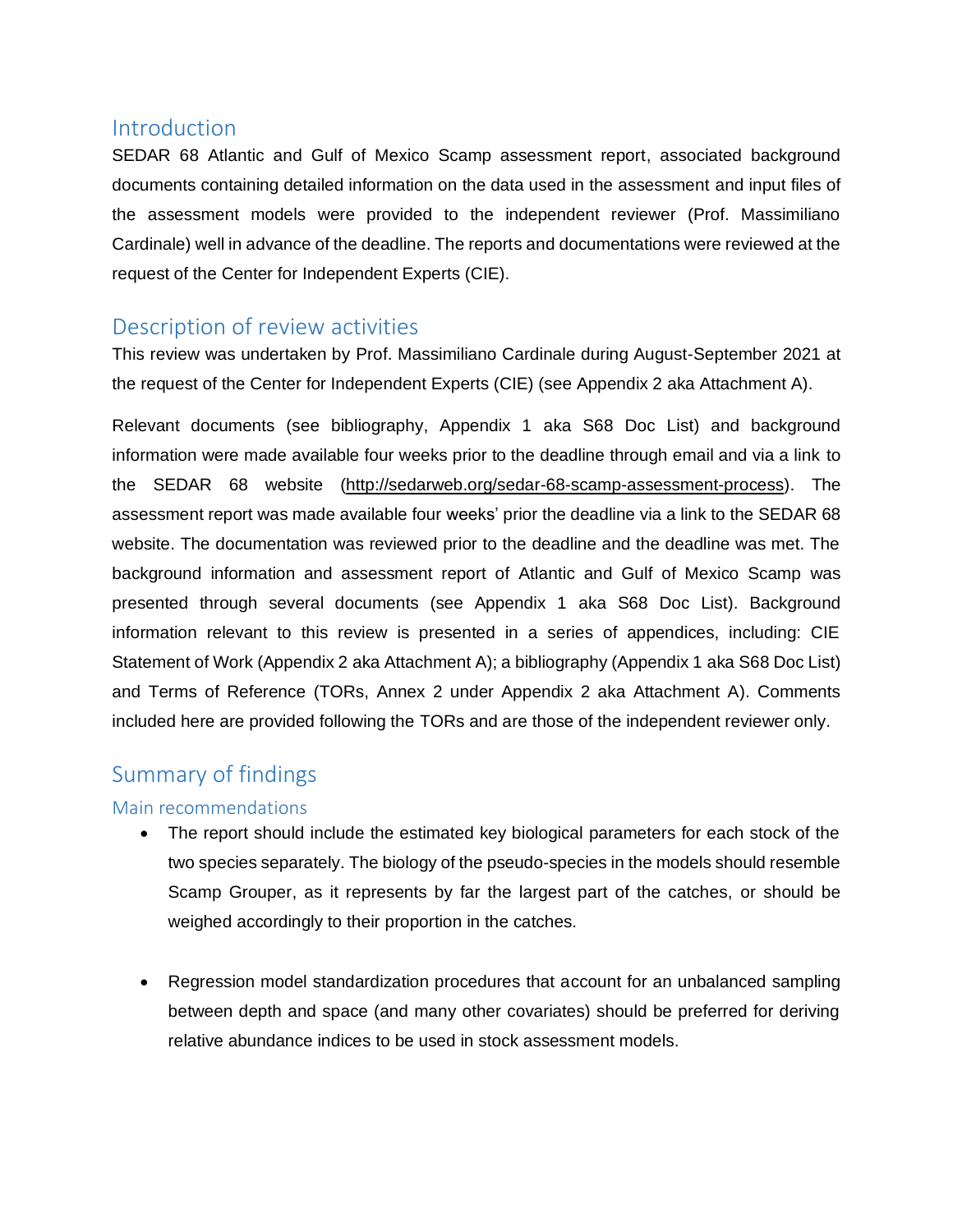## Introduction

SEDAR 68 Atlantic and Gulf of Mexico Scamp assessment report, associated background documents containing detailed information on the data used in the assessment and input files of the assessment models were provided to the independent reviewer (Prof. Massimiliano Cardinale) well in advance of the deadline. The reports and documentations were reviewed at the request of the Center for Independent Experts (CIE).

## Description of review activities

This review was undertaken by Prof. Massimiliano Cardinale during August-September 2021 at the request of the Center for Independent Experts (CIE) (see Appendix 2 aka Attachment A).

Relevant documents (see bibliography, Appendix 1 aka S68 Doc List) and background information were made available four weeks prior to the deadline through email and via a link to the SEDAR 68 website (http://sedarweb.org/sedar-68-scamp-assessment-process). The assessment report was made available four weeks' prior the deadline via a link to the SEDAR 68 website. The documentation was reviewed prior to the deadline and the deadline was met. The background information and assessment report of Atlantic and Gulf of Mexico Scamp was presented through several documents (see Appendix 1 aka S68 Doc List). Background information relevant to this review is presented in a series of appendices, including: CIE Statement of Work (Appendix 2 aka Attachment A); a bibliography (Appendix 1 aka S68 Doc List) and Terms of Reference (TORs, Annex 2 under Appendix 2 aka Attachment A). Comments included here are provided following the TORs and are those of the independent reviewer only.

## Summary of findings

### Main recommendations

- The report should include the estimated key biological parameters for each stock of the two species separately. The biology of the pseudo-species in the models should resemble Scamp Grouper, as it represents by far the largest part of the catches, or should be weighed accordingly to their proportion in the catches.

- Regression model standardization procedures that account for an unbalanced sampling between depth and space (and many other covariates) should be preferred for deriving relative abundance indices to be used in stock assessment models.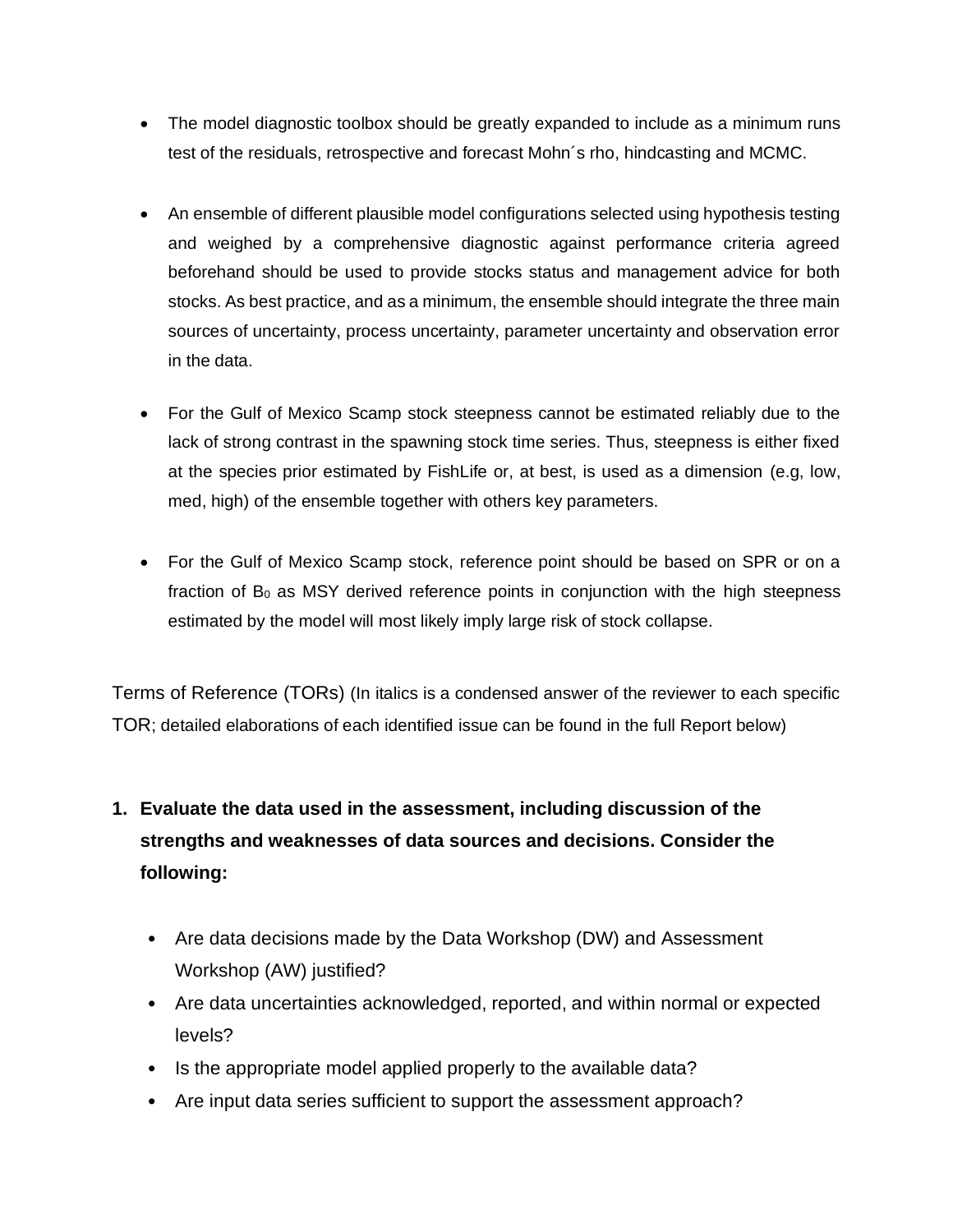- The model diagnostic toolbox should be greatly expanded to include as a minimum runs test of the residuals, retrospective and forecast Mohn´s rho, hindcasting and MCMC.

- An ensemble of different plausible model configurations selected using hypothesis testing and weighed by a comprehensive diagnostic against performance criteria agreed beforehand should be used to provide stocks status and management advice for both stocks. As best practice, and as a minimum, the ensemble should integrate the three main sources of uncertainty, process uncertainty, parameter uncertainty and observation error in the data.

- For the Gulf of Mexico Scamp stock steepness cannot be estimated reliably due to the lack of strong contrast in the spawning stock time series. Thus, steepness is either fixed at the species prior estimated by FishLife or, at best, is used as a dimension (e.g, low, med, high) of the ensemble together with others key parameters.

- For the Gulf of Mexico Scamp stock, reference point should be based on SPR or on a fraction of $B_0$ as MSY derived reference points in conjunction with the high steepness estimated by the model will most likely imply large risk of stock collapse.

Terms of Reference (TORs) (In italics is a condensed answer of the reviewer to each specific TOR; detailed elaborations of each identified issue can be found in the full Report below)

1. **Evaluate the data used in the assessment, including discussion of the strengths and weaknesses of data sources and decisions. Consider the following:**
   - Are data decisions made by the Data Workshop (DW) and Assessment Workshop (AW) justified?
   - Are data uncertainties acknowledged, reported, and within normal or expected levels?
   - Is the appropriate model applied properly to the available data?
   - Are input data series sufficient to support the assessment approach?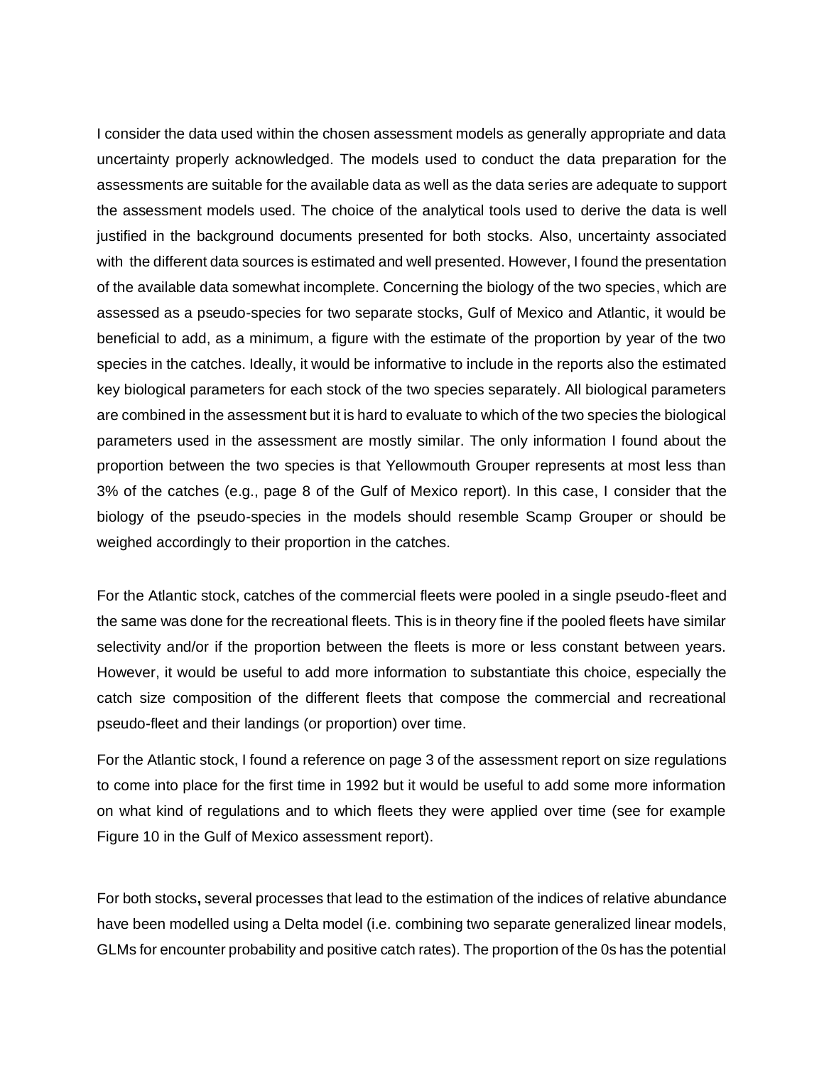I consider the data used within the chosen assessment models as generally appropriate and data uncertainty properly acknowledged. The models used to conduct the data preparation for the assessments are suitable for the available data as well as the data series are adequate to support the assessment models used. The choice of the analytical tools used to derive the data is well justified in the background documents presented for both stocks. Also, uncertainty associated with the different data sources is estimated and well presented. However, I found the presentation of the available data somewhat incomplete. Concerning the biology of the two species, which are assessed as a pseudo-species for two separate stocks, Gulf of Mexico and Atlantic, it would be beneficial to add, as a minimum, a figure with the estimate of the proportion by year of the two species in the catches. Ideally, it would be informative to include in the reports also the estimated key biological parameters for each stock of the two species separately. All biological parameters are combined in the assessment but it is hard to evaluate to which of the two species the biological parameters used in the assessment are mostly similar. The only information I found about the proportion between the two species is that Yellowmouth Grouper represents at most less than 3% of the catches (e.g., page 8 of the Gulf of Mexico report). In this case, I consider that the biology of the pseudo-species in the models should resemble Scamp Grouper or should be weighed accordingly to their proportion in the catches.

For the Atlantic stock, catches of the commercial fleets were pooled in a single pseudo-fleet and the same was done for the recreational fleets. This is in theory fine if the pooled fleets have similar selectivity and/or if the proportion between the fleets is more or less constant between years. However, it would be useful to add more information to substantiate this choice, especially the catch size composition of the different fleets that compose the commercial and recreational pseudo-fleet and their landings (or proportion) over time.

For the Atlantic stock, I found a reference on page 3 of the assessment report on size regulations to come into place for the first time in 1992 but it would be useful to add some more information on what kind of regulations and to which fleets they were applied over time (see for example Figure 10 in the Gulf of Mexico assessment report).

For both stocks**,** several processes that lead to the estimation of the indices of relative abundance have been modelled using a Delta model (i.e. combining two separate generalized linear models, GLMs for encounter probability and positive catch rates). The proportion of the 0s has the potential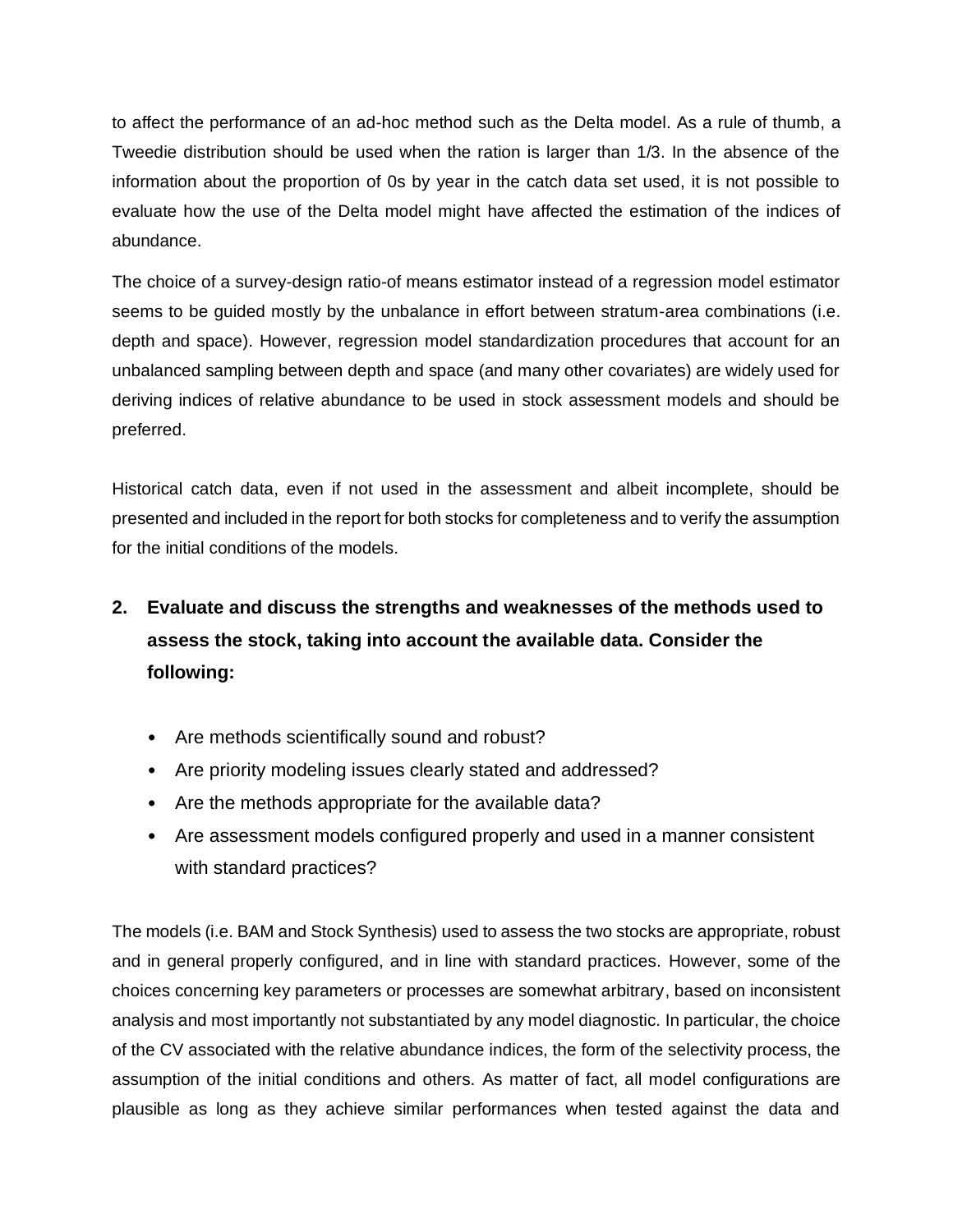to affect the performance of an ad-hoc method such as the Delta model. As a rule of thumb, a Tweedie distribution should be used when the ration is larger than 1/3. In the absence of the information about the proportion of 0s by year in the catch data set used, it is not possible to evaluate how the use of the Delta model might have affected the estimation of the indices of abundance.

The choice of a survey-design ratio-of means estimator instead of a regression model estimator seems to be guided mostly by the unbalance in effort between stratum-area combinations (i.e. depth and space). However, regression model standardization procedures that account for an unbalanced sampling between depth and space (and many other covariates) are widely used for deriving indices of relative abundance to be used in stock assessment models and should be preferred.

Historical catch data, even if not used in the assessment and albeit incomplete, should be presented and included in the report for both stocks for completeness and to verify the assumption for the initial conditions of the models.

## 2. Evaluate and discuss the strengths and weaknesses of the methods used to assess the stock, taking into account the available data. Consider the following:

- Are methods scientifically sound and robust?
- Are priority modeling issues clearly stated and addressed?
- Are the methods appropriate for the available data?
- Are assessment models configured properly and used in a manner consistent with standard practices?

The models (i.e. BAM and Stock Synthesis) used to assess the two stocks are appropriate, robust and in general properly configured, and in line with standard practices. However, some of the choices concerning key parameters or processes are somewhat arbitrary, based on inconsistent analysis and most importantly not substantiated by any model diagnostic. In particular, the choice of the CV associated with the relative abundance indices, the form of the selectivity process, the assumption of the initial conditions and others. As matter of fact, all model configurations are plausible as long as they achieve similar performances when tested against the data and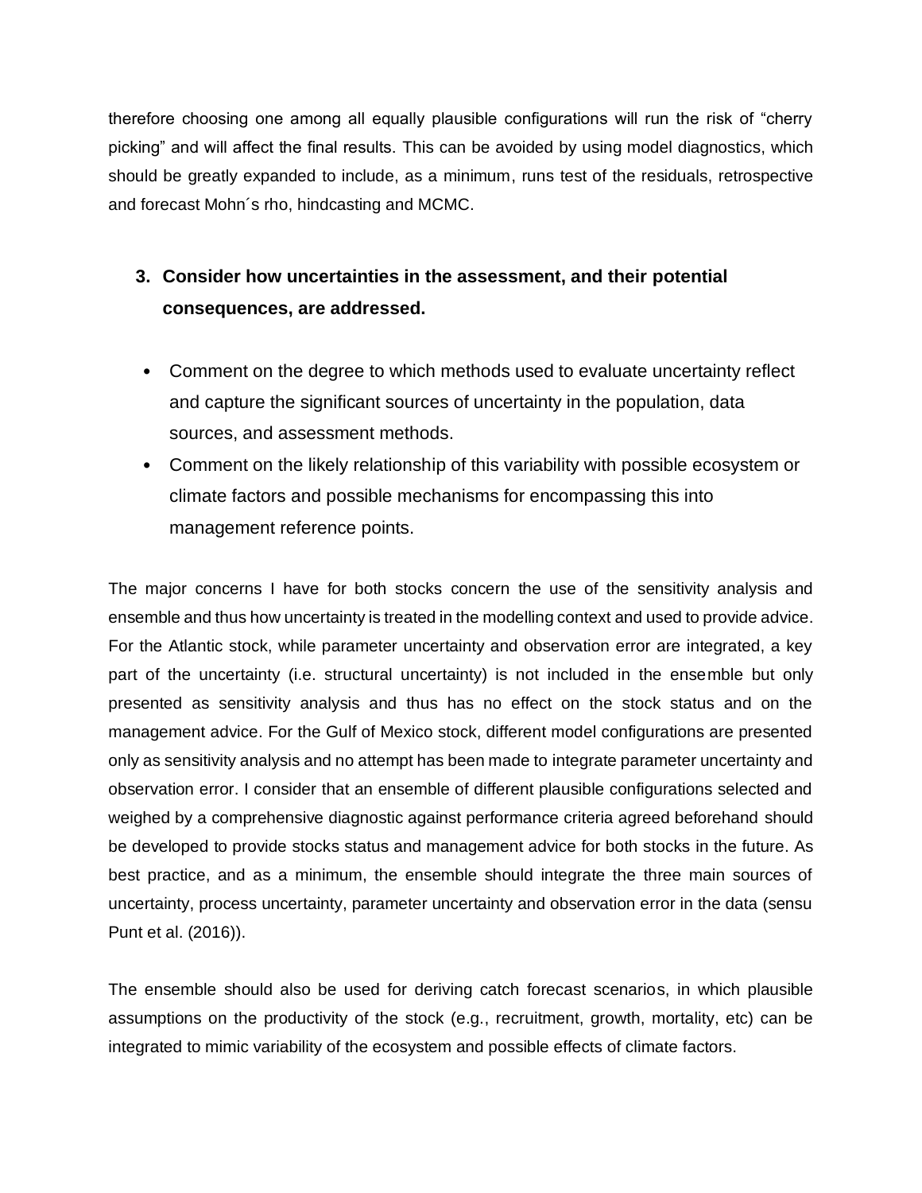therefore choosing one among all equally plausible configurations will run the risk of "cherry picking" and will affect the final results. This can be avoided by using model diagnostics, which should be greatly expanded to include, as a minimum, runs test of the residuals, retrospective and forecast Mohn´s rho, hindcasting and MCMC.

3. **Consider how uncertainties in the assessment, and their potential consequences, are addressed.**

- Comment on the degree to which methods used to evaluate uncertainty reflect and capture the significant sources of uncertainty in the population, data sources, and assessment methods.
- Comment on the likely relationship of this variability with possible ecosystem or climate factors and possible mechanisms for encompassing this into management reference points.

The major concerns I have for both stocks concern the use of the sensitivity analysis and ensemble and thus how uncertainty is treated in the modelling context and used to provide advice. For the Atlantic stock, while parameter uncertainty and observation error are integrated, a key part of the uncertainty (i.e. structural uncertainty) is not included in the ensemble but only presented as sensitivity analysis and thus has no effect on the stock status and on the management advice. For the Gulf of Mexico stock, different model configurations are presented only as sensitivity analysis and no attempt has been made to integrate parameter uncertainty and observation error. I consider that an ensemble of different plausible configurations selected and weighed by a comprehensive diagnostic against performance criteria agreed beforehand should be developed to provide stocks status and management advice for both stocks in the future. As best practice, and as a minimum, the ensemble should integrate the three main sources of uncertainty, process uncertainty, parameter uncertainty and observation error in the data (sensu Punt et al. (2016)).

The ensemble should also be used for deriving catch forecast scenarios, in which plausible assumptions on the productivity of the stock (e.g., recruitment, growth, mortality, etc) can be integrated to mimic variability of the ecosystem and possible effects of climate factors.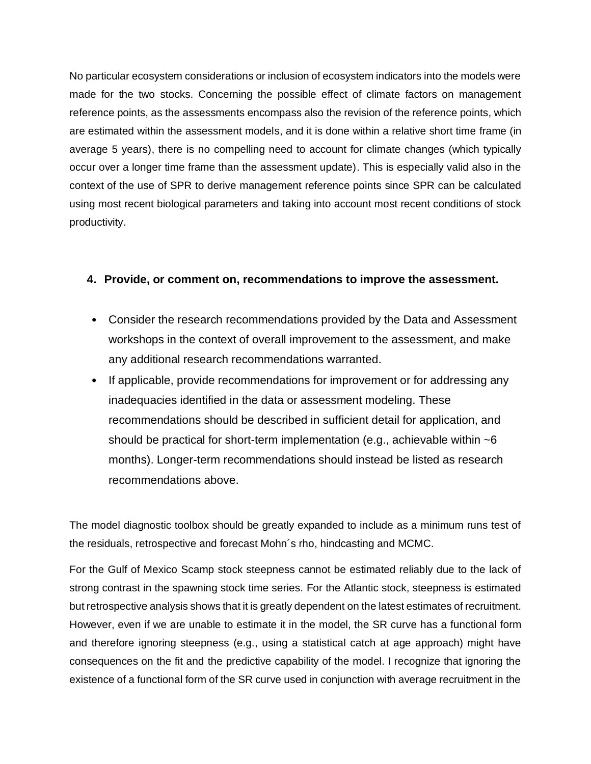No particular ecosystem considerations or inclusion of ecosystem indicators into the models were made for the two stocks. Concerning the possible effect of climate factors on management reference points, as the assessments encompass also the revision of the reference points, which are estimated within the assessment models, and it is done within a relative short time frame (in average 5 years), there is no compelling need to account for climate changes (which typically occur over a longer time frame than the assessment update). This is especially valid also in the context of the use of SPR to derive management reference points since SPR can be calculated using most recent biological parameters and taking into account most recent conditions of stock productivity.

## 4. Provide, or comment on, recommendations to improve the assessment.

- Consider the research recommendations provided by the Data and Assessment workshops in the context of overall improvement to the assessment, and make any additional research recommendations warranted.
- If applicable, provide recommendations for improvement or for addressing any inadequacies identified in the data or assessment modeling. These recommendations should be described in sufficient detail for application, and should be practical for short-term implementation (e.g., achievable within ~6 months). Longer-term recommendations should instead be listed as research recommendations above.

The model diagnostic toolbox should be greatly expanded to include as a minimum runs test of the residuals, retrospective and forecast Mohn´s rho, hindcasting and MCMC.

For the Gulf of Mexico Scamp stock steepness cannot be estimated reliably due to the lack of strong contrast in the spawning stock time series. For the Atlantic stock, steepness is estimated but retrospective analysis shows that it is greatly dependent on the latest estimates of recruitment. However, even if we are unable to estimate it in the model, the SR curve has a functional form and therefore ignoring steepness (e.g., using a statistical catch at age approach) might have consequences on the fit and the predictive capability of the model. I recognize that ignoring the existence of a functional form of the SR curve used in conjunction with average recruitment in the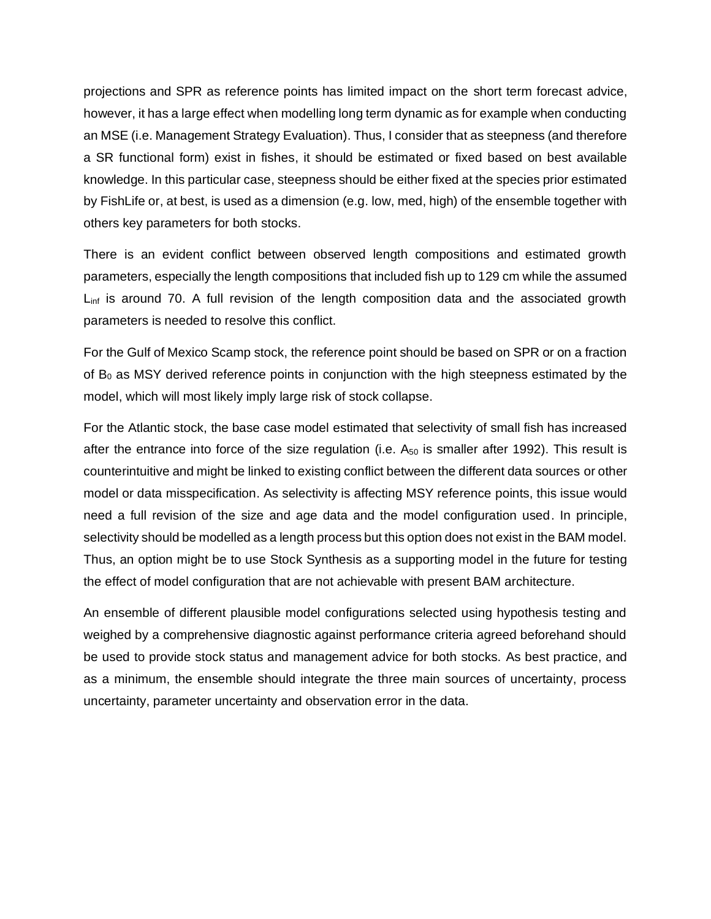projections and SPR as reference points has limited impact on the short term forecast advice, however, it has a large effect when modelling long term dynamic as for example when conducting an MSE (i.e. Management Strategy Evaluation). Thus, I consider that as steepness (and therefore a SR functional form) exist in fishes, it should be estimated or fixed based on best available knowledge. In this particular case, steepness should be either fixed at the species prior estimated by FishLife or, at best, is used as a dimension (e.g. low, med, high) of the ensemble together with others key parameters for both stocks.

There is an evident conflict between observed length compositions and estimated growth parameters, especially the length compositions that included fish up to 129 cm while the assumed $L_{inf}$ is around 70. A full revision of the length composition data and the associated growth parameters is needed to resolve this conflict.

For the Gulf of Mexico Scamp stock, the reference point should be based on SPR or on a fraction of $B_0$ as MSY derived reference points in conjunction with the high steepness estimated by the model, which will most likely imply large risk of stock collapse.

For the Atlantic stock, the base case model estimated that selectivity of small fish has increased after the entrance into force of the size regulation (i.e. $A_{50}$ is smaller after 1992). This result is counterintuitive and might be linked to existing conflict between the different data sources or other model or data misspecification. As selectivity is affecting MSY reference points, this issue would need a full revision of the size and age data and the model configuration used. In principle, selectivity should be modelled as a length process but this option does not exist in the BAM model. Thus, an option might be to use Stock Synthesis as a supporting model in the future for testing the effect of model configuration that are not achievable with present BAM architecture.

An ensemble of different plausible model configurations selected using hypothesis testing and weighed by a comprehensive diagnostic against performance criteria agreed beforehand should be used to provide stock status and management advice for both stocks. As best practice, and as a minimum, the ensemble should integrate the three main sources of uncertainty, process uncertainty, parameter uncertainty and observation error in the data.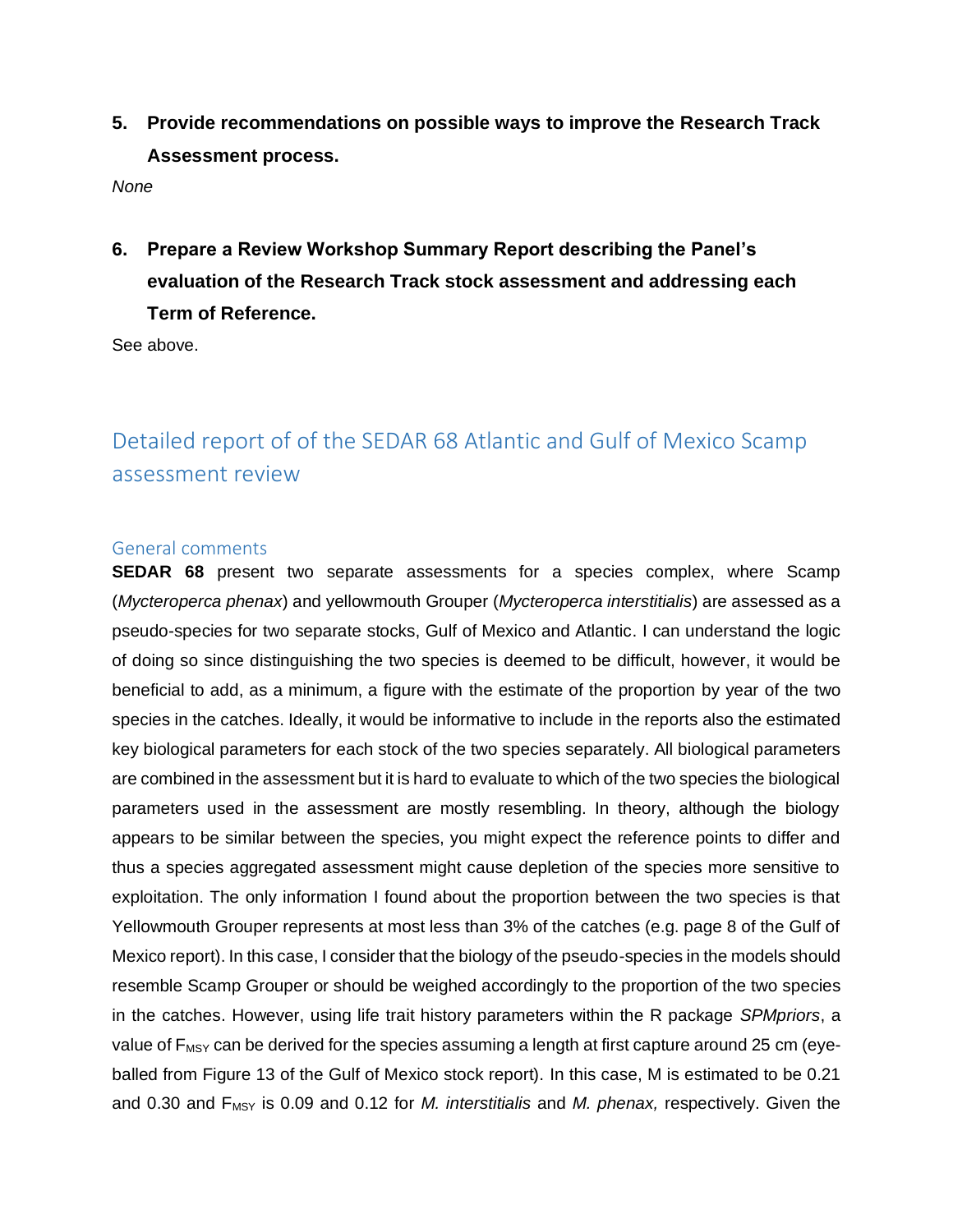5. **Provide recommendations on possible ways to improve the Research Track Assessment process.**

*None*

6. **Prepare a Review Workshop Summary Report describing the Panel's evaluation of the Research Track stock assessment and addressing each Term of Reference.**

See above.

## Detailed report of of the SEDAR 68 Atlantic and Gulf of Mexico Scamp assessment review

### General comments

**SEDAR 68** present two separate assessments for a species complex, where Scamp (*Mycteroperca phenax*) and yellowmouth Grouper (*Mycteroperca interstitialis*) are assessed as a pseudo-species for two separate stocks, Gulf of Mexico and Atlantic. I can understand the logic of doing so since distinguishing the two species is deemed to be difficult, however, it would be beneficial to add, as a minimum, a figure with the estimate of the proportion by year of the two species in the catches. Ideally, it would be informative to include in the reports also the estimated key biological parameters for each stock of the two species separately. All biological parameters are combined in the assessment but it is hard to evaluate to which of the two species the biological parameters used in the assessment are mostly resembling. In theory, although the biology appears to be similar between the species, you might expect the reference points to differ and thus a species aggregated assessment might cause depletion of the species more sensitive to exploitation. The only information I found about the proportion between the two species is that Yellowmouth Grouper represents at most less than 3% of the catches (e.g. page 8 of the Gulf of Mexico report). In this case, I consider that the biology of the pseudo-species in the models should resemble Scamp Grouper or should be weighed accordingly to the proportion of the two species in the catches. However, using life trait history parameters within the R package *SPMpriors*, a value of $F_{MSY}$ can be derived for the species assuming a length at first capture around 25 cm (eye-balled from Figure 13 of the Gulf of Mexico stock report). In this case, M is estimated to be 0.21 and 0.30 and $F_{MSY}$ is 0.09 and 0.12 for *M. interstitialis* and *M. phenax,* respectively. Given the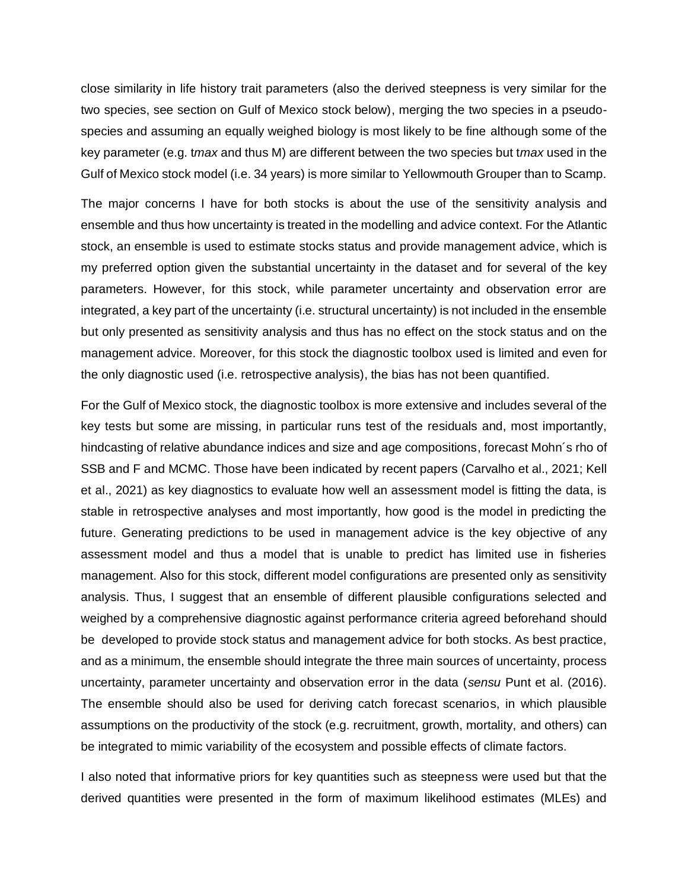close similarity in life history trait parameters (also the derived steepness is very similar for the two species, see section on Gulf of Mexico stock below), merging the two species in a pseudo-species and assuming an equally weighed biology is most likely to be fine although some of the key parameter (e.g. t*max* and thus M) are different between the two species but t*max* used in the Gulf of Mexico stock model (i.e. 34 years) is more similar to Yellowmouth Grouper than to Scamp.

The major concerns I have for both stocks is about the use of the sensitivity analysis and ensemble and thus how uncertainty is treated in the modelling and advice context. For the Atlantic stock, an ensemble is used to estimate stocks status and provide management advice, which is my preferred option given the substantial uncertainty in the dataset and for several of the key parameters. However, for this stock, while parameter uncertainty and observation error are integrated, a key part of the uncertainty (i.e. structural uncertainty) is not included in the ensemble but only presented as sensitivity analysis and thus has no effect on the stock status and on the management advice. Moreover, for this stock the diagnostic toolbox used is limited and even for the only diagnostic used (i.e. retrospective analysis), the bias has not been quantified.

For the Gulf of Mexico stock, the diagnostic toolbox is more extensive and includes several of the key tests but some are missing, in particular runs test of the residuals and, most importantly, hindcasting of relative abundance indices and size and age compositions, forecast Mohn´s rho of SSB and F and MCMC. Those have been indicated by recent papers (Carvalho et al., 2021; Kell et al., 2021) as key diagnostics to evaluate how well an assessment model is fitting the data, is stable in retrospective analyses and most importantly, how good is the model in predicting the future. Generating predictions to be used in management advice is the key objective of any assessment model and thus a model that is unable to predict has limited use in fisheries management. Also for this stock, different model configurations are presented only as sensitivity analysis. Thus, I suggest that an ensemble of different plausible configurations selected and weighed by a comprehensive diagnostic against performance criteria agreed beforehand should be developed to provide stock status and management advice for both stocks. As best practice, and as a minimum, the ensemble should integrate the three main sources of uncertainty, process uncertainty, parameter uncertainty and observation error in the data (*sensu* Punt et al. (2016). The ensemble should also be used for deriving catch forecast scenarios, in which plausible assumptions on the productivity of the stock (e.g. recruitment, growth, mortality, and others) can be integrated to mimic variability of the ecosystem and possible effects of climate factors.

I also noted that informative priors for key quantities such as steepness were used but that the derived quantities were presented in the form of maximum likelihood estimates (MLEs) and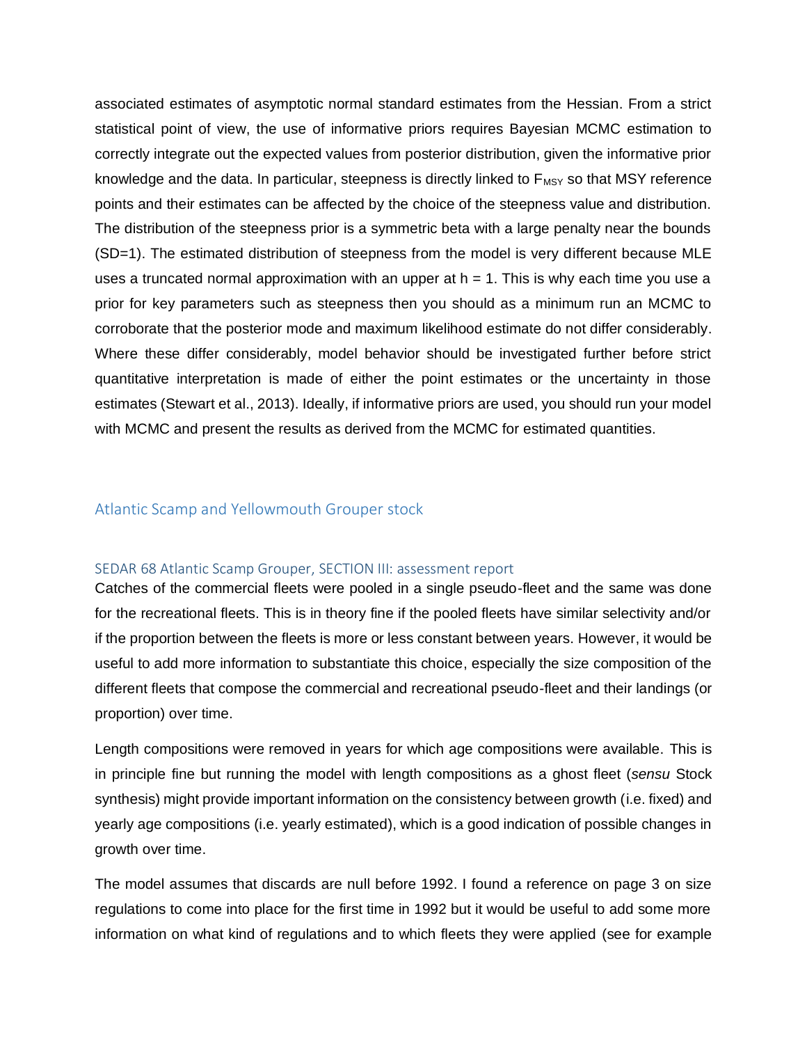associated estimates of asymptotic normal standard estimates from the Hessian. From a strict statistical point of view, the use of informative priors requires Bayesian MCMC estimation to correctly integrate out the expected values from posterior distribution, given the informative prior knowledge and the data. In particular, steepness is directly linked to $F_{MSY}$ so that MSY reference points and their estimates can be affected by the choice of the steepness value and distribution. The distribution of the steepness prior is a symmetric beta with a large penalty near the bounds (SD=1). The estimated distribution of steepness from the model is very different because MLE uses a truncated normal approximation with an upper at $h = 1$. This is why each time you use a prior for key parameters such as steepness then you should as a minimum run an MCMC to corroborate that the posterior mode and maximum likelihood estimate do not differ considerably. Where these differ considerably, model behavior should be investigated further before strict quantitative interpretation is made of either the point estimates or the uncertainty in those estimates (Stewart et al., 2013). Ideally, if informative priors are used, you should run your model with MCMC and present the results as derived from the MCMC for estimated quantities.

## Atlantic Scamp and Yellowmouth Grouper stock

### SEDAR 68 Atlantic Scamp Grouper, SECTION III: assessment report

Catches of the commercial fleets were pooled in a single pseudo-fleet and the same was done for the recreational fleets. This is in theory fine if the pooled fleets have similar selectivity and/or if the proportion between the fleets is more or less constant between years. However, it would be useful to add more information to substantiate this choice, especially the size composition of the different fleets that compose the commercial and recreational pseudo-fleet and their landings (or proportion) over time.

Length compositions were removed in years for which age compositions were available. This is in principle fine but running the model with length compositions as a ghost fleet (*sensu* Stock synthesis) might provide important information on the consistency between growth (i.e. fixed) and yearly age compositions (i.e. yearly estimated), which is a good indication of possible changes in growth over time.

The model assumes that discards are null before 1992. I found a reference on page 3 on size regulations to come into place for the first time in 1992 but it would be useful to add some more information on what kind of regulations and to which fleets they were applied (see for example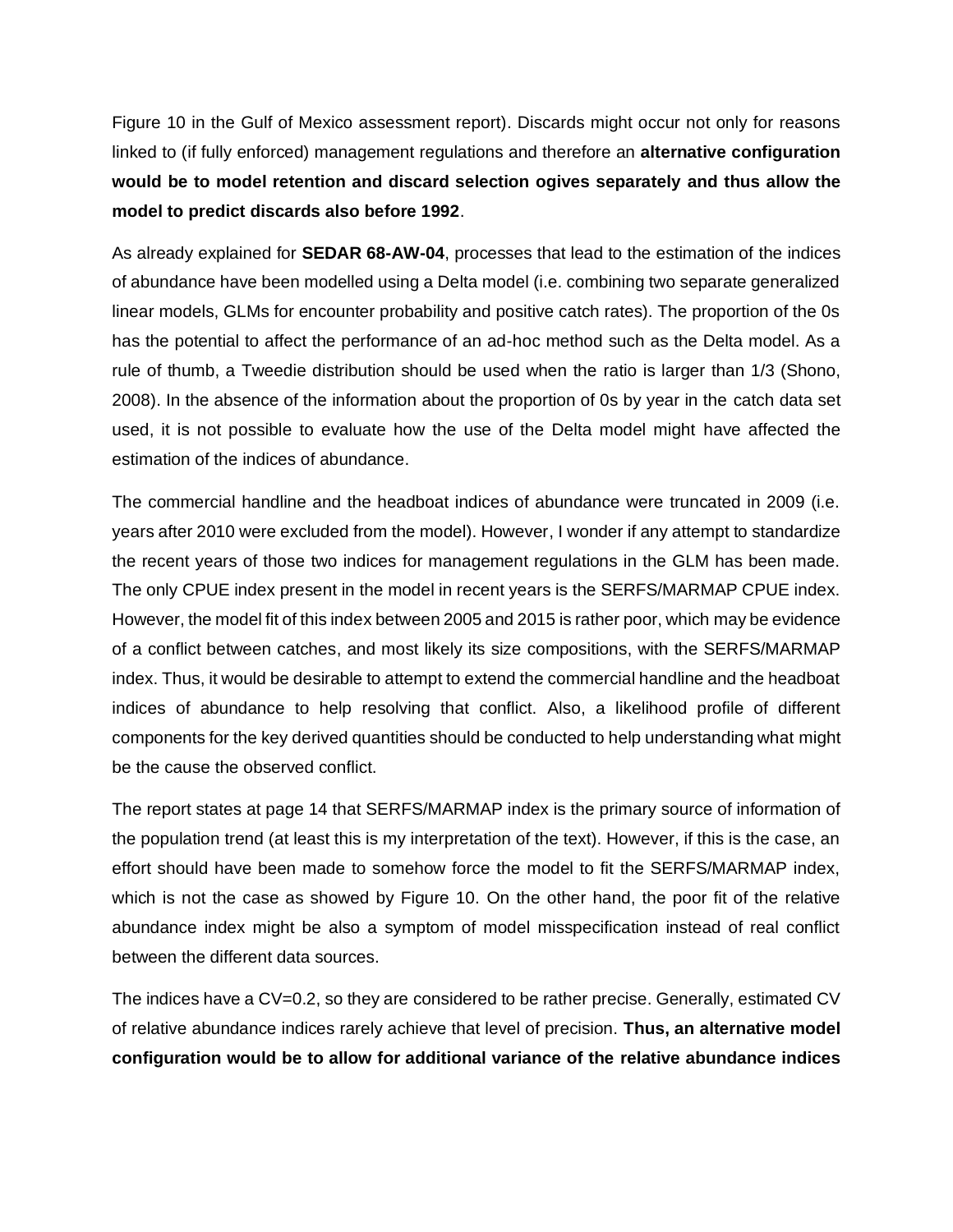Figure 10 in the Gulf of Mexico assessment report). Discards might occur not only for reasons linked to (if fully enforced) management regulations and therefore an **alternative configuration would be to model retention and discard selection ogives separately and thus allow the model to predict discards also before 1992**.

As already explained for **SEDAR 68-AW-04**, processes that lead to the estimation of the indices of abundance have been modelled using a Delta model (i.e. combining two separate generalized linear models, GLMs for encounter probability and positive catch rates). The proportion of the 0s has the potential to affect the performance of an ad-hoc method such as the Delta model. As a rule of thumb, a Tweedie distribution should be used when the ratio is larger than 1/3 (Shono, 2008). In the absence of the information about the proportion of 0s by year in the catch data set used, it is not possible to evaluate how the use of the Delta model might have affected the estimation of the indices of abundance.

The commercial handline and the headboat indices of abundance were truncated in 2009 (i.e. years after 2010 were excluded from the model). However, I wonder if any attempt to standardize the recent years of those two indices for management regulations in the GLM has been made. The only CPUE index present in the model in recent years is the SERFS/MARMAP CPUE index. However, the model fit of this index between 2005 and 2015 is rather poor, which may be evidence of a conflict between catches, and most likely its size compositions, with the SERFS/MARMAP index. Thus, it would be desirable to attempt to extend the commercial handline and the headboat indices of abundance to help resolving that conflict. Also, a likelihood profile of different components for the key derived quantities should be conducted to help understanding what might be the cause the observed conflict.

The report states at page 14 that SERFS/MARMAP index is the primary source of information of the population trend (at least this is my interpretation of the text). However, if this is the case, an effort should have been made to somehow force the model to fit the SERFS/MARMAP index, which is not the case as showed by Figure 10. On the other hand, the poor fit of the relative abundance index might be also a symptom of model misspecification instead of real conflict between the different data sources.

The indices have a CV=0.2, so they are considered to be rather precise. Generally, estimated CV of relative abundance indices rarely achieve that level of precision. **Thus, an alternative model configuration would be to allow for additional variance of the relative abundance indices**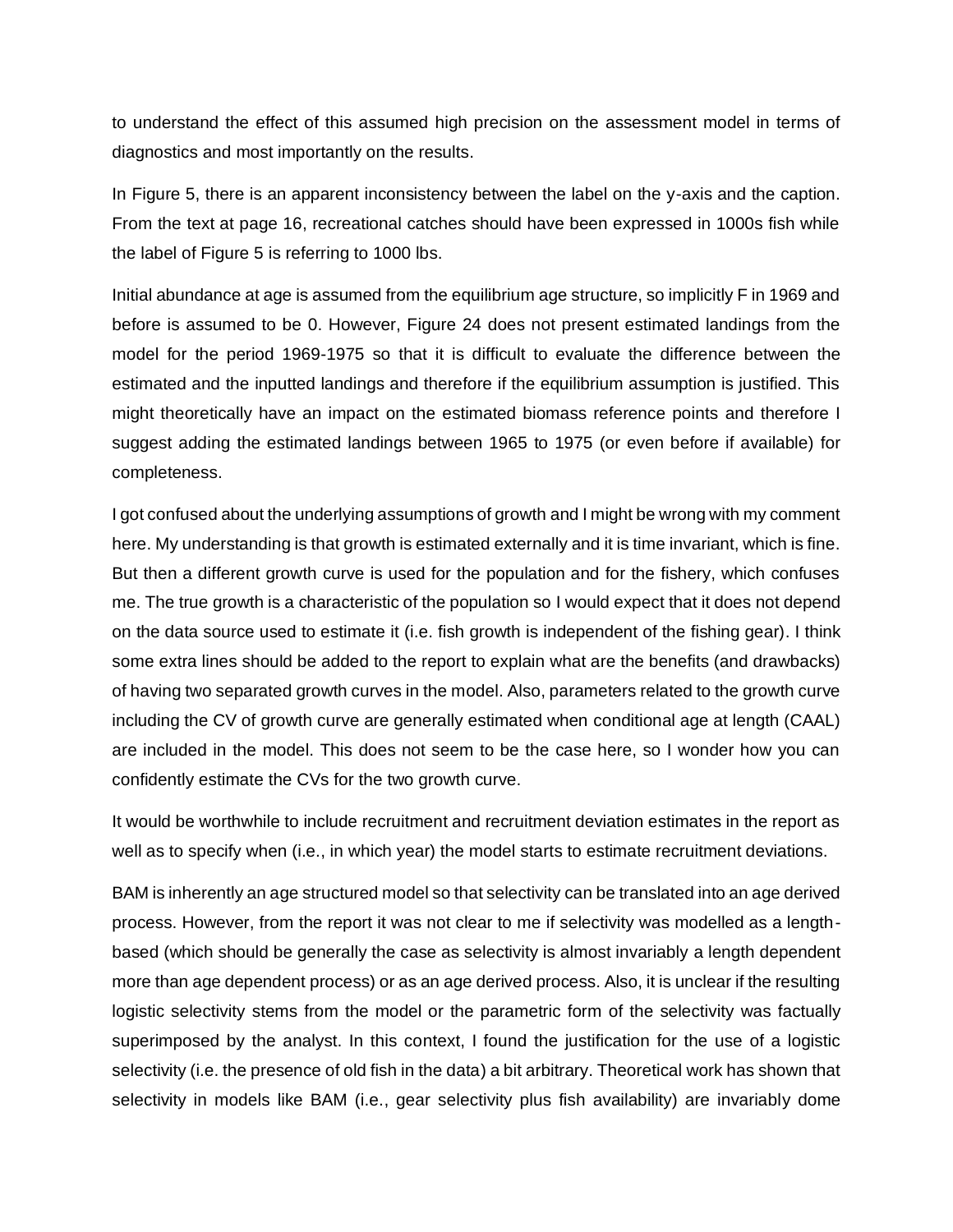to understand the effect of this assumed high precision on the assessment model in terms of diagnostics and most importantly on the results.

In Figure 5, there is an apparent inconsistency between the label on the y-axis and the caption. From the text at page 16, recreational catches should have been expressed in 1000s fish while the label of Figure 5 is referring to 1000 lbs.

Initial abundance at age is assumed from the equilibrium age structure, so implicitly F in 1969 and before is assumed to be 0. However, Figure 24 does not present estimated landings from the model for the period 1969-1975 so that it is difficult to evaluate the difference between the estimated and the inputted landings and therefore if the equilibrium assumption is justified. This might theoretically have an impact on the estimated biomass reference points and therefore I suggest adding the estimated landings between 1965 to 1975 (or even before if available) for completeness.

I got confused about the underlying assumptions of growth and I might be wrong with my comment here. My understanding is that growth is estimated externally and it is time invariant, which is fine. But then a different growth curve is used for the population and for the fishery, which confuses me. The true growth is a characteristic of the population so I would expect that it does not depend on the data source used to estimate it (i.e. fish growth is independent of the fishing gear). I think some extra lines should be added to the report to explain what are the benefits (and drawbacks) of having two separated growth curves in the model. Also, parameters related to the growth curve including the CV of growth curve are generally estimated when conditional age at length (CAAL) are included in the model. This does not seem to be the case here, so I wonder how you can confidently estimate the CVs for the two growth curve.

It would be worthwhile to include recruitment and recruitment deviation estimates in the report as well as to specify when (i.e., in which year) the model starts to estimate recruitment deviations.

BAM is inherently an age structured model so that selectivity can be translated into an age derived process. However, from the report it was not clear to me if selectivity was modelled as a length-based (which should be generally the case as selectivity is almost invariably a length dependent more than age dependent process) or as an age derived process. Also, it is unclear if the resulting logistic selectivity stems from the model or the parametric form of the selectivity was factually superimposed by the analyst. In this context, I found the justification for the use of a logistic selectivity (i.e. the presence of old fish in the data) a bit arbitrary. Theoretical work has shown that selectivity in models like BAM (i.e., gear selectivity plus fish availability) are invariably dome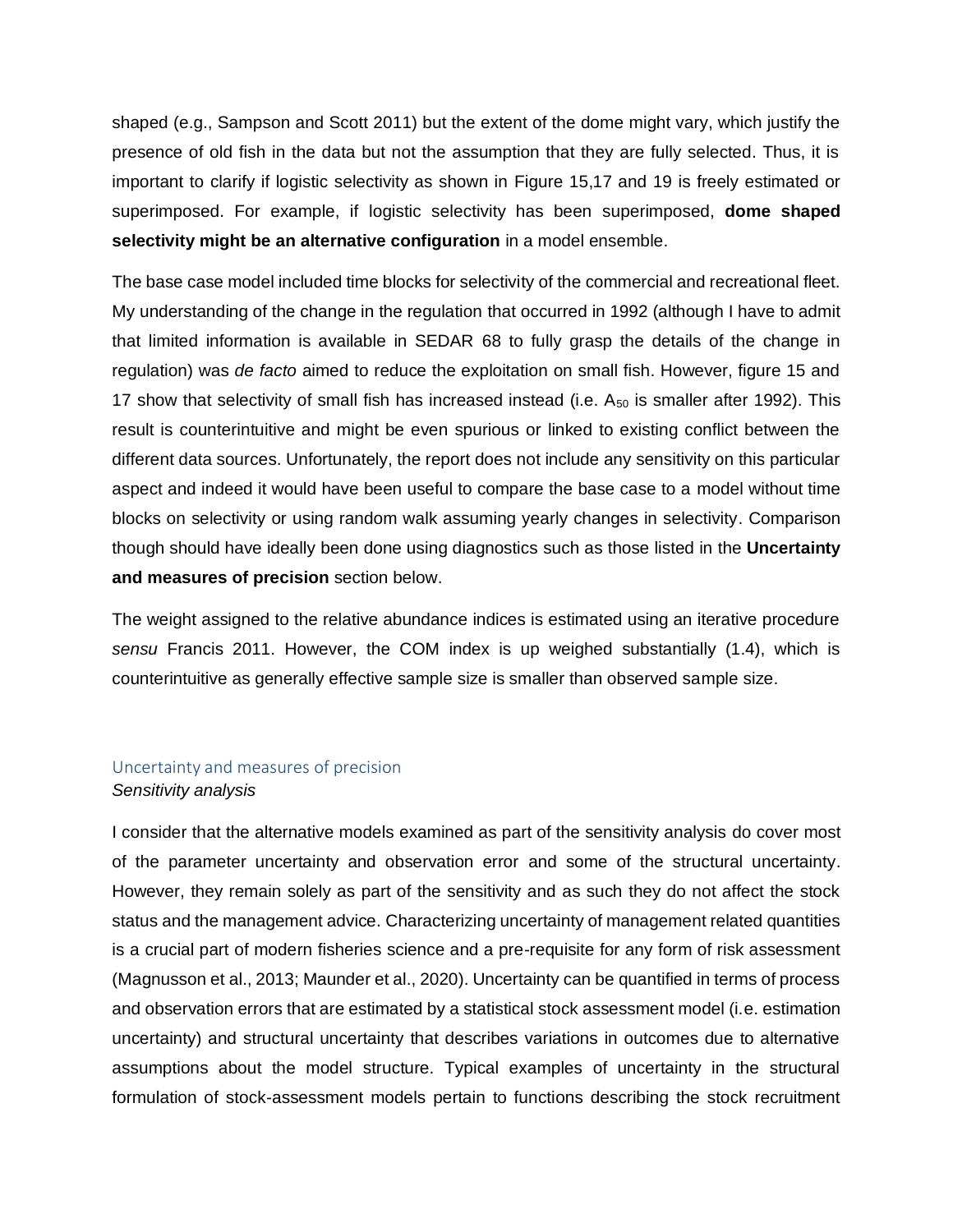shaped (e.g., Sampson and Scott 2011) but the extent of the dome might vary, which justify the presence of old fish in the data but not the assumption that they are fully selected. Thus, it is important to clarify if logistic selectivity as shown in Figure 15,17 and 19 is freely estimated or superimposed. For example, if logistic selectivity has been superimposed, **dome shaped selectivity might be an alternative configuration** in a model ensemble.

The base case model included time blocks for selectivity of the commercial and recreational fleet. My understanding of the change in the regulation that occurred in 1992 (although I have to admit that limited information is available in SEDAR 68 to fully grasp the details of the change in regulation) was *de facto* aimed to reduce the exploitation on small fish. However, figure 15 and 17 show that selectivity of small fish has increased instead (i.e. $A_{50}$ is smaller after 1992). This result is counterintuitive and might be even spurious or linked to existing conflict between the different data sources. Unfortunately, the report does not include any sensitivity on this particular aspect and indeed it would have been useful to compare the base case to a model without time blocks on selectivity or using random walk assuming yearly changes in selectivity. Comparison though should have ideally been done using diagnostics such as those listed in the **Uncertainty and measures of precision** section below.

The weight assigned to the relative abundance indices is estimated using an iterative procedure *sensu* Francis 2011. However, the COM index is up weighed substantially (1.4), which is counterintuitive as generally effective sample size is smaller than observed sample size.

## Uncertainty and measures of precision

### *Sensitivity analysis*

I consider that the alternative models examined as part of the sensitivity analysis do cover most of the parameter uncertainty and observation error and some of the structural uncertainty. However, they remain solely as part of the sensitivity and as such they do not affect the stock status and the management advice. Characterizing uncertainty of management related quantities is a crucial part of modern fisheries science and a pre-requisite for any form of risk assessment (Magnusson et al., 2013; Maunder et al., 2020). Uncertainty can be quantified in terms of process and observation errors that are estimated by a statistical stock assessment model (i.e. estimation uncertainty) and structural uncertainty that describes variations in outcomes due to alternative assumptions about the model structure. Typical examples of uncertainty in the structural formulation of stock-assessment models pertain to functions describing the stock recruitment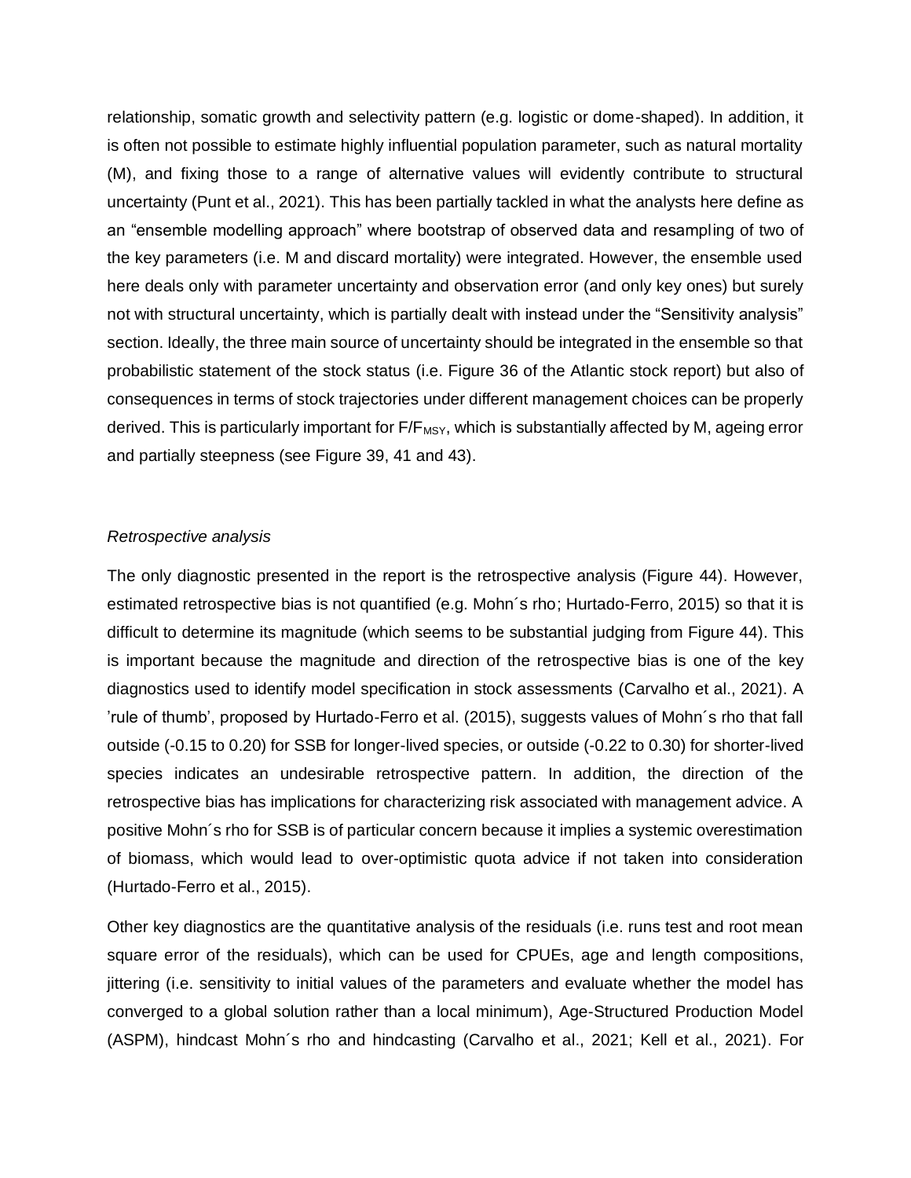relationship, somatic growth and selectivity pattern (e.g. logistic or dome-shaped). In addition, it is often not possible to estimate highly influential population parameter, such as natural mortality (M), and fixing those to a range of alternative values will evidently contribute to structural uncertainty (Punt et al., 2021). This has been partially tackled in what the analysts here define as an “ensemble modelling approach” where bootstrap of observed data and resampling of two of the key parameters (i.e. M and discard mortality) were integrated. However, the ensemble used here deals only with parameter uncertainty and observation error (and only key ones) but surely not with structural uncertainty, which is partially dealt with instead under the “Sensitivity analysis” section. Ideally, the three main source of uncertainty should be integrated in the ensemble so that probabilistic statement of the stock status (i.e. Figure 36 of the Atlantic stock report) but also of consequences in terms of stock trajectories under different management choices can be properly derived. This is particularly important for $F/F_{MSY}$, which is substantially affected by M, ageing error and partially steepness (see Figure 39, 41 and 43).

*Retrospective analysis*

The only diagnostic presented in the report is the retrospective analysis (Figure 44). However, estimated retrospective bias is not quantified (e.g. Mohn´s rho; Hurtado-Ferro, 2015) so that it is difficult to determine its magnitude (which seems to be substantial judging from Figure 44). This is important because the magnitude and direction of the retrospective bias is one of the key diagnostics used to identify model specification in stock assessments (Carvalho et al., 2021). A ’rule of thumb’, proposed by Hurtado-Ferro et al. (2015), suggests values of Mohn´s rho that fall outside (-0.15 to 0.20) for SSB for longer-lived species, or outside (-0.22 to 0.30) for shorter-lived species indicates an undesirable retrospective pattern. In addition, the direction of the retrospective bias has implications for characterizing risk associated with management advice. A positive Mohn´s rho for SSB is of particular concern because it implies a systemic overestimation of biomass, which would lead to over-optimistic quota advice if not taken into consideration (Hurtado-Ferro et al., 2015).

Other key diagnostics are the quantitative analysis of the residuals (i.e. runs test and root mean square error of the residuals), which can be used for CPUEs, age and length compositions, jittering (i.e. sensitivity to initial values of the parameters and evaluate whether the model has converged to a global solution rather than a local minimum), Age-Structured Production Model (ASPM), hindcast Mohn´s rho and hindcasting (Carvalho et al., 2021; Kell et al., 2021). For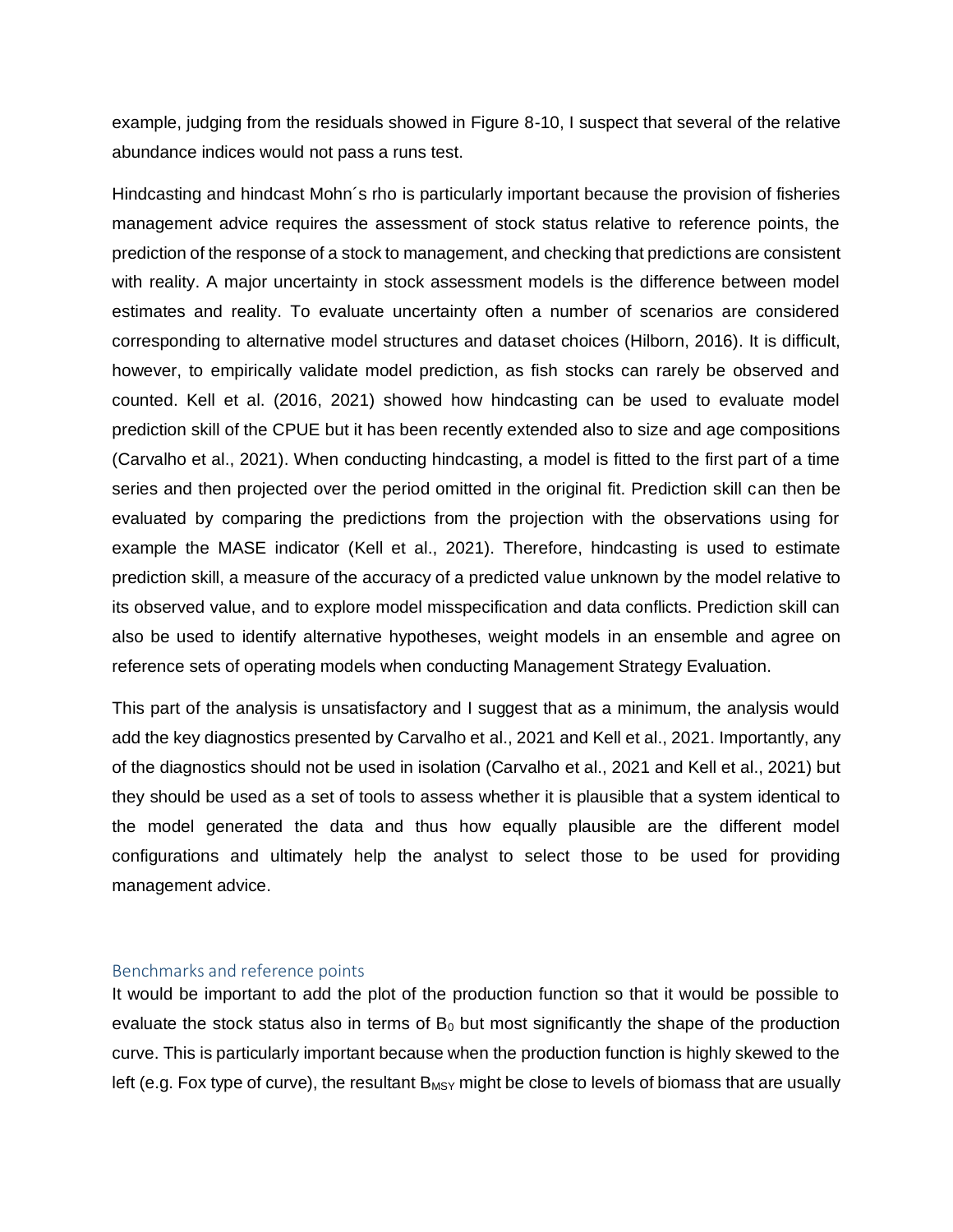example, judging from the residuals showed in Figure 8-10, I suspect that several of the relative abundance indices would not pass a runs test.

Hindcasting and hindcast Mohn´s rho is particularly important because the provision of fisheries management advice requires the assessment of stock status relative to reference points, the prediction of the response of a stock to management, and checking that predictions are consistent with reality. A major uncertainty in stock assessment models is the difference between model estimates and reality. To evaluate uncertainty often a number of scenarios are considered corresponding to alternative model structures and dataset choices (Hilborn, 2016). It is difficult, however, to empirically validate model prediction, as fish stocks can rarely be observed and counted. Kell et al. (2016, 2021) showed how hindcasting can be used to evaluate model prediction skill of the CPUE but it has been recently extended also to size and age compositions (Carvalho et al., 2021). When conducting hindcasting, a model is fitted to the first part of a time series and then projected over the period omitted in the original fit. Prediction skill can then be evaluated by comparing the predictions from the projection with the observations using for example the MASE indicator (Kell et al., 2021). Therefore, hindcasting is used to estimate prediction skill, a measure of the accuracy of a predicted value unknown by the model relative to its observed value, and to explore model misspecification and data conflicts. Prediction skill can also be used to identify alternative hypotheses, weight models in an ensemble and agree on reference sets of operating models when conducting Management Strategy Evaluation.

This part of the analysis is unsatisfactory and I suggest that as a minimum, the analysis would add the key diagnostics presented by Carvalho et al., 2021 and Kell et al., 2021. Importantly, any of the diagnostics should not be used in isolation (Carvalho et al., 2021 and Kell et al., 2021) but they should be used as a set of tools to assess whether it is plausible that a system identical to the model generated the data and thus how equally plausible are the different model configurations and ultimately help the analyst to select those to be used for providing management advice.

## Benchmarks and reference points

It would be important to add the plot of the production function so that it would be possible to evaluate the stock status also in terms of $B_0$ but most significantly the shape of the production curve. This is particularly important because when the production function is highly skewed to the left (e.g. Fox type of curve), the resultant $B_{MSY}$ might be close to levels of biomass that are usually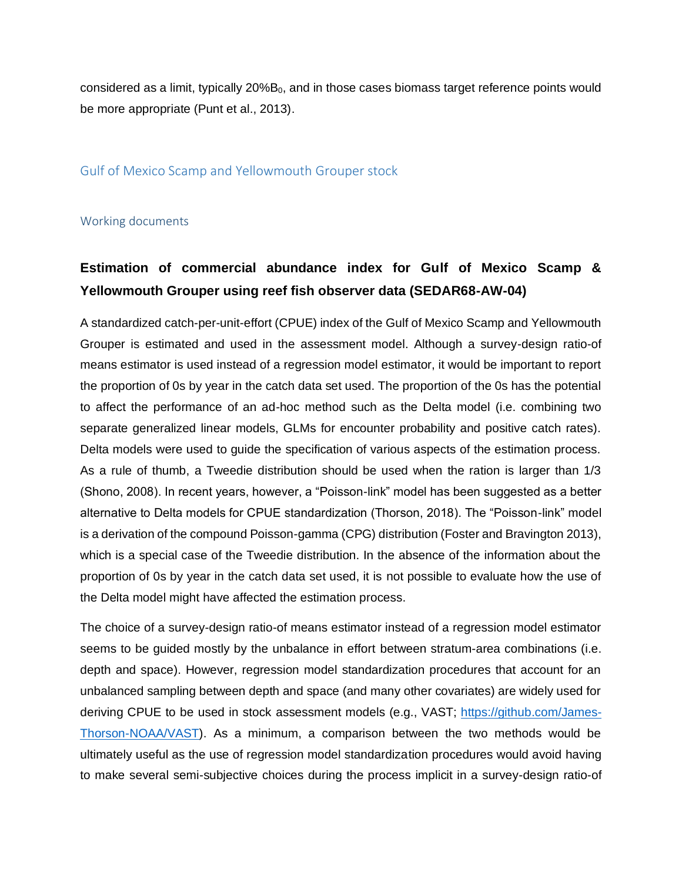considered as a limit, typically 20% $B_0$, and in those cases biomass target reference points would be more appropriate (Punt et al., 2013).

## Gulf of Mexico Scamp and Yellowmouth Grouper stock

### Working documents

#### Estimation of commercial abundance index for Gulf of Mexico Scamp & Yellowmouth Grouper using reef fish observer data (SEDAR68-AW-04)

A standardized catch-per-unit-effort (CPUE) index of the Gulf of Mexico Scamp and Yellowmouth Grouper is estimated and used in the assessment model. Although a survey-design ratio-of means estimator is used instead of a regression model estimator, it would be important to report the proportion of 0s by year in the catch data set used. The proportion of the 0s has the potential to affect the performance of an ad-hoc method such as the Delta model (i.e. combining two separate generalized linear models, GLMs for encounter probability and positive catch rates). Delta models were used to guide the specification of various aspects of the estimation process. As a rule of thumb, a Tweedie distribution should be used when the ration is larger than 1/3 (Shono, 2008). In recent years, however, a "Poisson-link" model has been suggested as a better alternative to Delta models for CPUE standardization (Thorson, 2018). The "Poisson-link" model is a derivation of the compound Poisson-gamma (CPG) distribution (Foster and Bravington 2013), which is a special case of the Tweedie distribution. In the absence of the information about the proportion of 0s by year in the catch data set used, it is not possible to evaluate how the use of the Delta model might have affected the estimation process.

The choice of a survey-design ratio-of means estimator instead of a regression model estimator seems to be guided mostly by the unbalance in effort between stratum-area combinations (i.e. depth and space). However, regression model standardization procedures that account for an unbalanced sampling between depth and space (and many other covariates) are widely used for deriving CPUE to be used in stock assessment models (e.g., VAST; https://github.com/James-Thorson-NOAA/VAST). As a minimum, a comparison between the two methods would be ultimately useful as the use of regression model standardization procedures would avoid having to make several semi-subjective choices during the process implicit in a survey-design ratio-of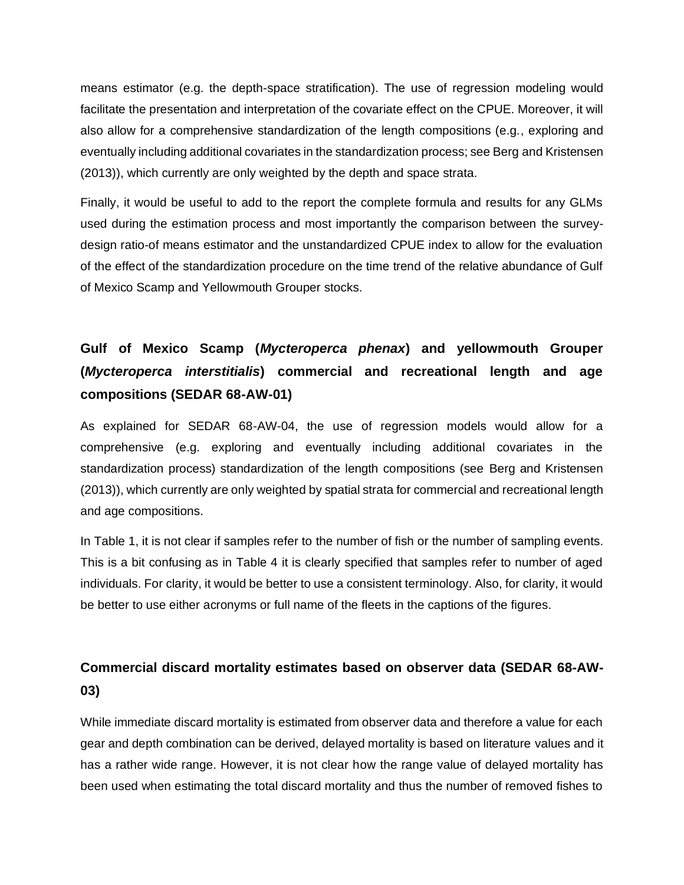means estimator (e.g. the depth-space stratification). The use of regression modeling would facilitate the presentation and interpretation of the covariate effect on the CPUE. Moreover, it will also allow for a comprehensive standardization of the length compositions (e.g., exploring and eventually including additional covariates in the standardization process; see Berg and Kristensen (2013)), which currently are only weighted by the depth and space strata.

Finally, it would be useful to add to the report the complete formula and results for any GLMs used during the estimation process and most importantly the comparison between the survey-design ratio-of means estimator and the unstandardized CPUE index to allow for the evaluation of the effect of the standardization procedure on the time trend of the relative abundance of Gulf of Mexico Scamp and Yellowmouth Grouper stocks.

## Gulf of Mexico Scamp (*Mycteroperca phenax*) and yellowmouth Grouper (*Mycteroperca interstitialis*) commercial and recreational length and age compositions (SEDAR 68-AW-01)

As explained for SEDAR 68-AW-04, the use of regression models would allow for a comprehensive (e.g. exploring and eventually including additional covariates in the standardization process) standardization of the length compositions (see Berg and Kristensen (2013)), which currently are only weighted by spatial strata for commercial and recreational length and age compositions.

In Table 1, it is not clear if samples refer to the number of fish or the number of sampling events. This is a bit confusing as in Table 4 it is clearly specified that samples refer to number of aged individuals. For clarity, it would be better to use a consistent terminology. Also, for clarity, it would be better to use either acronyms or full name of the fleets in the captions of the figures.

## Commercial discard mortality estimates based on observer data (SEDAR 68-AW-03)

While immediate discard mortality is estimated from observer data and therefore a value for each gear and depth combination can be derived, delayed mortality is based on literature values and it has a rather wide range. However, it is not clear how the range value of delayed mortality has been used when estimating the total discard mortality and thus the number of removed fishes to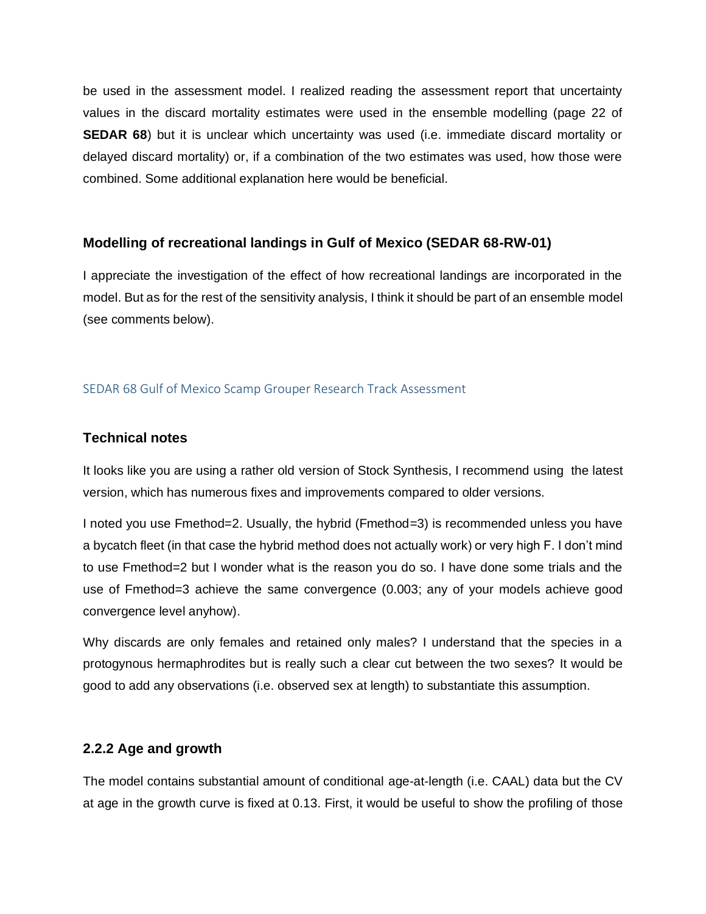be used in the assessment model. I realized reading the assessment report that uncertainty values in the discard mortality estimates were used in the ensemble modelling (page 22 of **SEDAR 68**) but it is unclear which uncertainty was used (i.e. immediate discard mortality or delayed discard mortality) or, if a combination of the two estimates was used, how those were combined. Some additional explanation here would be beneficial.

### Modelling of recreational landings in Gulf of Mexico (SEDAR 68-RW-01)

I appreciate the investigation of the effect of how recreational landings are incorporated in the model. But as for the rest of the sensitivity analysis, I think it should be part of an ensemble model (see comments below).

## SEDAR 68 Gulf of Mexico Scamp Grouper Research Track Assessment

### Technical notes

It looks like you are using a rather old version of Stock Synthesis, I recommend using the latest version, which has numerous fixes and improvements compared to older versions.

I noted you use Fmethod=2. Usually, the hybrid (Fmethod=3) is recommended unless you have a bycatch fleet (in that case the hybrid method does not actually work) or very high F. I don't mind to use Fmethod=2 but I wonder what is the reason you do so. I have done some trials and the use of Fmethod=3 achieve the same convergence (0.003; any of your models achieve good convergence level anyhow).

Why discards are only females and retained only males? I understand that the species in a protogynous hermaphrodites but is really such a clear cut between the two sexes? It would be good to add any observations (i.e. observed sex at length) to substantiate this assumption.

### 2.2.2 Age and growth

The model contains substantial amount of conditional age-at-length (i.e. CAAL) data but the CV at age in the growth curve is fixed at 0.13. First, it would be useful to show the profiling of those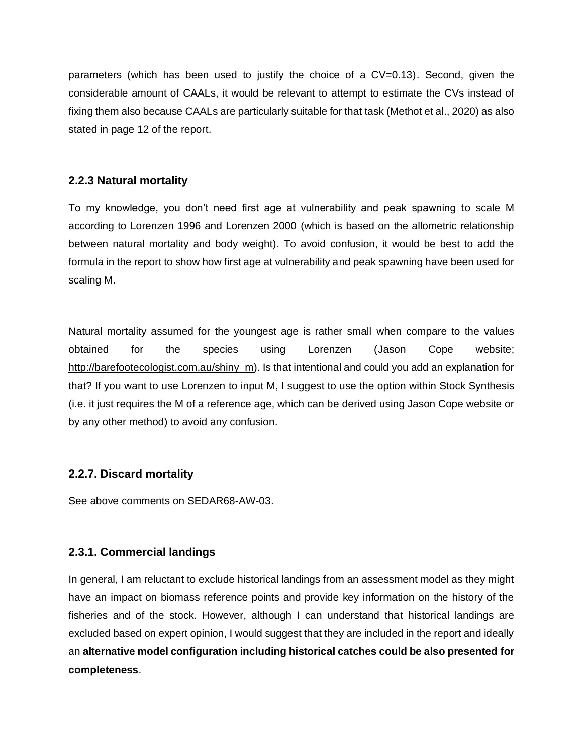parameters (which has been used to justify the choice of a CV=0.13). Second, given the considerable amount of CAALs, it would be relevant to attempt to estimate the CVs instead of fixing them also because CAALs are particularly suitable for that task (Methot et al., 2020) as also stated in page 12 of the report.

### 2.2.3 Natural mortality

To my knowledge, you don't need first age at vulnerability and peak spawning to scale M according to Lorenzen 1996 and Lorenzen 2000 (which is based on the allometric relationship between natural mortality and body weight). To avoid confusion, it would be best to add the formula in the report to show how first age at vulnerability and peak spawning have been used for scaling M.

Natural mortality assumed for the youngest age is rather small when compare to the values obtained for the species using Lorenzen (Jason Cope website; http://barefootecologist.com.au/shiny_m). Is that intentional and could you add an explanation for that? If you want to use Lorenzen to input M, I suggest to use the option within Stock Synthesis (i.e. it just requires the M of a reference age, which can be derived using Jason Cope website or by any other method) to avoid any confusion.

### 2.2.7. Discard mortality

See above comments on SEDAR68-AW-03.

### 2.3.1. Commercial landings

In general, I am reluctant to exclude historical landings from an assessment model as they might have an impact on biomass reference points and provide key information on the history of the fisheries and of the stock. However, although I can understand that historical landings are excluded based on expert opinion, I would suggest that they are included in the report and ideally an **alternative model configuration including historical catches could be also presented for completeness**.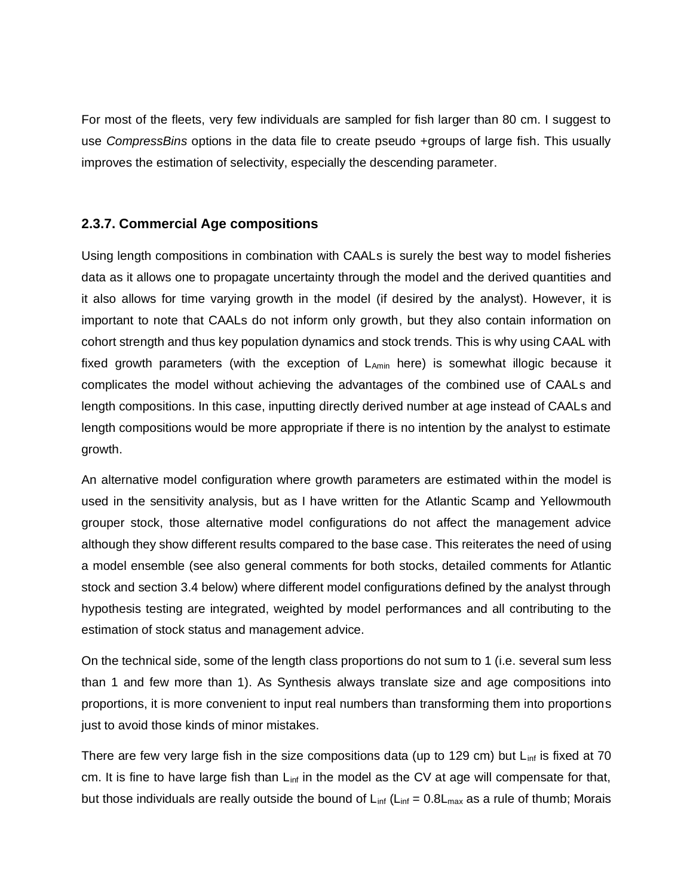For most of the fleets, very few individuals are sampled for fish larger than 80 cm. I suggest to use *CompressBins* options in the data file to create pseudo +groups of large fish. This usually improves the estimation of selectivity, especially the descending parameter.

### 2.3.7. Commercial Age compositions

Using length compositions in combination with CAALs is surely the best way to model fisheries data as it allows one to propagate uncertainty through the model and the derived quantities and it also allows for time varying growth in the model (if desired by the analyst). However, it is important to note that CAALs do not inform only growth, but they also contain information on cohort strength and thus key population dynamics and stock trends. This is why using CAAL with fixed growth parameters (with the exception of $L_{Amin}$ here) is somewhat illogic because it complicates the model without achieving the advantages of the combined use of CAALs and length compositions. In this case, inputting directly derived number at age instead of CAALs and length compositions would be more appropriate if there is no intention by the analyst to estimate growth.

An alternative model configuration where growth parameters are estimated within the model is used in the sensitivity analysis, but as I have written for the Atlantic Scamp and Yellowmouth grouper stock, those alternative model configurations do not affect the management advice although they show different results compared to the base case. This reiterates the need of using a model ensemble (see also general comments for both stocks, detailed comments for Atlantic stock and section 3.4 below) where different model configurations defined by the analyst through hypothesis testing are integrated, weighted by model performances and all contributing to the estimation of stock status and management advice.

On the technical side, some of the length class proportions do not sum to 1 (i.e. several sum less than 1 and few more than 1). As Synthesis always translate size and age compositions into proportions, it is more convenient to input real numbers than transforming them into proportions just to avoid those kinds of minor mistakes.

There are few very large fish in the size compositions data (up to 129 cm) but $L_{inf}$ is fixed at 70 cm. It is fine to have large fish than $L_{inf}$ in the model as the CV at age will compensate for that, but those individuals are really outside the bound of $L_{inf}$ ($L_{inf} = 0.8L_{max}$ as a rule of thumb; Morais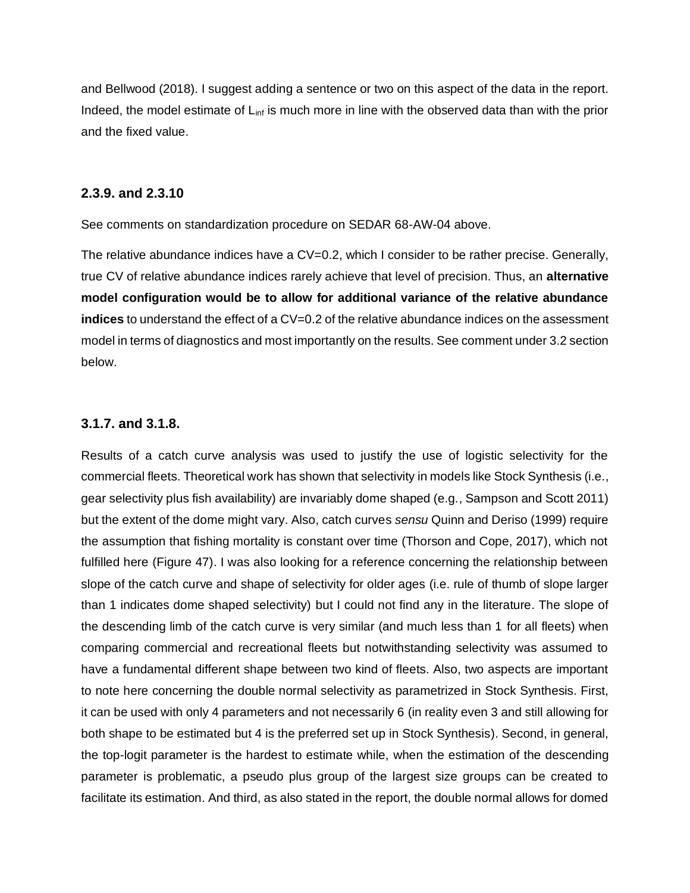and Bellwood (2018). I suggest adding a sentence or two on this aspect of the data in the report. Indeed, the model estimate of $L_{inf}$ is much more in line with the observed data than with the prior and the fixed value.

### 2.3.9. and 2.3.10

See comments on standardization procedure on SEDAR 68-AW-04 above.

The relative abundance indices have a CV=0.2, which I consider to be rather precise. Generally, true CV of relative abundance indices rarely achieve that level of precision. Thus, an **alternative model configuration would be to allow for additional variance of the relative abundance indices** to understand the effect of a CV=0.2 of the relative abundance indices on the assessment model in terms of diagnostics and most importantly on the results. See comment under 3.2 section below.

### 3.1.7. and 3.1.8.

Results of a catch curve analysis was used to justify the use of logistic selectivity for the commercial fleets. Theoretical work has shown that selectivity in models like Stock Synthesis (i.e., gear selectivity plus fish availability) are invariably dome shaped (e.g., Sampson and Scott 2011) but the extent of the dome might vary. Also, catch curves *sensu* Quinn and Deriso (1999) require the assumption that fishing mortality is constant over time (Thorson and Cope, 2017), which not fulfilled here (Figure 47). I was also looking for a reference concerning the relationship between slope of the catch curve and shape of selectivity for older ages (i.e. rule of thumb of slope larger than 1 indicates dome shaped selectivity) but I could not find any in the literature. The slope of the descending limb of the catch curve is very similar (and much less than 1 for all fleets) when comparing commercial and recreational fleets but notwithstanding selectivity was assumed to have a fundamental different shape between two kind of fleets. Also, two aspects are important to note here concerning the double normal selectivity as parametrized in Stock Synthesis. First, it can be used with only 4 parameters and not necessarily 6 (in reality even 3 and still allowing for both shape to be estimated but 4 is the preferred set up in Stock Synthesis). Second, in general, the top-logit parameter is the hardest to estimate while, when the estimation of the descending parameter is problematic, a pseudo plus group of the largest size groups can be created to facilitate its estimation. And third, as also stated in the report, the double normal allows for domed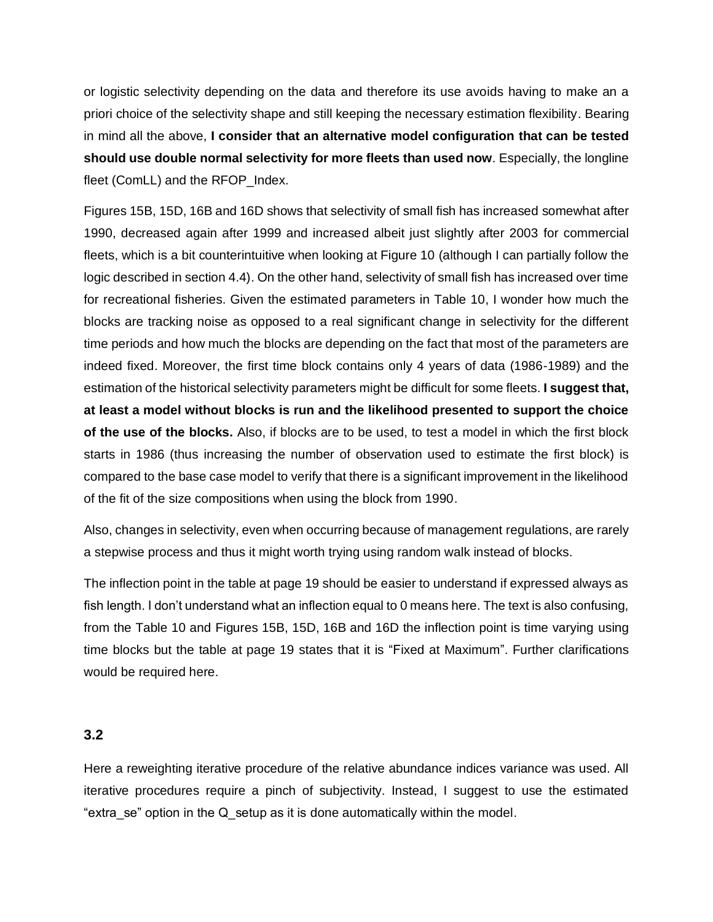or logistic selectivity depending on the data and therefore its use avoids having to make an a priori choice of the selectivity shape and still keeping the necessary estimation flexibility. Bearing in mind all the above, **I consider that an alternative model configuration that can be tested should use double normal selectivity for more fleets than used now**. Especially, the longline fleet (ComLL) and the RFOP_Index.

Figures 15B, 15D, 16B and 16D shows that selectivity of small fish has increased somewhat after 1990, decreased again after 1999 and increased albeit just slightly after 2003 for commercial fleets, which is a bit counterintuitive when looking at Figure 10 (although I can partially follow the logic described in section 4.4). On the other hand, selectivity of small fish has increased over time for recreational fisheries. Given the estimated parameters in Table 10, I wonder how much the blocks are tracking noise as opposed to a real significant change in selectivity for the different time periods and how much the blocks are depending on the fact that most of the parameters are indeed fixed. Moreover, the first time block contains only 4 years of data (1986-1989) and the estimation of the historical selectivity parameters might be difficult for some fleets. **I suggest that, at least a model without blocks is run and the likelihood presented to support the choice of the use of the blocks.** Also, if blocks are to be used, to test a model in which the first block starts in 1986 (thus increasing the number of observation used to estimate the first block) is compared to the base case model to verify that there is a significant improvement in the likelihood of the fit of the size compositions when using the block from 1990.

Also, changes in selectivity, even when occurring because of management regulations, are rarely a stepwise process and thus it might worth trying using random walk instead of blocks.

The inflection point in the table at page 19 should be easier to understand if expressed always as fish length. I don't understand what an inflection equal to 0 means here. The text is also confusing, from the Table 10 and Figures 15B, 15D, 16B and 16D the inflection point is time varying using time blocks but the table at page 19 states that it is "Fixed at Maximum". Further clarifications would be required here.

### 3.2

Here a reweighting iterative procedure of the relative abundance indices variance was used. All iterative procedures require a pinch of subjectivity. Instead, I suggest to use the estimated "extra_se" option in the Q_setup as it is done automatically within the model.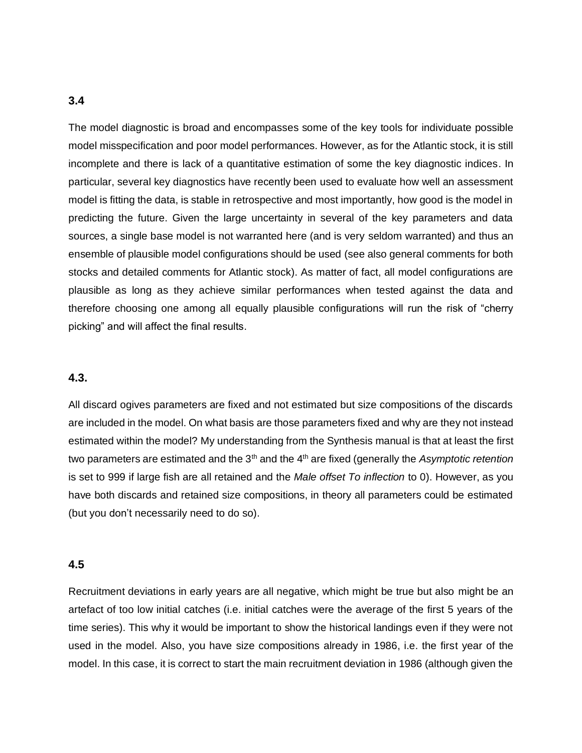### 3.4

The model diagnostic is broad and encompasses some of the key tools for individuate possible model misspecification and poor model performances. However, as for the Atlantic stock, it is still incomplete and there is lack of a quantitative estimation of some the key diagnostic indices. In particular, several key diagnostics have recently been used to evaluate how well an assessment model is fitting the data, is stable in retrospective and most importantly, how good is the model in predicting the future. Given the large uncertainty in several of the key parameters and data sources, a single base model is not warranted here (and is very seldom warranted) and thus an ensemble of plausible model configurations should be used (see also general comments for both stocks and detailed comments for Atlantic stock). As matter of fact, all model configurations are plausible as long as they achieve similar performances when tested against the data and therefore choosing one among all equally plausible configurations will run the risk of "cherry picking" and will affect the final results.

### 4.3.

All discard ogives parameters are fixed and not estimated but size compositions of the discards are included in the model. On what basis are those parameters fixed and why are they not instead estimated within the model? My understanding from the Synthesis manual is that at least the first two parameters are estimated and the 3rd and the 4th are fixed (generally the *Asymptotic retention* is set to 999 if large fish are all retained and the *Male offset To inflection* to 0). However, as you have both discards and retained size compositions, in theory all parameters could be estimated (but you don't necessarily need to do so).

### 4.5

Recruitment deviations in early years are all negative, which might be true but also might be an artefact of too low initial catches (i.e. initial catches were the average of the first 5 years of the time series). This why it would be important to show the historical landings even if they were not used in the model. Also, you have size compositions already in 1986, i.e. the first year of the model. In this case, it is correct to start the main recruitment deviation in 1986 (although given the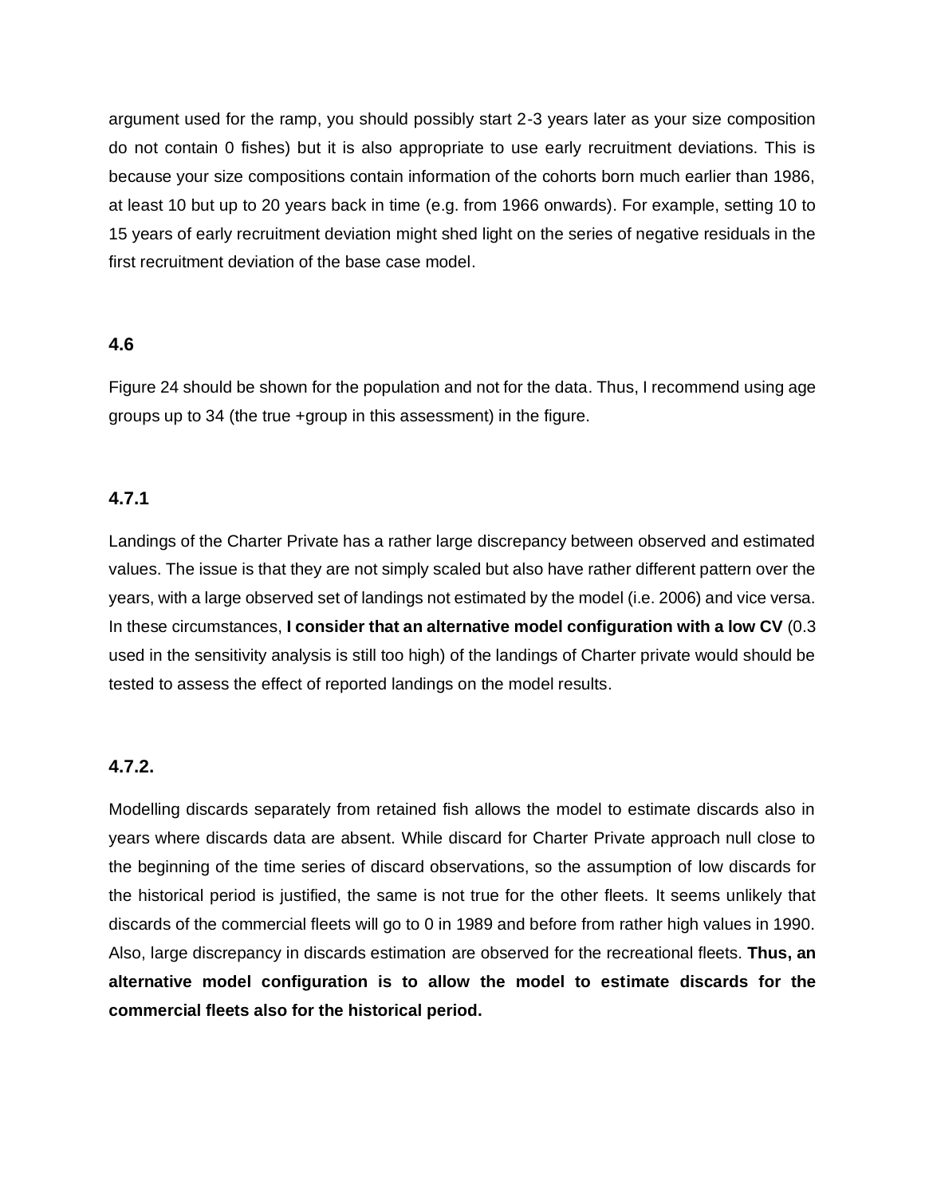argument used for the ramp, you should possibly start 2-3 years later as your size composition do not contain 0 fishes) but it is also appropriate to use early recruitment deviations. This is because your size compositions contain information of the cohorts born much earlier than 1986, at least 10 but up to 20 years back in time (e.g. from 1966 onwards). For example, setting 10 to 15 years of early recruitment deviation might shed light on the series of negative residuals in the first recruitment deviation of the base case model.

### 4.6

Figure 24 should be shown for the population and not for the data. Thus, I recommend using age groups up to 34 (the true +group in this assessment) in the figure.

### 4.7.1

Landings of the Charter Private has a rather large discrepancy between observed and estimated values. The issue is that they are not simply scaled but also have rather different pattern over the years, with a large observed set of landings not estimated by the model (i.e. 2006) and vice versa. In these circumstances, **I consider that an alternative model configuration with a low CV** (0.3 used in the sensitivity analysis is still too high) of the landings of Charter private would should be tested to assess the effect of reported landings on the model results.

### 4.7.2.

Modelling discards separately from retained fish allows the model to estimate discards also in years where discards data are absent. While discard for Charter Private approach null close to the beginning of the time series of discard observations, so the assumption of low discards for the historical period is justified, the same is not true for the other fleets. It seems unlikely that discards of the commercial fleets will go to 0 in 1989 and before from rather high values in 1990. Also, large discrepancy in discards estimation are observed for the recreational fleets. **Thus, an alternative model configuration is to allow the model to estimate discards for the commercial fleets also for the historical period.**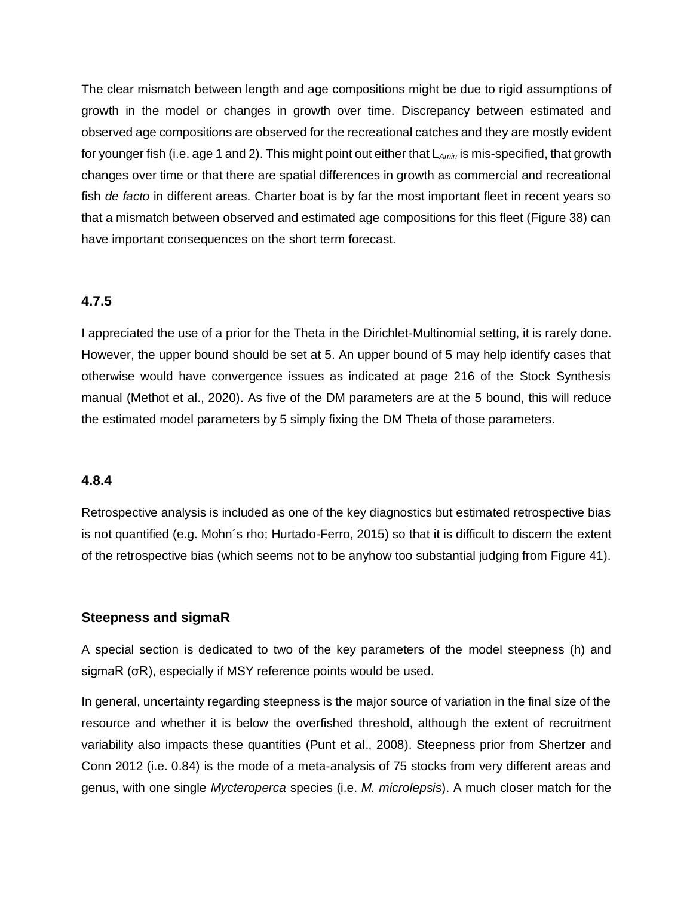The clear mismatch between length and age compositions might be due to rigid assumptions of growth in the model or changes in growth over time. Discrepancy between estimated and observed age compositions are observed for the recreational catches and they are mostly evident for younger fish (i.e. age 1 and 2). This might point out either that $L_{Amin}$ is mis-specified, that growth changes over time or that there are spatial differences in growth as commercial and recreational fish *de facto* in different areas. Charter boat is by far the most important fleet in recent years so that a mismatch between observed and estimated age compositions for this fleet (Figure 38) can have important consequences on the short term forecast.

### 4.7.5

I appreciated the use of a prior for the Theta in the Dirichlet-Multinomial setting, it is rarely done. However, the upper bound should be set at 5. An upper bound of 5 may help identify cases that otherwise would have convergence issues as indicated at page 216 of the Stock Synthesis manual (Methot et al., 2020). As five of the DM parameters are at the 5 bound, this will reduce the estimated model parameters by 5 simply fixing the DM Theta of those parameters.

### 4.8.4

Retrospective analysis is included as one of the key diagnostics but estimated retrospective bias is not quantified (e.g. Mohn´s rho; Hurtado-Ferro, 2015) so that it is difficult to discern the extent of the retrospective bias (which seems not to be anyhow too substantial judging from Figure 41).

### Steepness and sigmaR

A special section is dedicated to two of the key parameters of the model steepness (h) and sigmaR ($\sigma R$), especially if MSY reference points would be used.

In general, uncertainty regarding steepness is the major source of variation in the final size of the resource and whether it is below the overfished threshold, although the extent of recruitment variability also impacts these quantities (Punt et al., 2008). Steepness prior from Shertzer and Conn 2012 (i.e. 0.84) is the mode of a meta-analysis of 75 stocks from very different areas and genus, with one single *Mycteroperca* species (i.e. *M. microlepsis*). A much closer match for the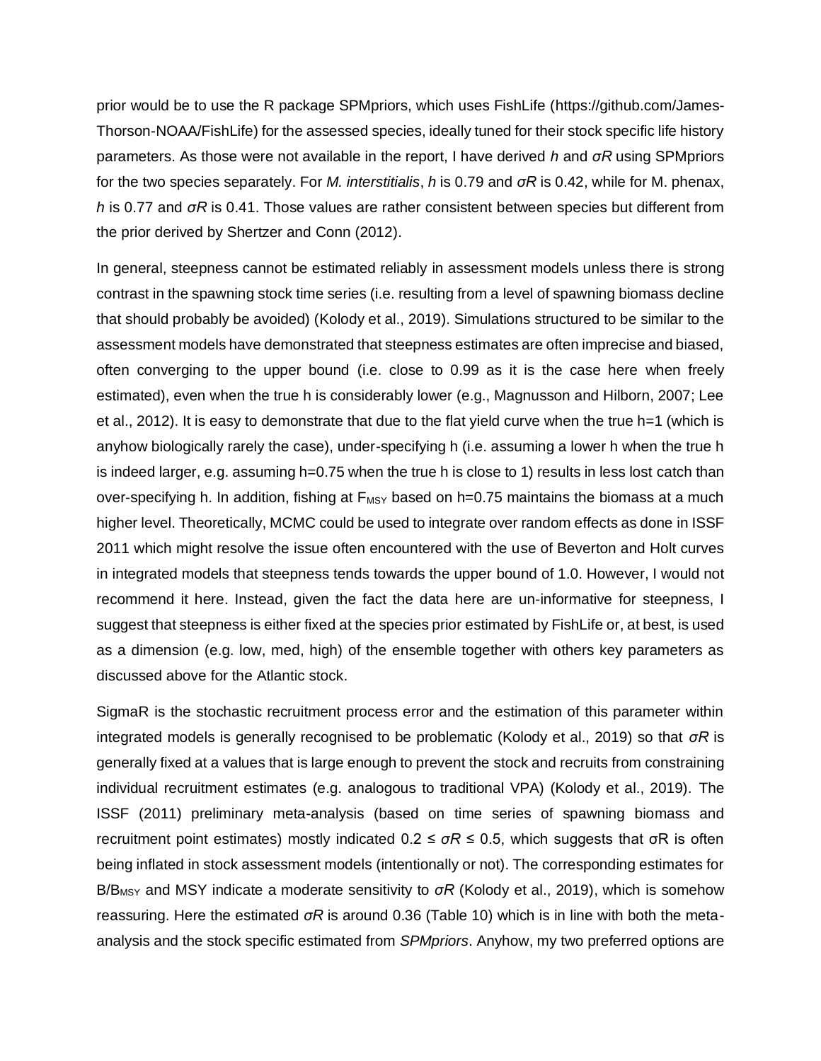prior would be to use the R package SPMpriors, which uses FishLife (https://github.com/James-Thorson-NOAA/FishLife) for the assessed species, ideally tuned for their stock specific life history parameters. As those were not available in the report, I have derived *h* and $\sigma R$ using SPMpriors for the two species separately. For *M. interstitialis*, *h* is 0.79 and $\sigma R$ is 0.42, while for M. phenax, *h* is 0.77 and $\sigma R$ is 0.41. Those values are rather consistent between species but different from the prior derived by Shertzer and Conn (2012).

In general, steepness cannot be estimated reliably in assessment models unless there is strong contrast in the spawning stock time series (i.e. resulting from a level of spawning biomass decline that should probably be avoided) (Kolody et al., 2019). Simulations structured to be similar to the assessment models have demonstrated that steepness estimates are often imprecise and biased, often converging to the upper bound (i.e. close to 0.99 as it is the case here when freely estimated), even when the true h is considerably lower (e.g., Magnusson and Hilborn, 2007; Lee et al., 2012). It is easy to demonstrate that due to the flat yield curve when the true h=1 (which is anyhow biologically rarely the case), under-specifying h (i.e. assuming a lower h when the true h is indeed larger, e.g. assuming h=0.75 when the true h is close to 1) results in less lost catch than over-specifying h. In addition, fishing at $F_{MSY}$ based on h=0.75 maintains the biomass at a much higher level. Theoretically, MCMC could be used to integrate over random effects as done in ISSF 2011 which might resolve the issue often encountered with the use of Beverton and Holt curves in integrated models that steepness tends towards the upper bound of 1.0. However, I would not recommend it here. Instead, given the fact the data here are un-informative for steepness, I suggest that steepness is either fixed at the species prior estimated by FishLife or, at best, is used as a dimension (e.g. low, med, high) of the ensemble together with others key parameters as discussed above for the Atlantic stock.

SigmaR is the stochastic recruitment process error and the estimation of this parameter within integrated models is generally recognised to be problematic (Kolody et al., 2019) so that $\sigma R$ is generally fixed at a values that is large enough to prevent the stock and recruits from constraining individual recruitment estimates (e.g. analogous to traditional VPA) (Kolody et al., 2019). The ISSF (2011) preliminary meta-analysis (based on time series of spawning biomass and recruitment point estimates) mostly indicated $0.2 \leq \sigma R \leq 0.5$, which suggests that $\sigma R$ is often being inflated in stock assessment models (intentionally or not). The corresponding estimates for $B/B_{MSY}$ and MSY indicate a moderate sensitivity to $\sigma R$ (Kolody et al., 2019), which is somehow reassuring. Here the estimated $\sigma R$ is around 0.36 (Table 10) which is in line with both the meta-analysis and the stock specific estimated from *SPMpriors*. Anyhow, my two preferred options are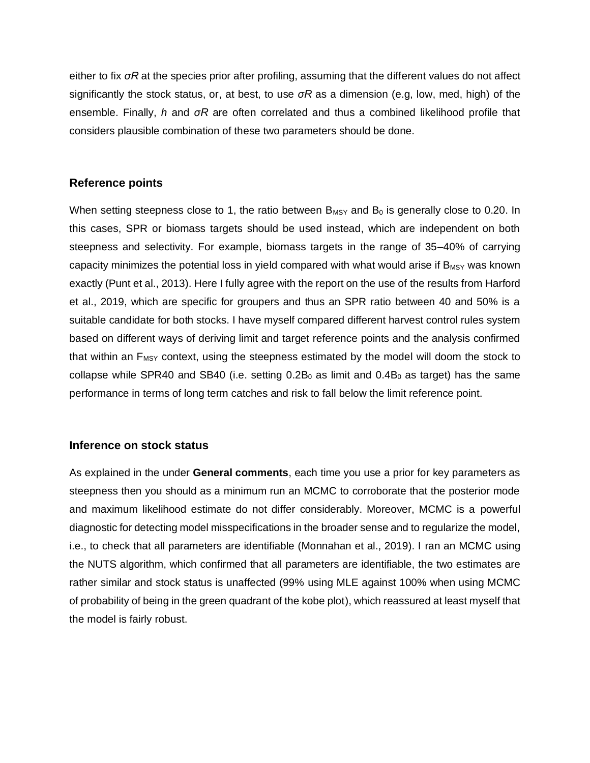either to fix $\sigma R$ at the species prior after profiling, assuming that the different values do not affect significantly the stock status, or, at best, to use $\sigma R$ as a dimension (e.g, low, med, high) of the ensemble. Finally, $h$ and $\sigma R$ are often correlated and thus a combined likelihood profile that considers plausible combination of these two parameters should be done.

### Reference points

When setting steepness close to 1, the ratio between $B_{MSY}$ and $B_0$ is generally close to 0.20. In this cases, SPR or biomass targets should be used instead, which are independent on both steepness and selectivity. For example, biomass targets in the range of 35–40% of carrying capacity minimizes the potential loss in yield compared with what would arise if $B_{MSY}$ was known exactly (Punt et al., 2013). Here I fully agree with the report on the use of the results from Harford et al., 2019, which are specific for groupers and thus an SPR ratio between 40 and 50% is a suitable candidate for both stocks. I have myself compared different harvest control rules system based on different ways of deriving limit and target reference points and the analysis confirmed that within an $F_{MSY}$ context, using the steepness estimated by the model will doom the stock to collapse while SPR40 and SB40 (i.e. setting $0.2B_0$ as limit and $0.4B_0$ as target) has the same performance in terms of long term catches and risk to fall below the limit reference point.

### Inference on stock status

As explained in the under **General comments**, each time you use a prior for key parameters as steepness then you should as a minimum run an MCMC to corroborate that the posterior mode and maximum likelihood estimate do not differ considerably. Moreover, MCMC is a powerful diagnostic for detecting model misspecifications in the broader sense and to regularize the model, i.e., to check that all parameters are identifiable (Monnahan et al., 2019). I ran an MCMC using the NUTS algorithm, which confirmed that all parameters are identifiable, the two estimates are rather similar and stock status is unaffected (99% using MLE against 100% when using MCMC of probability of being in the green quadrant of the kobe plot), which reassured at least myself that the model is fairly robust.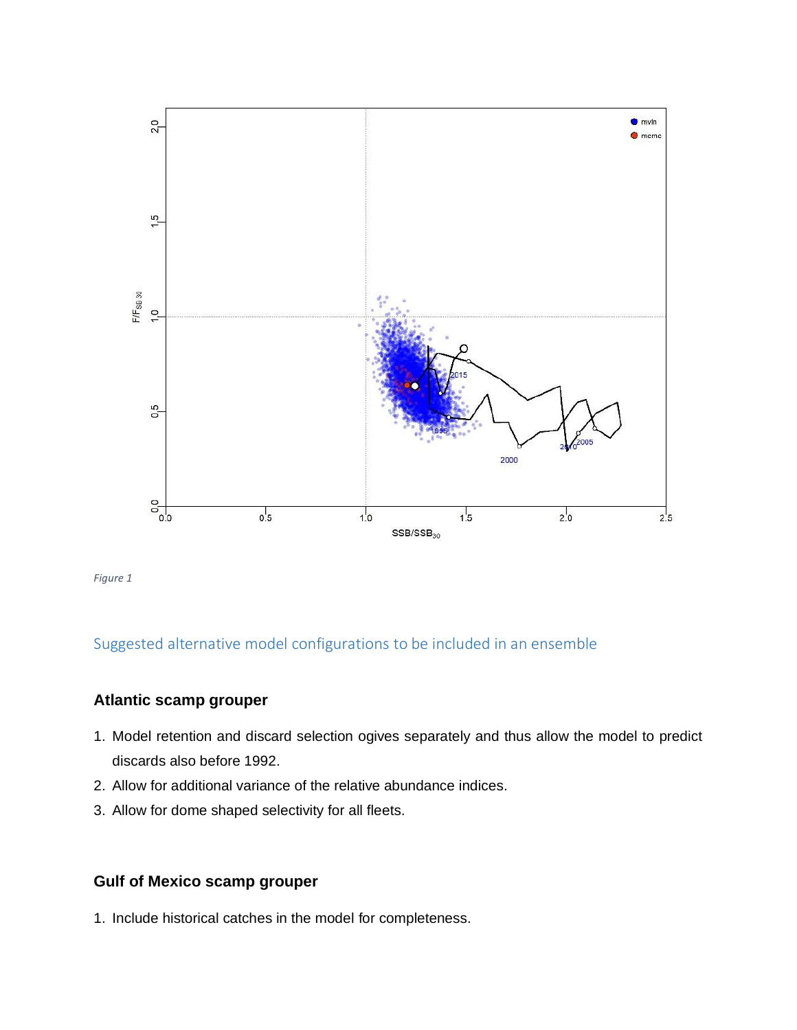*Figure 1*

## Suggested alternative model configurations to be included in an ensemble

### Atlantic scamp grouper

1. Model retention and discard selection ogives separately and thus allow the model to predict discards also before 1992.
2. Allow for additional variance of the relative abundance indices.
3. Allow for dome shaped selectivity for all fleets.

### Gulf of Mexico scamp grouper

1. Include historical catches in the model for completeness.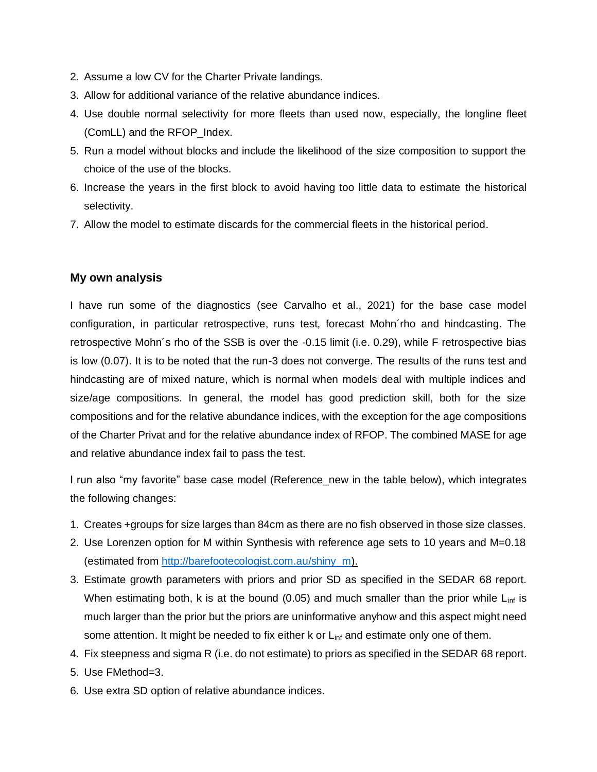2. Assume a low CV for the Charter Private landings.
3. Allow for additional variance of the relative abundance indices.
4. Use double normal selectivity for more fleets than used now, especially, the longline fleet (ComLL) and the RFOP_Index.
5. Run a model without blocks and include the likelihood of the size composition to support the choice of the use of the blocks.
6. Increase the years in the first block to avoid having too little data to estimate the historical selectivity.
7. Allow the model to estimate discards for the commercial fleets in the historical period.

### My own analysis

I have run some of the diagnostics (see Carvalho et al., 2021) for the base case model configuration, in particular retrospective, runs test, forecast Mohn´rho and hindcasting. The retrospective Mohn´s rho of the SSB is over the -0.15 limit (i.e. 0.29), while F retrospective bias is low (0.07). It is to be noted that the run-3 does not converge. The results of the runs test and hindcasting are of mixed nature, which is normal when models deal with multiple indices and size/age compositions. In general, the model has good prediction skill, both for the size compositions and for the relative abundance indices, with the exception for the age compositions of the Charter Privat and for the relative abundance index of RFOP. The combined MASE for age and relative abundance index fail to pass the test.

I run also "my favorite" base case model (Reference_new in the table below), which integrates the following changes:

1. Creates +groups for size larges than 84cm as there are no fish observed in those size classes.
2. Use Lorenzen option for M within Synthesis with reference age sets to 10 years and M=0.18 (estimated from http://barefootecologist.com.au/shiny_m).
3. Estimate growth parameters with priors and prior SD as specified in the SEDAR 68 report. When estimating both, k is at the bound (0.05) and much smaller than the prior while $L_{inf}$ is much larger than the prior but the priors are uninformative anyhow and this aspect might need some attention. It might be needed to fix either k or $L_{inf}$ and estimate only one of them.
4. Fix steepness and sigma R (i.e. do not estimate) to priors as specified in the SEDAR 68 report.
5. Use FMethod=3.
6. Use extra SD option of relative abundance indices.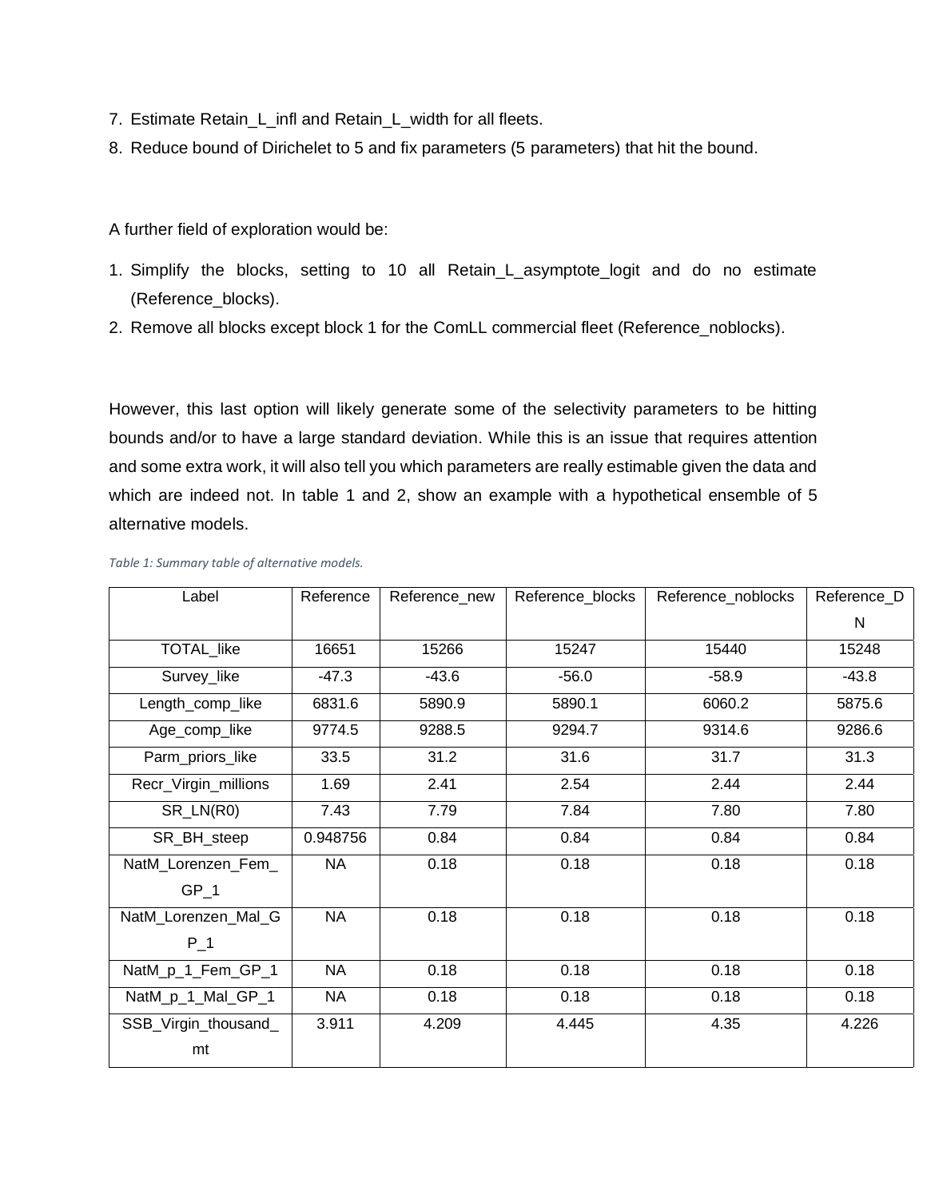7. Estimate Retain_L_infl and Retain_L_width for all fleets.
8. Reduce bound of Dirichelet to 5 and fix parameters (5 parameters) that hit the bound.

A further field of exploration would be:

1. Simplify the blocks, setting to 10 all Retain_L_asymptote_logit and do no estimate (Reference_blocks).
2. Remove all blocks except block 1 for the ComLL commercial fleet (Reference_noblocks).

However, this last option will likely generate some of the selectivity parameters to be hitting bounds and/or to have a large standard deviation. While this is an issue that requires attention and some extra work, it will also tell you which parameters are really estimable given the data and which are indeed not. In table 1 and 2, show an example with a hypothetical ensemble of 5 alternative models.

*Table 1: Summary table of alternative models.*

| Label | Reference | Reference_new | Reference_blocks | Reference_noblocks | Reference_DN |
|---|---|---|---|---|---|
| TOTAL_like | 16651 | 15266 | 15247 | 15440 | 15248 |
| Survey_like | -47.3 | -43.6 | -56.0 | -58.9 | -43.8 |
| Length_comp_like | 6831.6 | 5890.9 | 5890.1 | 6060.2 | 5875.6 |
| Age_comp_like | 9774.5 | 9288.5 | 9294.7 | 9314.6 | 9286.6 |
| Parm_priors_like | 33.5 | 31.2 | 31.6 | 31.7 | 31.3 |
| Recr_Virgin_millions | 1.69 | 2.41 | 2.54 | 2.44 | 2.44 |
| SR_LN(R0) | 7.43 | 7.79 | 7.84 | 7.80 | 7.80 |
| SR_BH_steep | 0.948756 | 0.84 | 0.84 | 0.84 | 0.84 |
| NatM_Lorenzen_Fem_GP_1 | NA | 0.18 | 0.18 | 0.18 | 0.18 |
| NatM_Lorenzen_Mal_GP_1 | NA | 0.18 | 0.18 | 0.18 | 0.18 |
| NatM_p_1_Fem_GP_1 | NA | 0.18 | 0.18 | 0.18 | 0.18 |
| NatM_p_1_Mal_GP_1 | NA | 0.18 | 0.18 | 0.18 | 0.18 |
| SSB_Virgin_thousand_mt | 3.911 | 4.209 | 4.445 | 4.35 | 4.226 |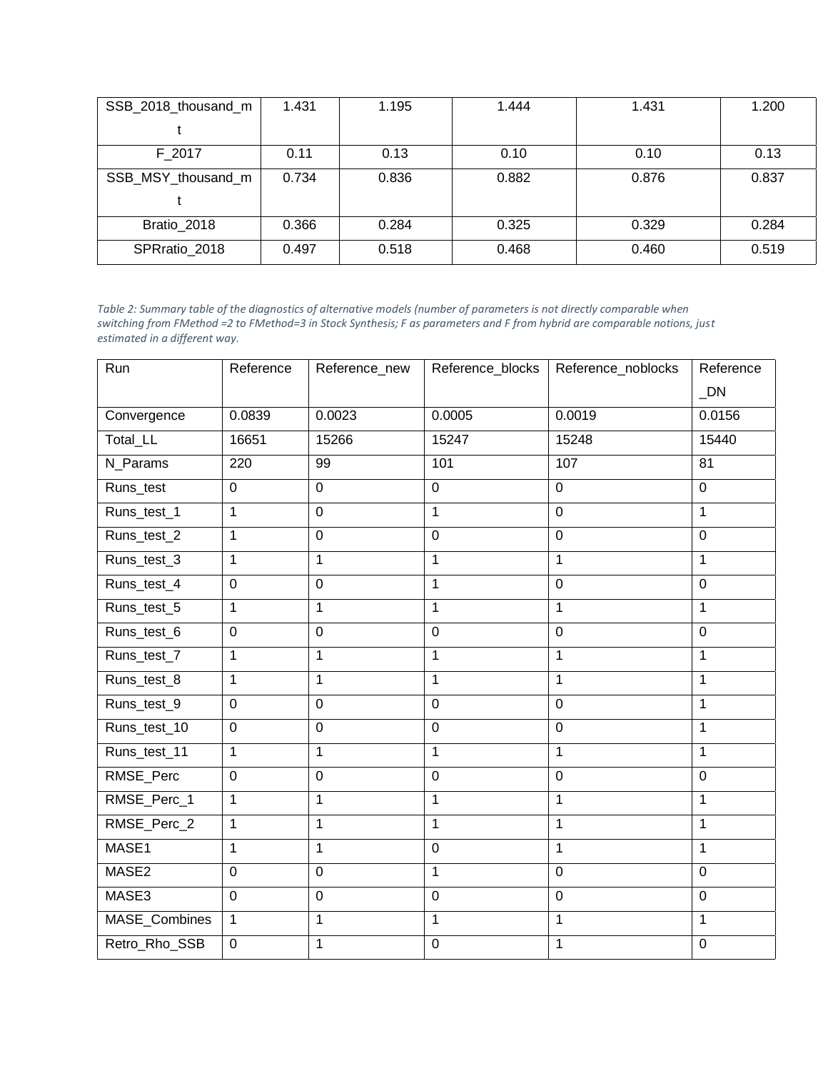| SSB_2018_thousand_mt | 1.431 | 1.195 | 1.444 | 1.431 | 1.200 |
|---|---|---|---|---|---|
| F_2017 | 0.11 | 0.13 | 0.10 | 0.10 | 0.13 |
| SSB_MSY_thousand_mt | 0.734 | 0.836 | 0.882 | 0.876 | 0.837 |
| Bratio_2018 | 0.366 | 0.284 | 0.325 | 0.329 | 0.284 |
| SPRratio_2018 | 0.497 | 0.518 | 0.468 | 0.460 | 0.519 |

*Table 2: Summary table of the diagnostics of alternative models (number of parameters is not directly comparable when switching from FMethod =2 to FMethod=3 in Stock Synthesis; F as parameters and F from hybrid are comparable notions, just estimated in a different way.*

| Run | Reference | Reference_new | Reference_blocks | Reference_noblocks | Reference_DN |
|---|---|---|---|---|---|
| Convergence | 0.0839 | 0.0023 | 0.0005 | 0.0019 | 0.0156 |
| Total_LL | 16651 | 15266 | 15247 | 15248 | 15440 |
| N_Params | 220 | 99 | 101 | 107 | 81 |
| Runs_test | 0 | 0 | 0 | 0 | 0 |
| Runs_test_1 | 1 | 0 | 1 | 0 | 1 |
| Runs_test_2 | 1 | 0 | 0 | 0 | 0 |
| Runs_test_3 | 1 | 1 | 1 | 1 | 1 |
| Runs_test_4 | 0 | 0 | 1 | 0 | 0 |
| Runs_test_5 | 1 | 1 | 1 | 1 | 1 |
| Runs_test_6 | 0 | 0 | 0 | 0 | 0 |
| Runs_test_7 | 1 | 1 | 1 | 1 | 1 |
| Runs_test_8 | 1 | 1 | 1 | 1 | 1 |
| Runs_test_9 | 0 | 0 | 0 | 0 | 1 |
| Runs_test_10 | 0 | 0 | 0 | 0 | 1 |
| Runs_test_11 | 1 | 1 | 1 | 1 | 1 |
| RMSE_Perc | 0 | 0 | 0 | 0 | 0 |
| RMSE_Perc_1 | 1 | 1 | 1 | 1 | 1 |
| RMSE_Perc_2 | 1 | 1 | 1 | 1 | 1 |
| MASE1 | 1 | 1 | 0 | 1 | 1 |
| MASE2 | 0 | 0 | 1 | 0 | 0 |
| MASE3 | 0 | 0 | 0 | 0 | 0 |
| MASE_Combines | 1 | 1 | 1 | 1 | 1 |
| Retro_Rho_SSB | 0 | 1 | 0 | 1 | 0 |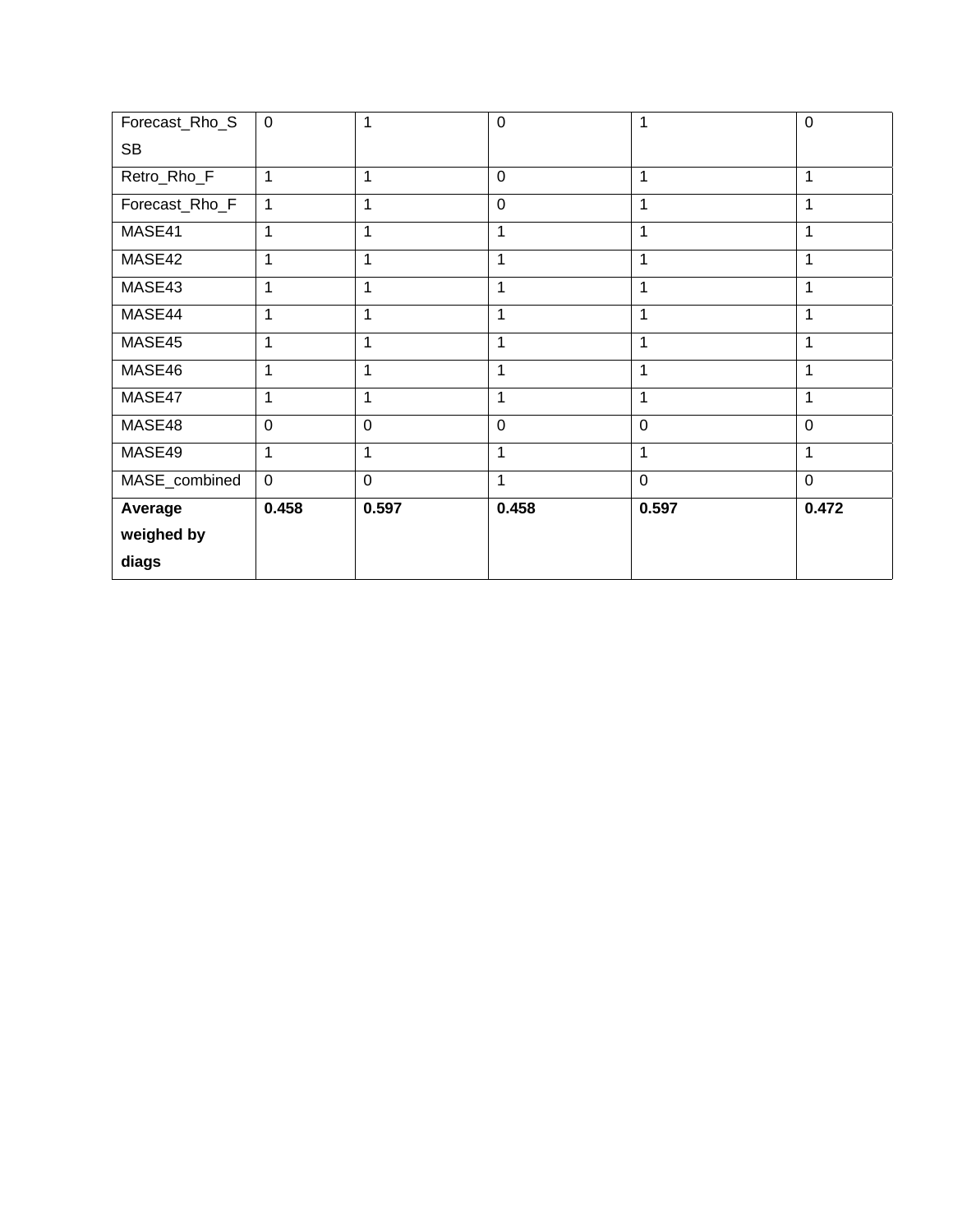| Forecast_Rho_SSB | 0 | 1 | 0 | 1 | 0 |
|---|---|---|---|---|---|
| Retro_Rho_F | 1 | 1 | 0 | 1 | 1 |
| Forecast_Rho_F | 1 | 1 | 0 | 1 | 1 |
| MASE41 | 1 | 1 | 1 | 1 | 1 |
| MASE42 | 1 | 1 | 1 | 1 | 1 |
| MASE43 | 1 | 1 | 1 | 1 | 1 |
| MASE44 | 1 | 1 | 1 | 1 | 1 |
| MASE45 | 1 | 1 | 1 | 1 | 1 |
| MASE46 | 1 | 1 | 1 | 1 | 1 |
| MASE47 | 1 | 1 | 1 | 1 | 1 |
| MASE48 | 0 | 0 | 0 | 0 | 0 |
| MASE49 | 1 | 1 | 1 | 1 | 1 |
| MASE_combined | 0 | 0 | 1 | 0 | 0 |
| **Average weighed by diags** | **0.458** | **0.597** | **0.458** | **0.597** | **0.472** |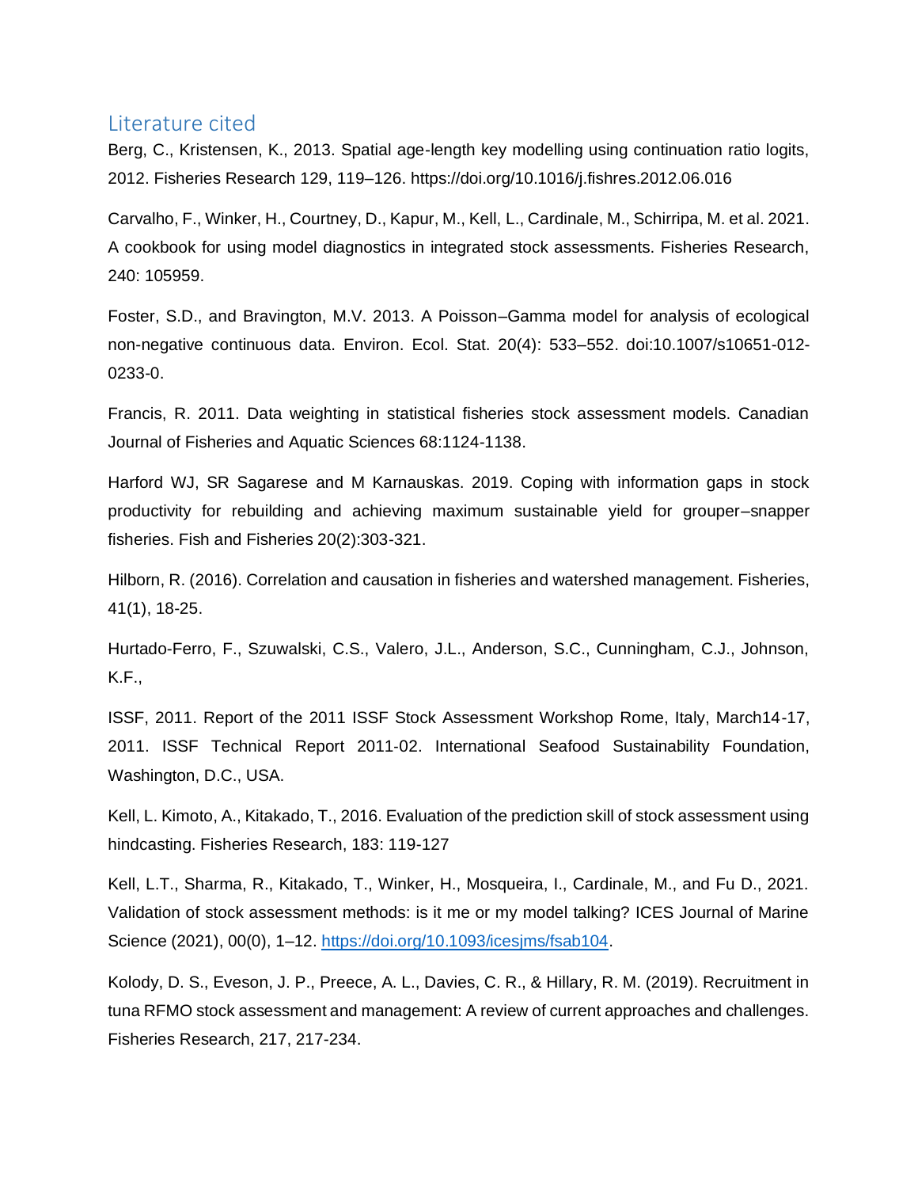## Literature cited

Berg, C., Kristensen, K., 2013. Spatial age-length key modelling using continuation ratio logits, 2012. Fisheries Research 129, 119–126. https://doi.org/10.1016/j.fishres.2012.06.016

Carvalho, F., Winker, H., Courtney, D., Kapur, M., Kell, L., Cardinale, M., Schirripa, M. et al. 2021. A cookbook for using model diagnostics in integrated stock assessments. Fisheries Research, 240: 105959.

Foster, S.D., and Bravington, M.V. 2013. A Poisson–Gamma model for analysis of ecological non-negative continuous data. Environ. Ecol. Stat. 20(4): 533–552. doi:10.1007/s10651-012-0233-0.

Francis, R. 2011. Data weighting in statistical fisheries stock assessment models. Canadian Journal of Fisheries and Aquatic Sciences 68:1124-1138.

Harford WJ, SR Sagarese and M Karnauskas. 2019. Coping with information gaps in stock productivity for rebuilding and achieving maximum sustainable yield for grouper–snapper fisheries. Fish and Fisheries 20(2):303-321.

Hilborn, R. (2016). Correlation and causation in fisheries and watershed management. Fisheries, 41(1), 18-25.

Hurtado-Ferro, F., Szuwalski, C.S., Valero, J.L., Anderson, S.C., Cunningham, C.J., Johnson, K.F.,

ISSF, 2011. Report of the 2011 ISSF Stock Assessment Workshop Rome, Italy, March14-17, 2011. ISSF Technical Report 2011-02. International Seafood Sustainability Foundation, Washington, D.C., USA.

Kell, L. Kimoto, A., Kitakado, T., 2016. Evaluation of the prediction skill of stock assessment using hindcasting. Fisheries Research, 183: 119-127

Kell, L.T., Sharma, R., Kitakado, T., Winker, H., Mosqueira, I., Cardinale, M., and Fu D., 2021. Validation of stock assessment methods: is it me or my model talking? ICES Journal of Marine Science (2021), 00(0), 1–12. https://doi.org/10.1093/icesjms/fsab104.

Kolody, D. S., Eveson, J. P., Preece, A. L., Davies, C. R., & Hillary, R. M. (2019). Recruitment in tuna RFMO stock assessment and management: A review of current approaches and challenges. Fisheries Research, 217, 217-234.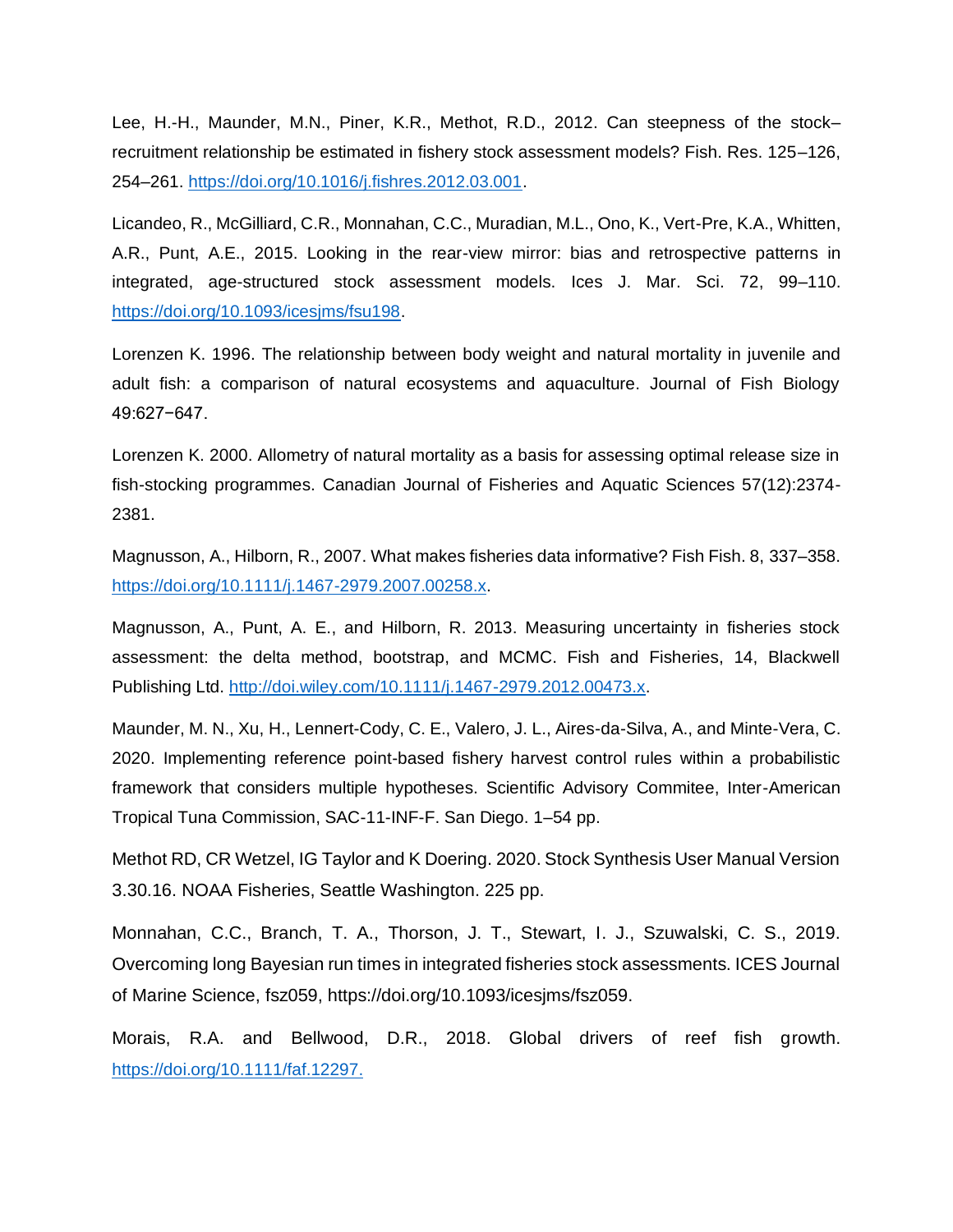Lee, H.-H., Maunder, M.N., Piner, K.R., Methot, R.D., 2012. Can steepness of the stock–recruitment relationship be estimated in fishery stock assessment models? Fish. Res. 125–126, 254–261. https://doi.org/10.1016/j.fishres.2012.03.001.

Licandeo, R., McGilliard, C.R., Monnahan, C.C., Muradian, M.L., Ono, K., Vert-Pre, K.A., Whitten, A.R., Punt, A.E., 2015. Looking in the rear-view mirror: bias and retrospective patterns in integrated, age-structured stock assessment models. Ices J. Mar. Sci. 72, 99–110. https://doi.org/10.1093/icesjms/fsu198.

Lorenzen K. 1996. The relationship between body weight and natural mortality in juvenile and adult fish: a comparison of natural ecosystems and aquaculture. Journal of Fish Biology 49:627−647.

Lorenzen K. 2000. Allometry of natural mortality as a basis for assessing optimal release size in fish-stocking programmes. Canadian Journal of Fisheries and Aquatic Sciences 57(12):2374-2381.

Magnusson, A., Hilborn, R., 2007. What makes fisheries data informative? Fish Fish. 8, 337–358. https://doi.org/10.1111/j.1467-2979.2007.00258.x.

Magnusson, A., Punt, A. E., and Hilborn, R. 2013. Measuring uncertainty in fisheries stock assessment: the delta method, bootstrap, and MCMC. Fish and Fisheries, 14, Blackwell Publishing Ltd. http://doi.wiley.com/10.1111/j.1467-2979.2012.00473.x.

Maunder, M. N., Xu, H., Lennert-Cody, C. E., Valero, J. L., Aires-da-Silva, A., and Minte-Vera, C. 2020. Implementing reference point-based fishery harvest control rules within a probabilistic framework that considers multiple hypotheses. Scientific Advisory Commitee, Inter-American Tropical Tuna Commission, SAC-11-INF-F. San Diego. 1–54 pp.

Methot RD, CR Wetzel, IG Taylor and K Doering. 2020. Stock Synthesis User Manual Version 3.30.16. NOAA Fisheries, Seattle Washington. 225 pp.

Monnahan, C.C., Branch, T. A., Thorson, J. T., Stewart, I. J., Szuwalski, C. S., 2019. Overcoming long Bayesian run times in integrated fisheries stock assessments. ICES Journal of Marine Science, fsz059, https://doi.org/10.1093/icesjms/fsz059.

Morais, R.A. and Bellwood, D.R., 2018. Global drivers of reef fish growth. https://doi.org/10.1111/faf.12297.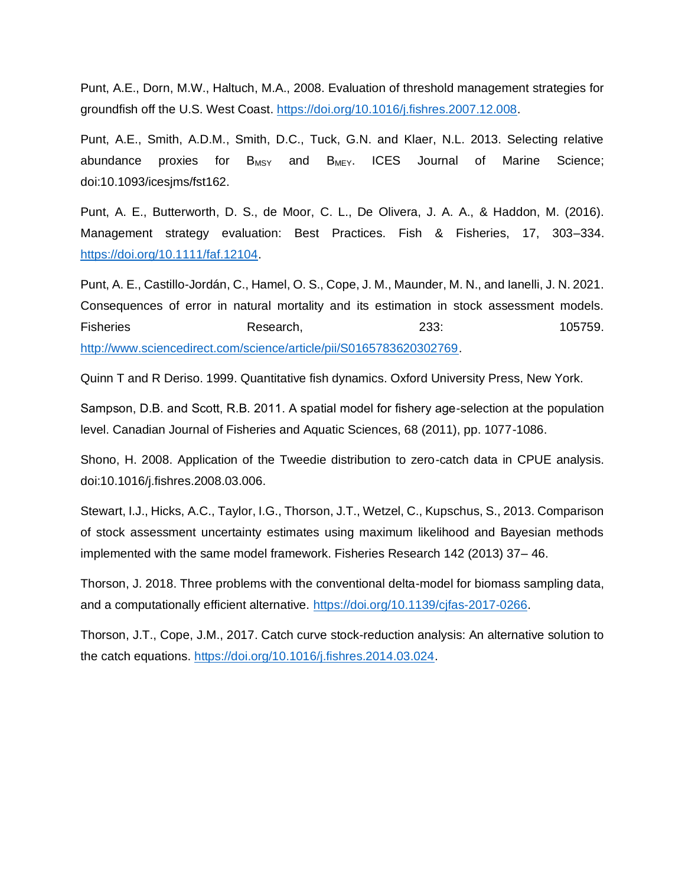Punt, A.E., Dorn, M.W., Haltuch, M.A., 2008. Evaluation of threshold management strategies for groundfish off the U.S. West Coast. https://doi.org/10.1016/j.fishres.2007.12.008.

Punt, A.E., Smith, A.D.M., Smith, D.C., Tuck, G.N. and Klaer, N.L. 2013. Selecting relative abundance proxies for $B_{MSY}$ and $B_{MEY}$. ICES Journal of Marine Science; doi:10.1093/icesjms/fst162.

Punt, A. E., Butterworth, D. S., de Moor, C. L., De Olivera, J. A. A., & Haddon, M. (2016). Management strategy evaluation: Best Practices. Fish & Fisheries, 17, 303–334. https://doi.org/10.1111/faf.12104.

Punt, A. E., Castillo-Jordán, C., Hamel, O. S., Cope, J. M., Maunder, M. N., and Ianelli, J. N. 2021. Consequences of error in natural mortality and its estimation in stock assessment models. Fisheries Research, 233: 105759. http://www.sciencedirect.com/science/article/pii/S0165783620302769.

Quinn T and R Deriso. 1999. Quantitative fish dynamics. Oxford University Press, New York.

Sampson, D.B. and Scott, R.B. 2011. A spatial model for fishery age-selection at the population level. Canadian Journal of Fisheries and Aquatic Sciences, 68 (2011), pp. 1077-1086.

Shono, H. 2008. Application of the Tweedie distribution to zero-catch data in CPUE analysis. doi:10.1016/j.fishres.2008.03.006.

Stewart, I.J., Hicks, A.C., Taylor, I.G., Thorson, J.T., Wetzel, C., Kupschus, S., 2013. Comparison of stock assessment uncertainty estimates using maximum likelihood and Bayesian methods implemented with the same model framework. Fisheries Research 142 (2013) 37– 46.

Thorson, J. 2018. Three problems with the conventional delta-model for biomass sampling data, and a computationally efficient alternative. https://doi.org/10.1139/cjfas-2017-0266.

Thorson, J.T., Cope, J.M., 2017. Catch curve stock-reduction analysis: An alternative solution to the catch equations. https://doi.org/10.1016/j.fishres.2014.03.024.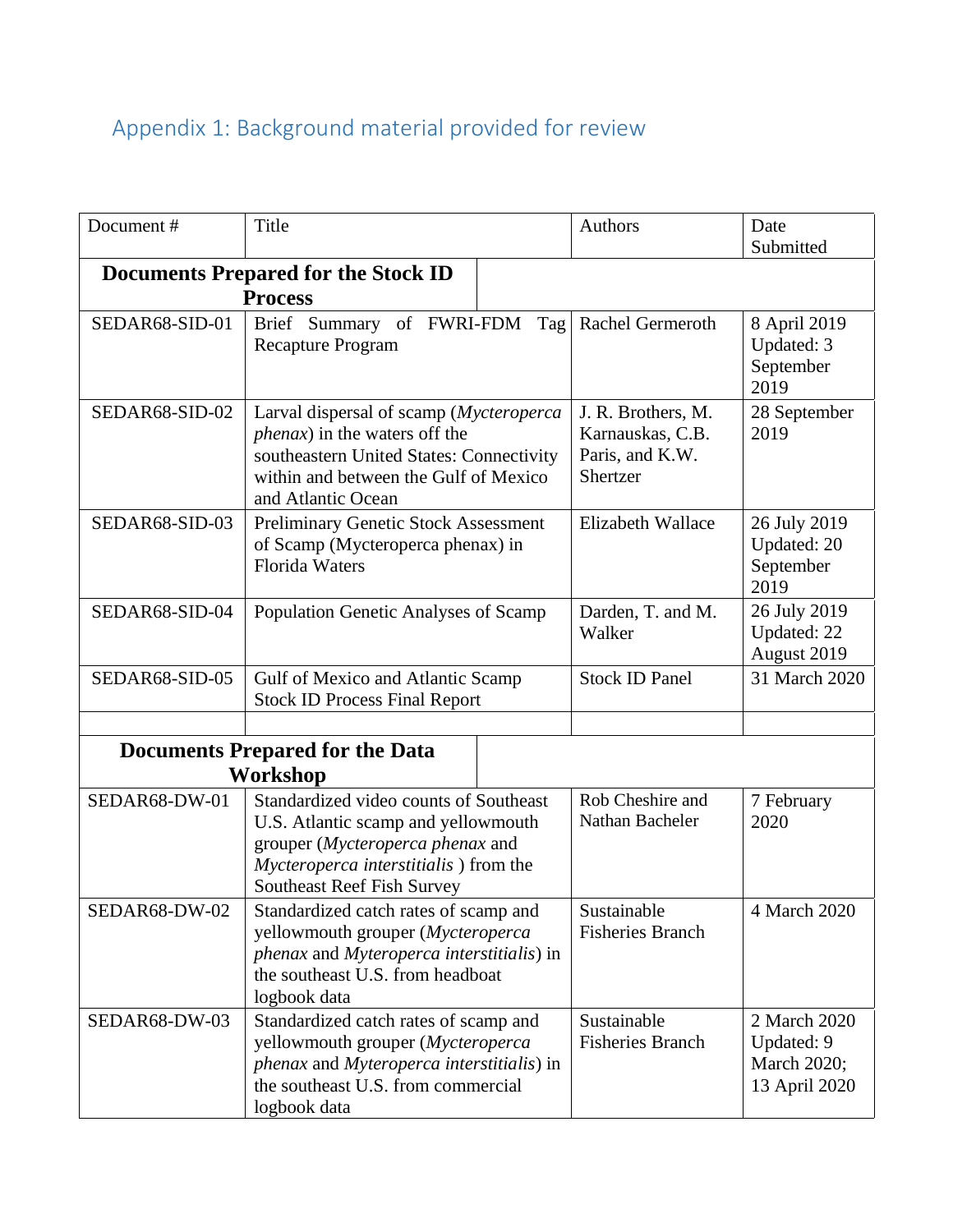## Appendix 1: Background material provided for review

| Document # | Title | Authors | Date Submitted |
|---|---|---|---|
| **Documents Prepared for the Stock ID Process** | | | |
| SEDAR68-SID-01 | Brief Summary of FWRI-FDM Tag Recapture Program | Rachel Germeroth | 8 April 2019 Updated: 3 September 2019 |
| SEDAR68-SID-02 | Larval dispersal of scamp (*Mycteroperca phenax*) in the waters off the southeastern United States: Connectivity within and between the Gulf of Mexico and Atlantic Ocean | J. R. Brothers, M. Karnauskas, C.B. Paris, and K.W. Shertzer | 28 September 2019 |
| SEDAR68-SID-03 | Preliminary Genetic Stock Assessment of Scamp (Mycteroperca phenax) in Florida Waters | Elizabeth Wallace | 26 July 2019 Updated: 20 September 2019 |
| SEDAR68-SID-04 | Population Genetic Analyses of Scamp | Darden, T. and M. Walker | 26 July 2019 Updated: 22 August 2019 |
| SEDAR68-SID-05 | Gulf of Mexico and Atlantic Scamp Stock ID Process Final Report | Stock ID Panel | 31 March 2020 |
| | | | |
| **Documents Prepared for the Data Workshop** | | | |
| SEDAR68-DW-01 | Standardized video counts of Southeast U.S. Atlantic scamp and yellowmouth grouper (*Mycteroperca phenax* and *Mycteroperca interstitialis* ) from the Southeast Reef Fish Survey | Rob Cheshire and Nathan Bacheler | 7 February 2020 |
| SEDAR68-DW-02 | Standardized catch rates of scamp and yellowmouth grouper (*Mycteroperca phenax* and *Myteroperca interstitialis*) in the southeast U.S. from headboat logbook data | Sustainable Fisheries Branch | 4 March 2020 |
| SEDAR68-DW-03 | Standardized catch rates of scamp and yellowmouth grouper (*Mycteroperca phenax* and *Myteroperca interstitialis*) in the southeast U.S. from commercial logbook data | Sustainable Fisheries Branch | 2 March 2020 Updated: 9 March 2020; 13 April 2020 |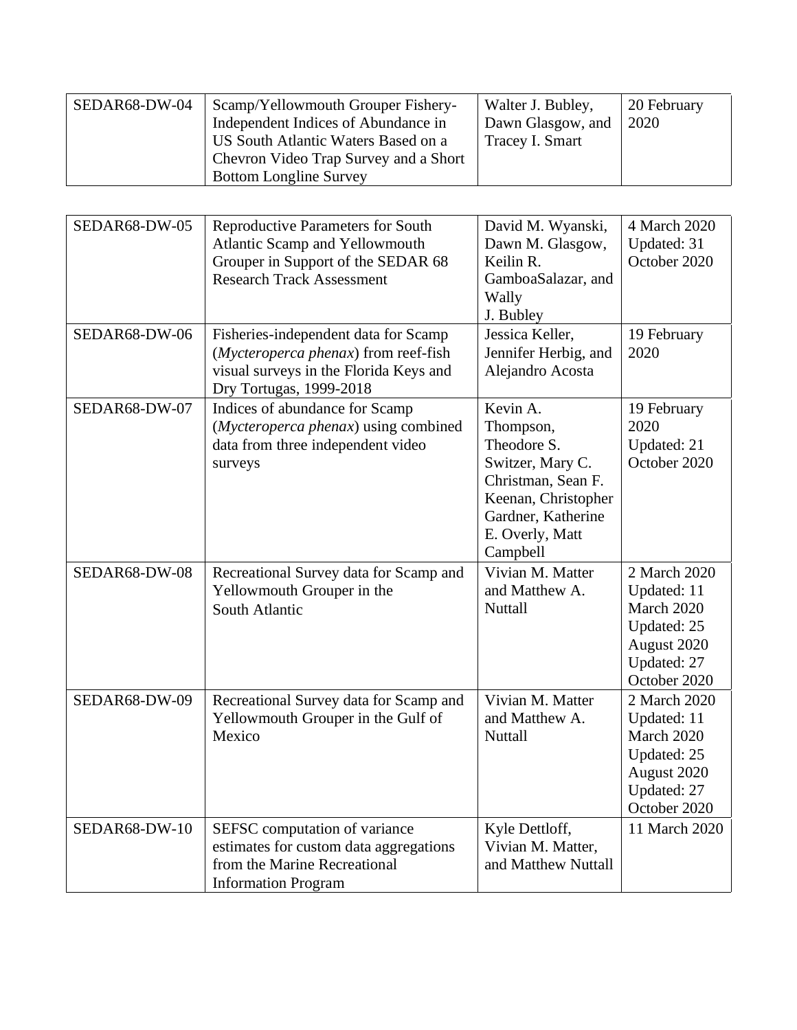| | | | |
|---|---|---|---|
| SEDAR68-DW-04 | Scamp/Yellowmouth Grouper Fishery-Independent Indices of Abundance in US South Atlantic Waters Based on a Chevron Video Trap Survey and a Short Bottom Longline Survey | Walter J. Bubley, Dawn Glasgow, and Tracey I. Smart | 20 February 2020 |

| | | | |
|---|---|---|---|
| SEDAR68-DW-05 | Reproductive Parameters for South Atlantic Scamp and Yellowmouth Grouper in Support of the SEDAR 68 Research Track Assessment | David M. Wyanski, Dawn M. Glasgow, Keilin R. GamboaSalazar, and Wally J. Bubley | 4 March 2020 Updated: 31 October 2020 |
| SEDAR68-DW-06 | Fisheries-independent data for Scamp (*Mycteroperca phenax*) from reef-fish visual surveys in the Florida Keys and Dry Tortugas, 1999-2018 | Jessica Keller, Jennifer Herbig, and Alejandro Acosta | 19 February 2020 |
| SEDAR68-DW-07 | Indices of abundance for Scamp (*Mycteroperca phenax*) using combined data from three independent video surveys | Kevin A. Thompson, Theodore S. Switzer, Mary C. Christman, Sean F. Keenan, Christopher Gardner, Katherine E. Overly, Matt Campbell | 19 February 2020 Updated: 21 October 2020 |
| SEDAR68-DW-08 | Recreational Survey data for Scamp and Yellowmouth Grouper in the South Atlantic | Vivian M. Matter and Matthew A. Nuttall | 2 March 2020 Updated: 11 March 2020 Updated: 25 August 2020 Updated: 27 October 2020 |
| SEDAR68-DW-09 | Recreational Survey data for Scamp and Yellowmouth Grouper in the Gulf of Mexico | Vivian M. Matter and Matthew A. Nuttall | 2 March 2020 Updated: 11 March 2020 Updated: 25 August 2020 Updated: 27 October 2020 |
| SEDAR68-DW-10 | SEFSC computation of variance estimates for custom data aggregations from the Marine Recreational Information Program | Kyle Dettloff, Vivian M. Matter, and Matthew Nuttall | 11 March 2020 |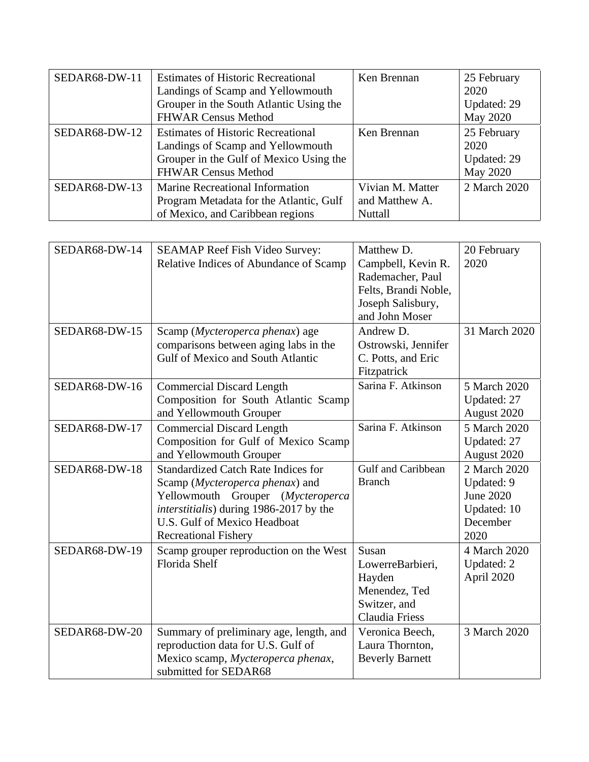| | | | |
|---|---|---|---|
| SEDAR68-DW-11 | Estimates of Historic Recreational Landings of Scamp and Yellowmouth Grouper in the South Atlantic Using the FHWAR Census Method | Ken Brennan | 25 February 2020 Updated: 29 May 2020 |
| SEDAR68-DW-12 | Estimates of Historic Recreational Landings of Scamp and Yellowmouth Grouper in the Gulf of Mexico Using the FHWAR Census Method | Ken Brennan | 25 February 2020 Updated: 29 May 2020 |
| SEDAR68-DW-13 | Marine Recreational Information Program Metadata for the Atlantic, Gulf of Mexico, and Caribbean regions | Vivian M. Matter and Matthew A. Nuttall | 2 March 2020 |

| | | | |
|---|---|---|---|
| SEDAR68-DW-14 | SEAMAP Reef Fish Video Survey: Relative Indices of Abundance of Scamp | Matthew D. Campbell, Kevin R. Rademacher, Paul Felts, Brandi Noble, Joseph Salisbury, and John Moser | 20 February 2020 |
| SEDAR68-DW-15 | Scamp (*Mycteroperca phenax*) age comparisons between aging labs in the Gulf of Mexico and South Atlantic | Andrew D. Ostrowski, Jennifer C. Potts, and Eric Fitzpatrick | 31 March 2020 |
| SEDAR68-DW-16 | Commercial Discard Length Composition for South Atlantic Scamp and Yellowmouth Grouper | Sarina F. Atkinson | 5 March 2020 Updated: 27 August 2020 |
| SEDAR68-DW-17 | Commercial Discard Length Composition for Gulf of Mexico Scamp and Yellowmouth Grouper | Sarina F. Atkinson | 5 March 2020 Updated: 27 August 2020 |
| SEDAR68-DW-18 | Standardized Catch Rate Indices for Scamp (*Mycteroperca phenax*) and Yellowmouth Grouper (*Mycteroperca interstitialis*) during 1986-2017 by the U.S. Gulf of Mexico Headboat Recreational Fishery | Gulf and Caribbean Branch | 2 March 2020 Updated: 9 June 2020 Updated: 10 December 2020 |
| SEDAR68-DW-19 | Scamp grouper reproduction on the West Florida Shelf | Susan LowerreBarbieri, Hayden Menendez, Ted Switzer, and Claudia Friess | 4 March 2020 Updated: 2 April 2020 |
| SEDAR68-DW-20 | Summary of preliminary age, length, and reproduction data for U.S. Gulf of Mexico scamp, *Mycteroperca phenax*, submitted for SEDAR68 | Veronica Beech, Laura Thornton, Beverly Barnett | 3 March 2020 |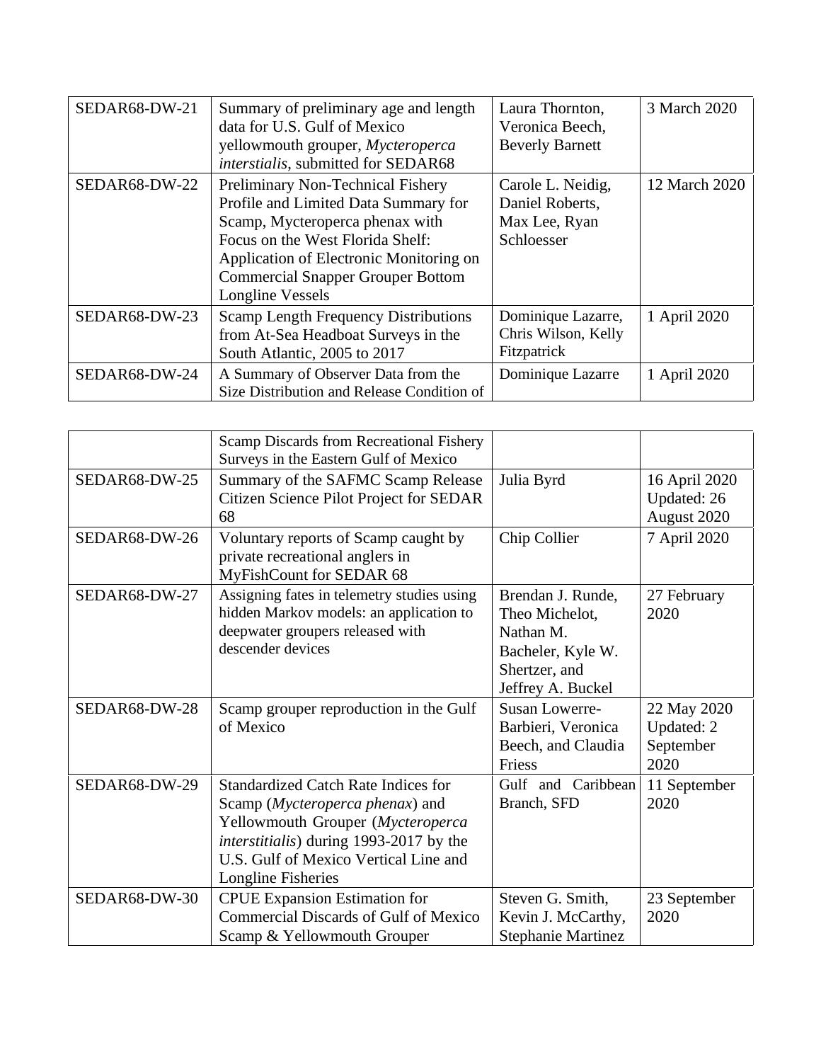| | | | |
|---|---|---|---|
| SEDAR68-DW-21 | Summary of preliminary age and length data for U.S. Gulf of Mexico yellowmouth grouper, *Mycteroperca interstialis*, submitted for SEDAR68 | Laura Thornton, Veronica Beech, Beverly Barnett | 3 March 2020 |
| SEDAR68-DW-22 | Preliminary Non-Technical Fishery Profile and Limited Data Summary for Scamp, Mycteroperca phenax with Focus on the West Florida Shelf: Application of Electronic Monitoring on Commercial Snapper Grouper Bottom Longline Vessels | Carole L. Neidig, Daniel Roberts, Max Lee, Ryan Schloesser | 12 March 2020 |
| SEDAR68-DW-23 | Scamp Length Frequency Distributions from At-Sea Headboat Surveys in the South Atlantic, 2005 to 2017 | Dominique Lazarre, Chris Wilson, Kelly Fitzpatrick | 1 April 2020 |
| SEDAR68-DW-24 | A Summary of Observer Data from the Size Distribution and Release Condition of Scamp Discards from Recreational Fishery Surveys in the Eastern Gulf of Mexico | Dominique Lazarre | 1 April 2020 |
| SEDAR68-DW-25 | Summary of the SAFMC Scamp Release Citizen Science Pilot Project for SEDAR 68 | Julia Byrd | 16 April 2020 Updated: 26 August 2020 |
| SEDAR68-DW-26 | Voluntary reports of Scamp caught by private recreational anglers in MyFishCount for SEDAR 68 | Chip Collier | 7 April 2020 |
| SEDAR68-DW-27 | Assigning fates in telemetry studies using hidden Markov models: an application to deepwater groupers released with descender devices | Brendan J. Runde, Theo Michelot, Nathan M. Bacheler, Kyle W. Shertzer, and Jeffrey A. Buckel | 27 February 2020 |
| SEDAR68-DW-28 | Scamp grouper reproduction in the Gulf of Mexico | Susan Lowerre-Barbieri, Veronica Beech, and Claudia Friess | 22 May 2020 Updated: 2 September 2020 |
| SEDAR68-DW-29 | Standardized Catch Rate Indices for Scamp (*Mycteroperca phenax*) and Yellowmouth Grouper (*Mycteroperca interstitialis*) during 1993-2017 by the U.S. Gulf of Mexico Vertical Line and Longline Fisheries | Gulf and Caribbean Branch, SFD | 11 September 2020 |
| SEDAR68-DW-30 | CPUE Expansion Estimation for Commercial Discards of Gulf of Mexico Scamp & Yellowmouth Grouper | Steven G. Smith, Kevin J. McCarthy, Stephanie Martinez | 23 September 2020 |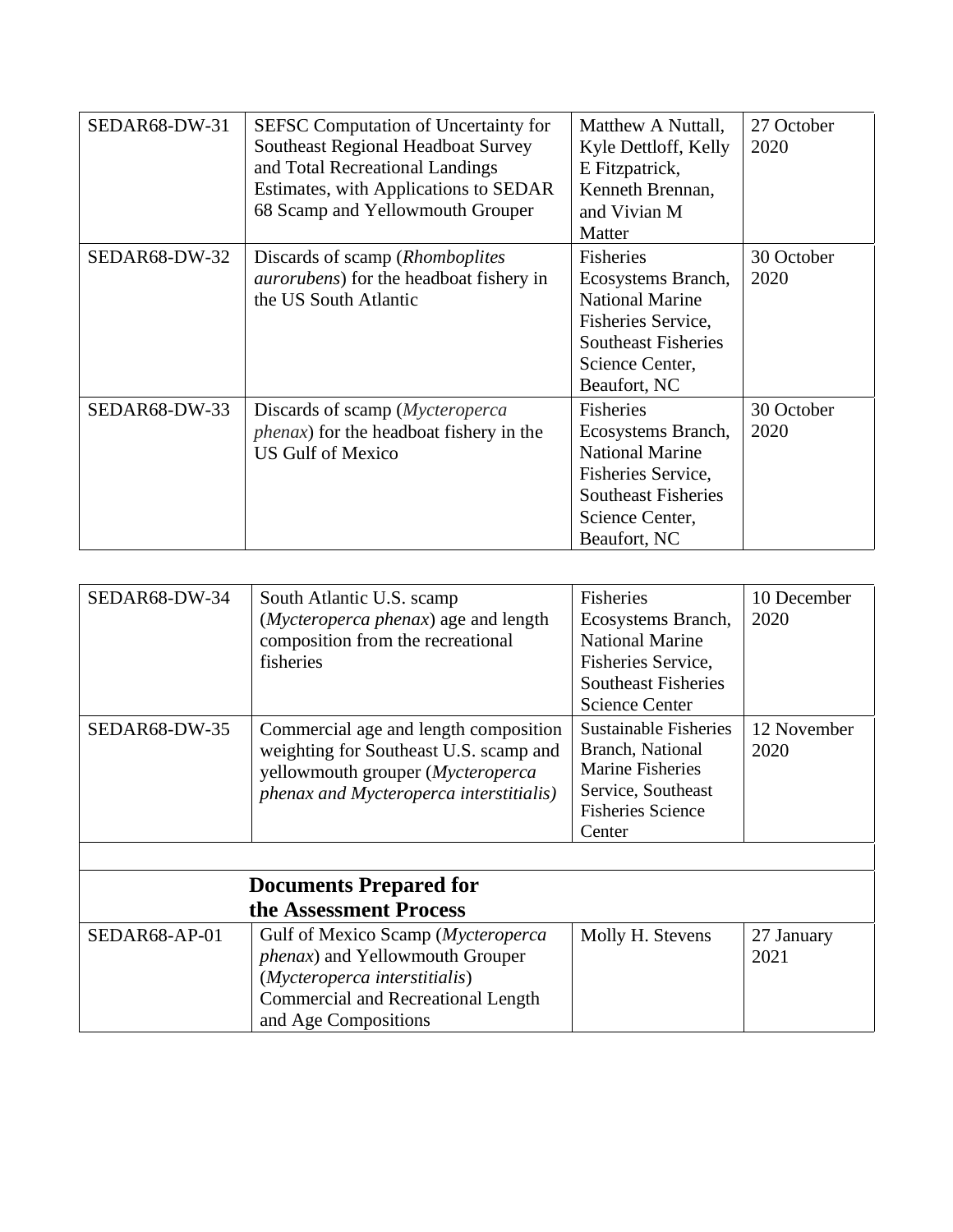| | | | |
|---|---|---|---|
| SEDAR68-DW-31 | SEFSC Computation of Uncertainty for Southeast Regional Headboat Survey and Total Recreational Landings Estimates, with Applications to SEDAR 68 Scamp and Yellowmouth Grouper | Matthew A Nuttall, Kyle Dettloff, Kelly E Fitzpatrick, Kenneth Brennan, and Vivian M Matter | 27 October 2020 |
| SEDAR68-DW-32 | Discards of scamp (*Rhomboplites aurorubens*) for the headboat fishery in the US South Atlantic | Fisheries Ecosystems Branch, National Marine Fisheries Service, Southeast Fisheries Science Center, Beaufort, NC | 30 October 2020 |
| SEDAR68-DW-33 | Discards of scamp (*Mycteroperca phenax*) for the headboat fishery in the US Gulf of Mexico | Fisheries Ecosystems Branch, National Marine Fisheries Service, Southeast Fisheries Science Center, Beaufort, NC | 30 October 2020 |

| | | | |
|---|---|---|---|
| SEDAR68-DW-34 | South Atlantic U.S. scamp (*Mycteroperca phenax*) age and length composition from the recreational fisheries | Fisheries Ecosystems Branch, National Marine Fisheries Service, Southeast Fisheries Science Center | 10 December 2020 |
| SEDAR68-DW-35 | Commercial age and length composition weighting for Southeast U.S. scamp and yellowmouth grouper (*Mycteroperca phenax and Mycteroperca interstitialis)* | Sustainable Fisheries Branch, National Marine Fisheries Service, Southeast Fisheries Science Center | 12 November 2020 |
| | | | |
| | **Documents Prepared for the Assessment Process** | | |
| SEDAR68-AP-01 | Gulf of Mexico Scamp (*Mycteroperca phenax*) and Yellowmouth Grouper (*Mycteroperca interstitialis*) Commercial and Recreational Length and Age Compositions | Molly H. Stevens | 27 January 2021 |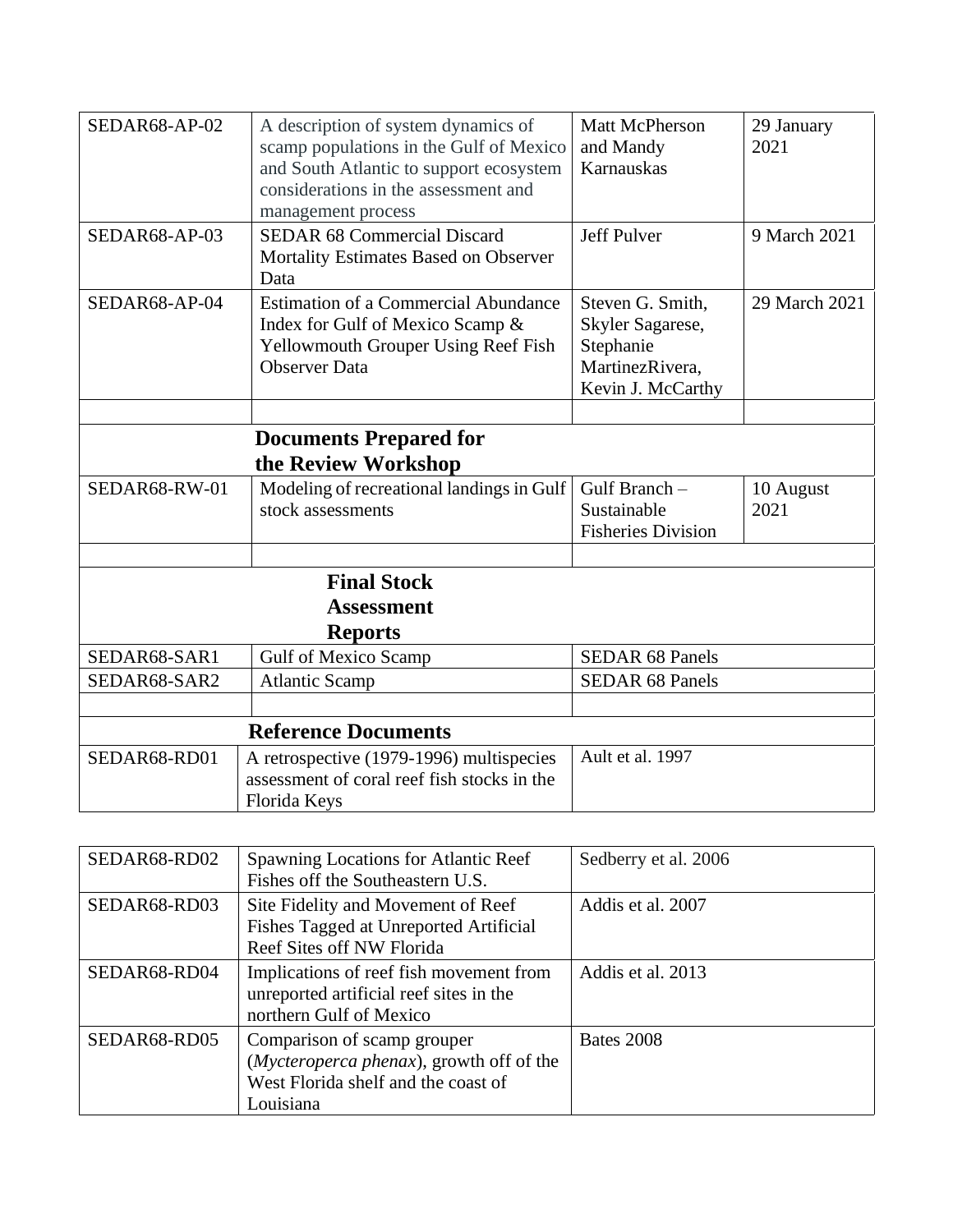| | | | |
|---|---|---|---|
| SEDAR68-AP-02 | A description of system dynamics of scamp populations in the Gulf of Mexico and South Atlantic to support ecosystem considerations in the assessment and management process | Matt McPherson and Mandy Karnauskas | 29 January 2021 |
| SEDAR68-AP-03 | SEDAR 68 Commercial Discard Mortality Estimates Based on Observer Data | Jeff Pulver | 9 March 2021 |
| SEDAR68-AP-04 | Estimation of a Commercial Abundance Index for Gulf of Mexico Scamp & Yellowmouth Grouper Using Reef Fish Observer Data | Steven G. Smith, Skyler Sagarese, Stephanie MartinezRivera, Kevin J. McCarthy | 29 March 2021 |
| | | | |
| | **Documents Prepared for the Review Workshop** | | |
| SEDAR68-RW-01 | Modeling of recreational landings in Gulf stock assessments | Gulf Branch – Sustainable Fisheries Division | 10 August 2021 |
| | | | |
| | **Final Stock Assessment Reports** | | |
| SEDAR68-SAR1 | Gulf of Mexico Scamp | SEDAR 68 Panels | |
| SEDAR68-SAR2 | Atlantic Scamp | SEDAR 68 Panels | |
| | | | |
| | **Reference Documents** | | |
| SEDAR68-RD01 | A retrospective (1979-1996) multispecies assessment of coral reef fish stocks in the Florida Keys | Ault et al. 1997 | |
| SEDAR68-RD02 | Spawning Locations for Atlantic Reef Fishes off the Southeastern U.S. | Sedberry et al. 2006 | |
| SEDAR68-RD03 | Site Fidelity and Movement of Reef Fishes Tagged at Unreported Artificial Reef Sites off NW Florida | Addis et al. 2007 | |
| SEDAR68-RD04 | Implications of reef fish movement from unreported artificial reef sites in the northern Gulf of Mexico | Addis et al. 2013 | |
| SEDAR68-RD05 | Comparison of scamp grouper (*Mycteroperca phenax*), growth off of the West Florida shelf and the coast of Louisiana | Bates 2008 | |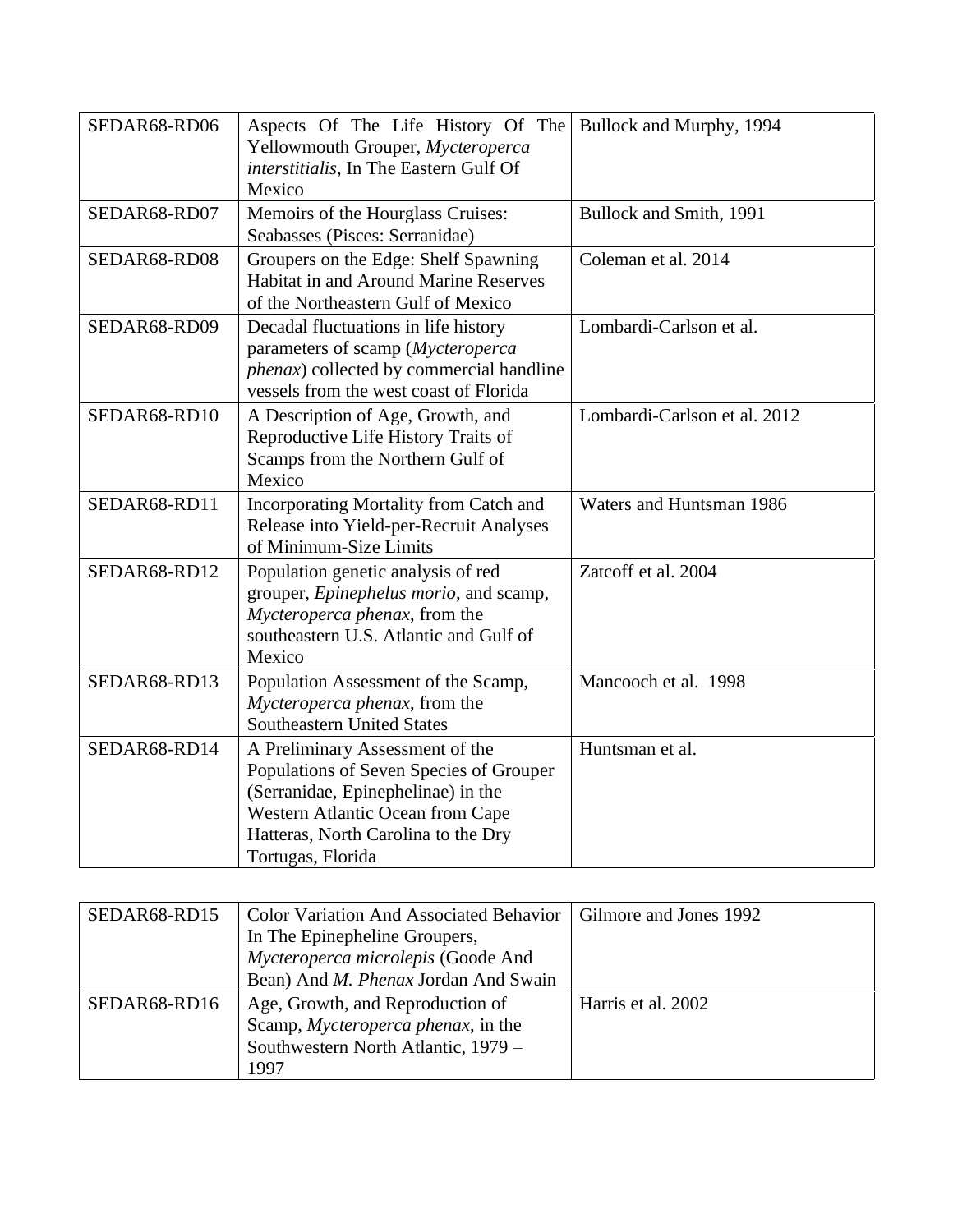| | | |
|---|---|---|
| SEDAR68-RD06 | Aspects Of The Life History Of The Yellowmouth Grouper, *Mycteroperca interstitialis*, In The Eastern Gulf Of Mexico | Bullock and Murphy, 1994 |
| SEDAR68-RD07 | Memoirs of the Hourglass Cruises: Seabasses (Pisces: Serranidae) | Bullock and Smith, 1991 |
| SEDAR68-RD08 | Groupers on the Edge: Shelf Spawning Habitat in and Around Marine Reserves of the Northeastern Gulf of Mexico | Coleman et al. 2014 |
| SEDAR68-RD09 | Decadal fluctuations in life history parameters of scamp (*Mycteroperca phenax*) collected by commercial handline vessels from the west coast of Florida | Lombardi-Carlson et al. |
| SEDAR68-RD10 | A Description of Age, Growth, and Reproductive Life History Traits of Scamps from the Northern Gulf of Mexico | Lombardi-Carlson et al. 2012 |
| SEDAR68-RD11 | Incorporating Mortality from Catch and Release into Yield-per-Recruit Analyses of Minimum-Size Limits | Waters and Huntsman 1986 |
| SEDAR68-RD12 | Population genetic analysis of red grouper, *Epinephelus morio*, and scamp, *Mycteroperca phenax*, from the southeastern U.S. Atlantic and Gulf of Mexico | Zatcoff et al. 2004 |
| SEDAR68-RD13 | Population Assessment of the Scamp, *Mycteroperca phenax*, from the Southeastern United States | Mancooch et al. 1998 |
| SEDAR68-RD14 | A Preliminary Assessment of the Populations of Seven Species of Grouper (Serranidae, Epinephelinae) in the Western Atlantic Ocean from Cape Hatteras, North Carolina to the Dry Tortugas, Florida | Huntsman et al. |
| SEDAR68-RD15 | Color Variation And Associated Behavior In The Epinepheline Groupers, *Mycteroperca microlepis* (Goode And Bean) And *M. Phenax* Jordan And Swain | Gilmore and Jones 1992 |
| SEDAR68-RD16 | Age, Growth, and Reproduction of Scamp, *Mycteroperca phenax*, in the Southwestern North Atlantic, 1979 – 1997 | Harris et al. 2002 |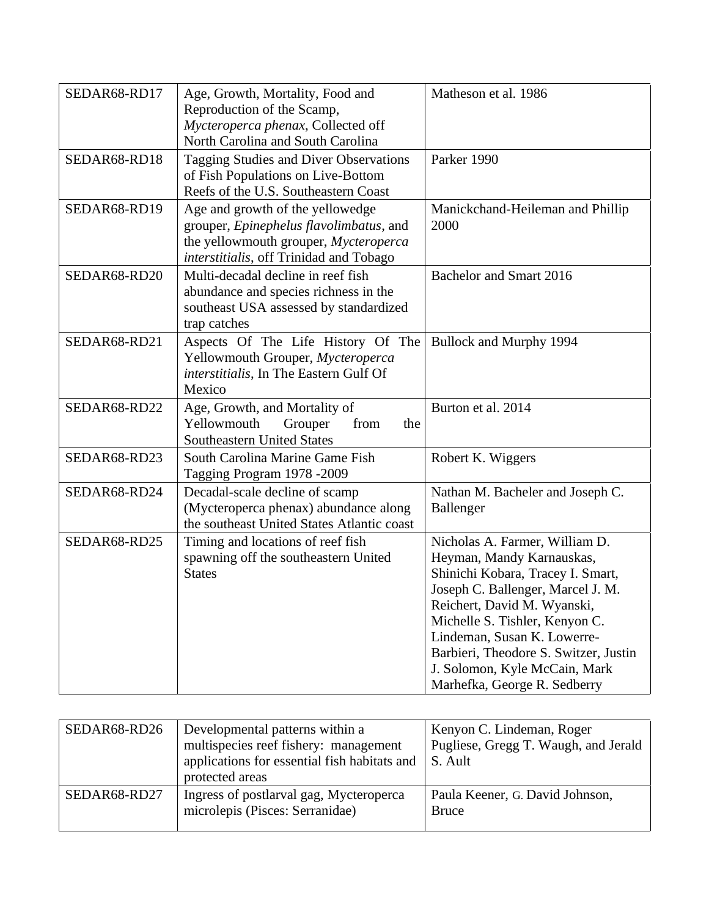| | | |
|---|---|---|
| SEDAR68-RD17 | Age, Growth, Mortality, Food and Reproduction of the Scamp, *Mycteroperca phenax*, Collected off North Carolina and South Carolina | Matheson et al. 1986 |
| SEDAR68-RD18 | Tagging Studies and Diver Observations of Fish Populations on Live-Bottom Reefs of the U.S. Southeastern Coast | Parker 1990 |
| SEDAR68-RD19 | Age and growth of the yellowedge grouper, *Epinephelus flavolimbatus*, and the yellowmouth grouper, *Mycteroperca interstitialis*, off Trinidad and Tobago | Manickchand-Heileman and Phillip 2000 |
| SEDAR68-RD20 | Multi-decadal decline in reef fish abundance and species richness in the southeast USA assessed by standardized trap catches | Bachelor and Smart 2016 |
| SEDAR68-RD21 | Aspects Of The Life History Of The Yellowmouth Grouper, *Mycteroperca interstitialis*, In The Eastern Gulf Of Mexico | Bullock and Murphy 1994 |
| SEDAR68-RD22 | Age, Growth, and Mortality of Yellowmouth Grouper from the Southeastern United States | Burton et al. 2014 |
| SEDAR68-RD23 | South Carolina Marine Game Fish Tagging Program 1978 -2009 | Robert K. Wiggers |
| SEDAR68-RD24 | Decadal-scale decline of scamp (Mycteroperca phenax) abundance along the southeast United States Atlantic coast | Nathan M. Bacheler and Joseph C. Ballenger |
| SEDAR68-RD25 | Timing and locations of reef fish spawning off the southeastern United States | Nicholas A. Farmer, William D. Heyman, Mandy Karnauskas, Shinichi Kobara, Tracey I. Smart, Joseph C. Ballenger, Marcel J. M. Reichert, David M. Wyanski, Michelle S. Tishler, Kenyon C. Lindeman, Susan K. Lowerre-Barbieri, Theodore S. Switzer, Justin J. Solomon, Kyle McCain, Mark Marhefka, George R. Sedberry |

| | | |
|---|---|---|
| SEDAR68-RD26 | Developmental patterns within a multispecies reef fishery: management applications for essential fish habitats and protected areas | Kenyon C. Lindeman, Roger Pugliese, Gregg T. Waugh, and Jerald S. Ault |
| SEDAR68-RD27 | Ingress of postlarval gag, Mycteroperca microlepis (Pisces: Serranidae) | Paula Keener, G. David Johnson, Bruce |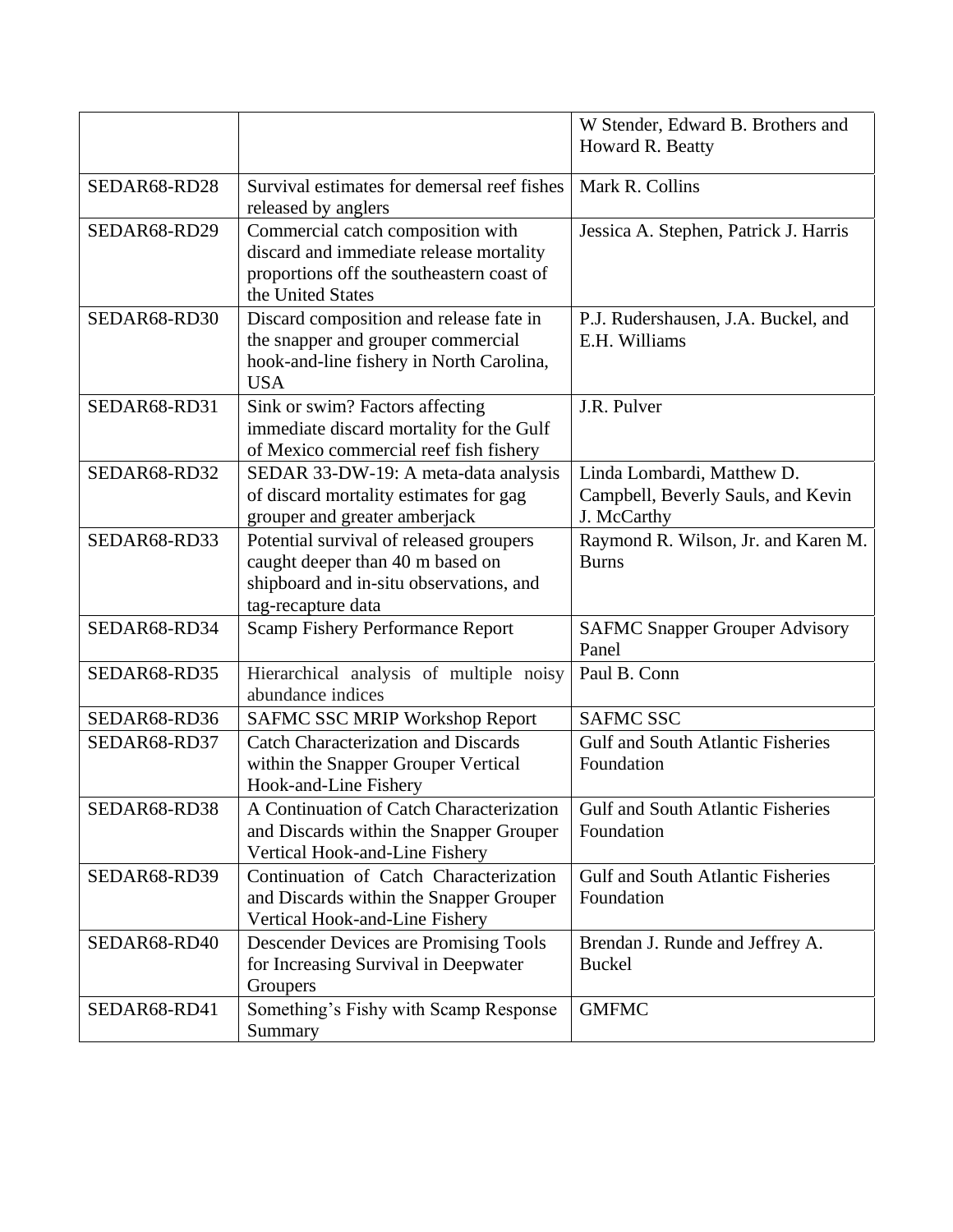| | | |
|---|---|---|
| | | W Stender, Edward B. Brothers and Howard R. Beatty |
| SEDAR68-RD28 | Survival estimates for demersal reef fishes released by anglers | Mark R. Collins |
| SEDAR68-RD29 | Commercial catch composition with discard and immediate release mortality proportions off the southeastern coast of the United States | Jessica A. Stephen, Patrick J. Harris |
| SEDAR68-RD30 | Discard composition and release fate in the snapper and grouper commercial hook-and-line fishery in North Carolina, USA | P.J. Rudershausen, J.A. Buckel, and E.H. Williams |
| SEDAR68-RD31 | Sink or swim? Factors affecting immediate discard mortality for the Gulf of Mexico commercial reef fish fishery | J.R. Pulver |
| SEDAR68-RD32 | SEDAR 33-DW-19: A meta-data analysis of discard mortality estimates for gag grouper and greater amberjack | Linda Lombardi, Matthew D. Campbell, Beverly Sauls, and Kevin J. McCarthy |
| SEDAR68-RD33 | Potential survival of released groupers caught deeper than 40 m based on shipboard and in-situ observations, and tag-recapture data | Raymond R. Wilson, Jr. and Karen M. Burns |
| SEDAR68-RD34 | Scamp Fishery Performance Report | SAFMC Snapper Grouper Advisory Panel |
| SEDAR68-RD35 | Hierarchical analysis of multiple noisy abundance indices | Paul B. Conn |
| SEDAR68-RD36 | SAFMC SSC MRIP Workshop Report | SAFMC SSC |
| SEDAR68-RD37 | Catch Characterization and Discards within the Snapper Grouper Vertical Hook-and-Line Fishery | Gulf and South Atlantic Fisheries Foundation |
| SEDAR68-RD38 | A Continuation of Catch Characterization and Discards within the Snapper Grouper Vertical Hook-and-Line Fishery | Gulf and South Atlantic Fisheries Foundation |
| SEDAR68-RD39 | Continuation of Catch Characterization and Discards within the Snapper Grouper Vertical Hook-and-Line Fishery | Gulf and South Atlantic Fisheries Foundation |
| SEDAR68-RD40 | Descender Devices are Promising Tools for Increasing Survival in Deepwater Groupers | Brendan J. Runde and Jeffrey A. Buckel |
| SEDAR68-RD41 | Something's Fishy with Scamp Response Summary | GMFMC |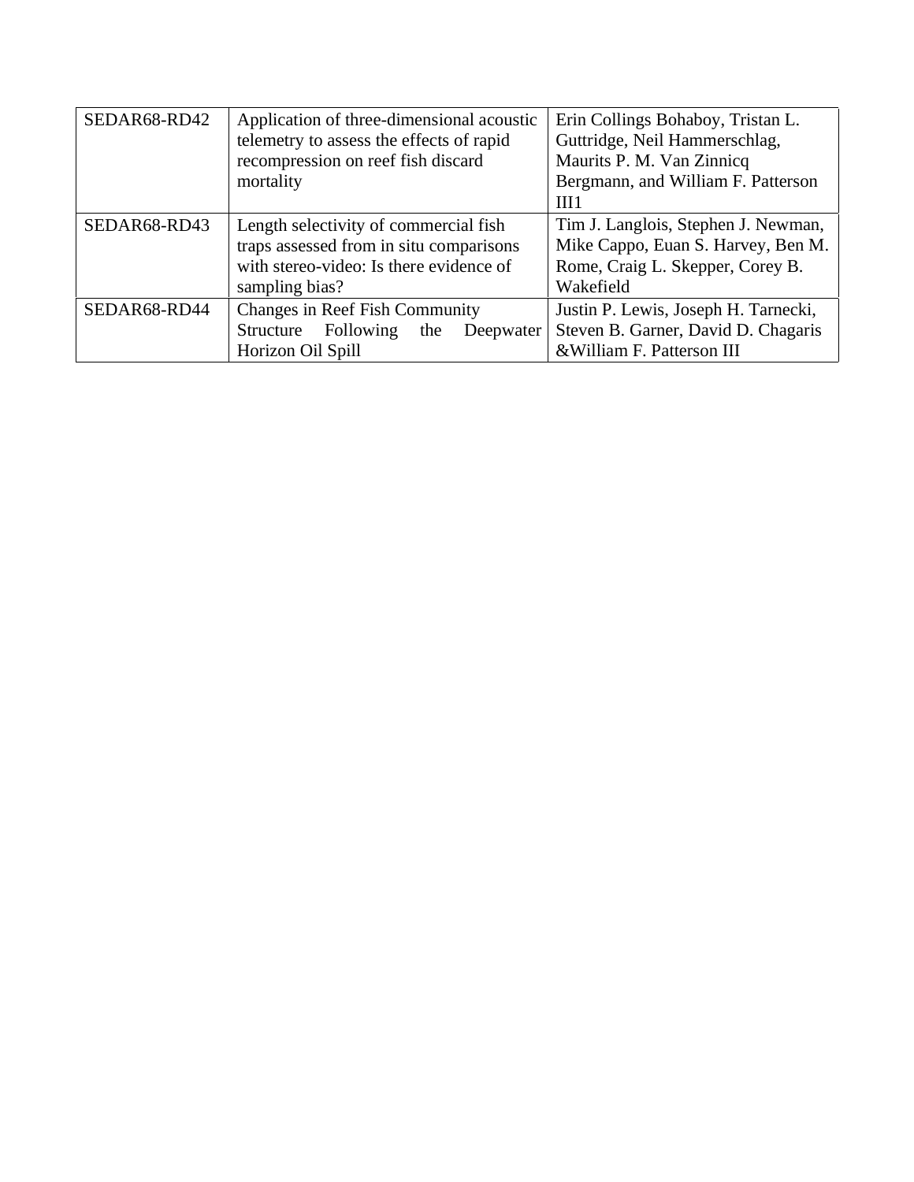| SEDAR68-RD42 | Application of three-dimensional acoustic telemetry to assess the effects of rapid recompression on reef fish discard mortality | Erin Collings Bohaboy, Tristan L. Guttridge, Neil Hammerschlag, Maurits P. M. Van Zinnicq Bergmann, and William F. Patterson III1 |
|---|---|---|
| SEDAR68-RD43 | Length selectivity of commercial fish traps assessed from in situ comparisons with stereo-video: Is there evidence of sampling bias? | Tim J. Langlois, Stephen J. Newman, Mike Cappo, Euan S. Harvey, Ben M. Rome, Craig L. Skepper, Corey B. Wakefield |
| SEDAR68-RD44 | Changes in Reef Fish Community Structure Following the Deepwater Horizon Oil Spill | Justin P. Lewis, Joseph H. Tarnecki, Steven B. Garner, David D. Chagaris &William F. Patterson III |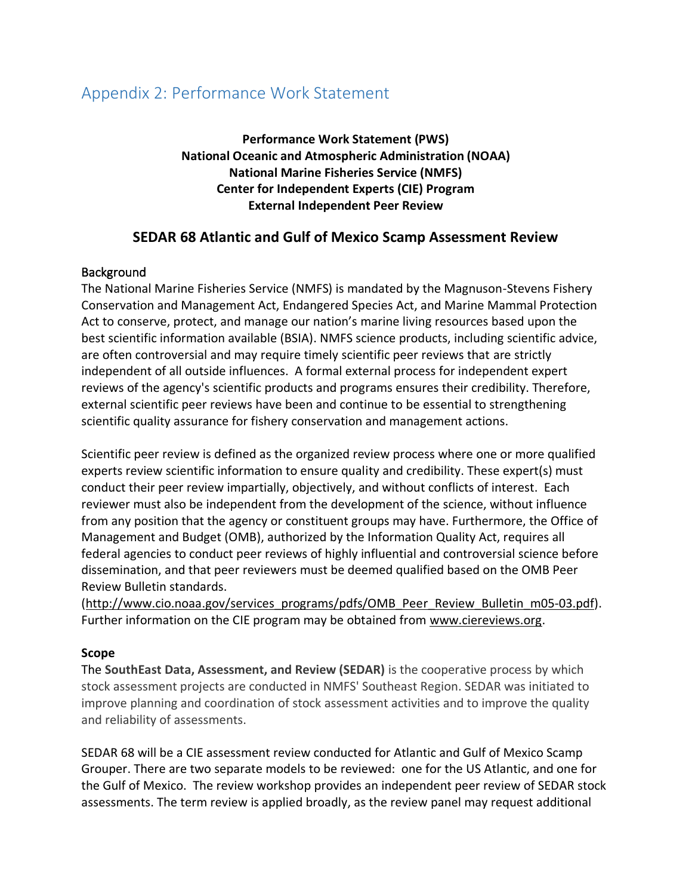# Appendix 2: Performance Work Statement

**Performance Work Statement (PWS)**
**National Oceanic and Atmospheric Administration (NOAA)**
**National Marine Fisheries Service (NMFS)**
**Center for Independent Experts (CIE) Program**
**External Independent Peer Review**

## SEDAR 68 Atlantic and Gulf of Mexico Scamp Assessment Review

### Background

The National Marine Fisheries Service (NMFS) is mandated by the Magnuson-Stevens Fishery Conservation and Management Act, Endangered Species Act, and Marine Mammal Protection Act to conserve, protect, and manage our nation's marine living resources based upon the best scientific information available (BSIA). NMFS science products, including scientific advice, are often controversial and may require timely scientific peer reviews that are strictly independent of all outside influences. A formal external process for independent expert reviews of the agency's scientific products and programs ensures their credibility. Therefore, external scientific peer reviews have been and continue to be essential to strengthening scientific quality assurance for fishery conservation and management actions.

Scientific peer review is defined as the organized review process where one or more qualified experts review scientific information to ensure quality and credibility. These expert(s) must conduct their peer review impartially, objectively, and without conflicts of interest. Each reviewer must also be independent from the development of the science, without influence from any position that the agency or constituent groups may have. Furthermore, the Office of Management and Budget (OMB), authorized by the Information Quality Act, requires all federal agencies to conduct peer reviews of highly influential and controversial science before dissemination, and that peer reviewers must be deemed qualified based on the OMB Peer Review Bulletin standards. (http://www.cio.noaa.gov/services_programs/pdfs/OMB_Peer_Review_Bulletin_m05-03.pdf). Further information on the CIE program may be obtained from www.ciereviews.org.

### Scope

The **SouthEast Data, Assessment, and Review (SEDAR)** is the cooperative process by which stock assessment projects are conducted in NMFS' Southeast Region. SEDAR was initiated to improve planning and coordination of stock assessment activities and to improve the quality and reliability of assessments.

SEDAR 68 will be a CIE assessment review conducted for Atlantic and Gulf of Mexico Scamp Grouper. There are two separate models to be reviewed: one for the US Atlantic, and one for the Gulf of Mexico. The review workshop provides an independent peer review of SEDAR stock assessments. The term review is applied broadly, as the review panel may request additional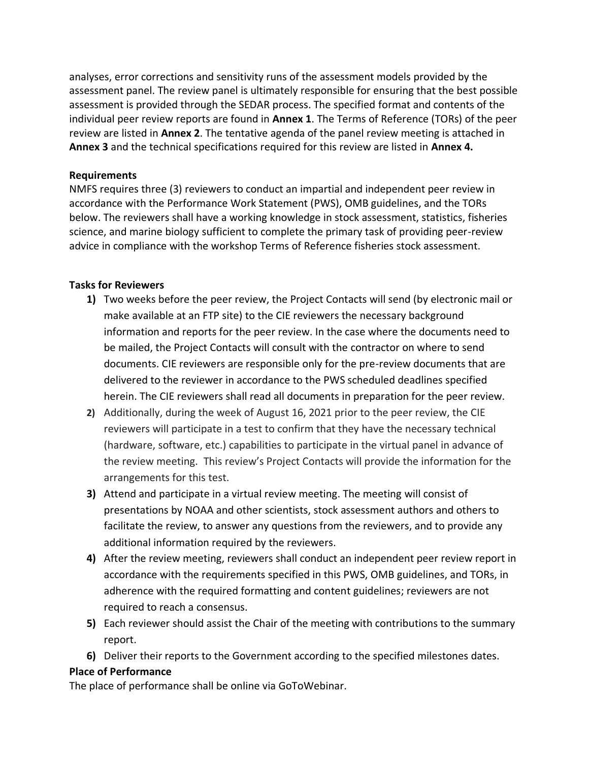analyses, error corrections and sensitivity runs of the assessment models provided by the assessment panel. The review panel is ultimately responsible for ensuring that the best possible assessment is provided through the SEDAR process. The specified format and contents of the individual peer review reports are found in **Annex 1**. The Terms of Reference (TORs) of the peer review are listed in **Annex 2**. The tentative agenda of the panel review meeting is attached in **Annex 3** and the technical specifications required for this review are listed in **Annex 4.**

**Requirements**

NMFS requires three (3) reviewers to conduct an impartial and independent peer review in accordance with the Performance Work Statement (PWS), OMB guidelines, and the TORs below. The reviewers shall have a working knowledge in stock assessment, statistics, fisheries science, and marine biology sufficient to complete the primary task of providing peer-review advice in compliance with the workshop Terms of Reference fisheries stock assessment.

**Tasks for Reviewers**

1) Two weeks before the peer review, the Project Contacts will send (by electronic mail or make available at an FTP site) to the CIE reviewers the necessary background information and reports for the peer review. In the case where the documents need to be mailed, the Project Contacts will consult with the contractor on where to send documents. CIE reviewers are responsible only for the pre-review documents that are delivered to the reviewer in accordance to the PWS scheduled deadlines specified herein. The CIE reviewers shall read all documents in preparation for the peer review.
2) Additionally, during the week of August 16, 2021 prior to the peer review, the CIE reviewers will participate in a test to confirm that they have the necessary technical (hardware, software, etc.) capabilities to participate in the virtual panel in advance of the review meeting. This review's Project Contacts will provide the information for the arrangements for this test.
3) Attend and participate in a virtual review meeting. The meeting will consist of presentations by NOAA and other scientists, stock assessment authors and others to facilitate the review, to answer any questions from the reviewers, and to provide any additional information required by the reviewers.
4) After the review meeting, reviewers shall conduct an independent peer review report in accordance with the requirements specified in this PWS, OMB guidelines, and TORs, in adherence with the required formatting and content guidelines; reviewers are not required to reach a consensus.
5) Each reviewer should assist the Chair of the meeting with contributions to the summary report.
6) Deliver their reports to the Government according to the specified milestones dates.

**Place of Performance**

The place of performance shall be online via GoToWebinar.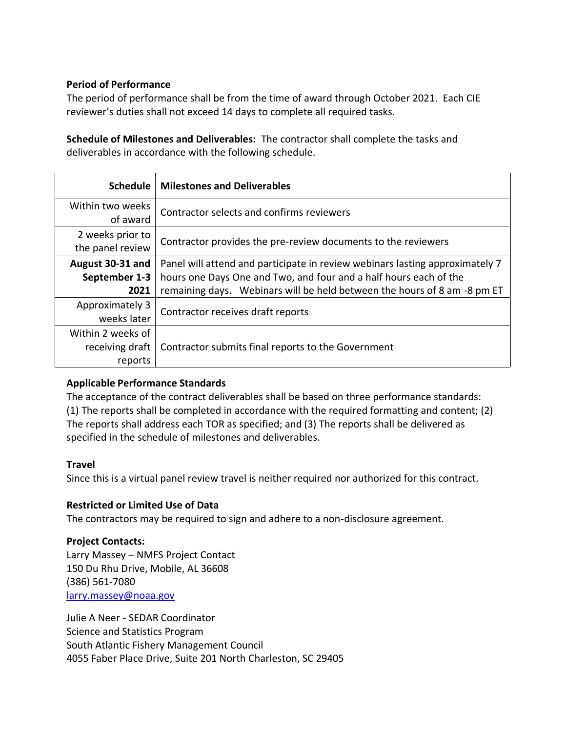**Period of Performance**

The period of performance shall be from the time of award through October 2021. Each CIE reviewer's duties shall not exceed 14 days to complete all required tasks.

**Schedule of Milestones and Deliverables:** The contractor shall complete the tasks and deliverables in accordance with the following schedule.

| Schedule | Milestones and Deliverables |
|---|---|
| Within two weeks of award | Contractor selects and confirms reviewers |
| 2 weeks prior to the panel review | Contractor provides the pre-review documents to the reviewers |
| **August 30-31 and September 1-3 2021** | Panel will attend and participate in review webinars lasting approximately 7 hours one Days One and Two, and four and a half hours each of the remaining days. Webinars will be held between the hours of 8 am -8 pm ET |
| Approximately 3 weeks later | Contractor receives draft reports |
| Within 2 weeks of receiving draft reports | Contractor submits final reports to the Government |

**Applicable Performance Standards**

The acceptance of the contract deliverables shall be based on three performance standards: (1) The reports shall be completed in accordance with the required formatting and content; (2) The reports shall address each TOR as specified; and (3) The reports shall be delivered as specified in the schedule of milestones and deliverables.

**Travel**

Since this is a virtual panel review travel is neither required nor authorized for this contract.

**Restricted or Limited Use of Data**

The contractors may be required to sign and adhere to a non-disclosure agreement.

**Project Contacts:**

Larry Massey – NMFS Project Contact
150 Du Rhu Drive, Mobile, AL 36608
(386) 561-7080
larry.massey@noaa.gov

Julie A Neer - SEDAR Coordinator
Science and Statistics Program
South Atlantic Fishery Management Council
4055 Faber Place Drive, Suite 201 North Charleston, SC 29405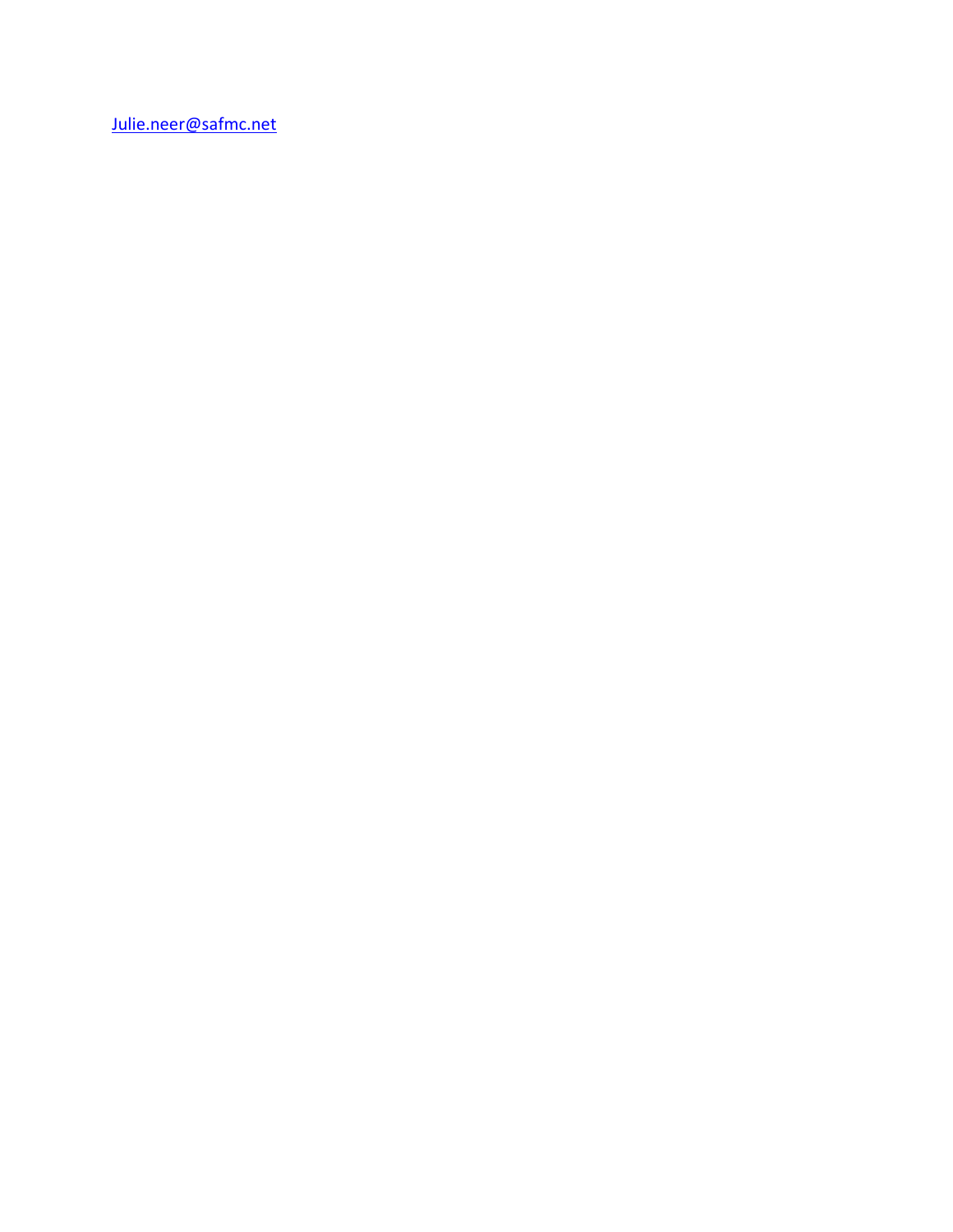Julie.neer@safmc.net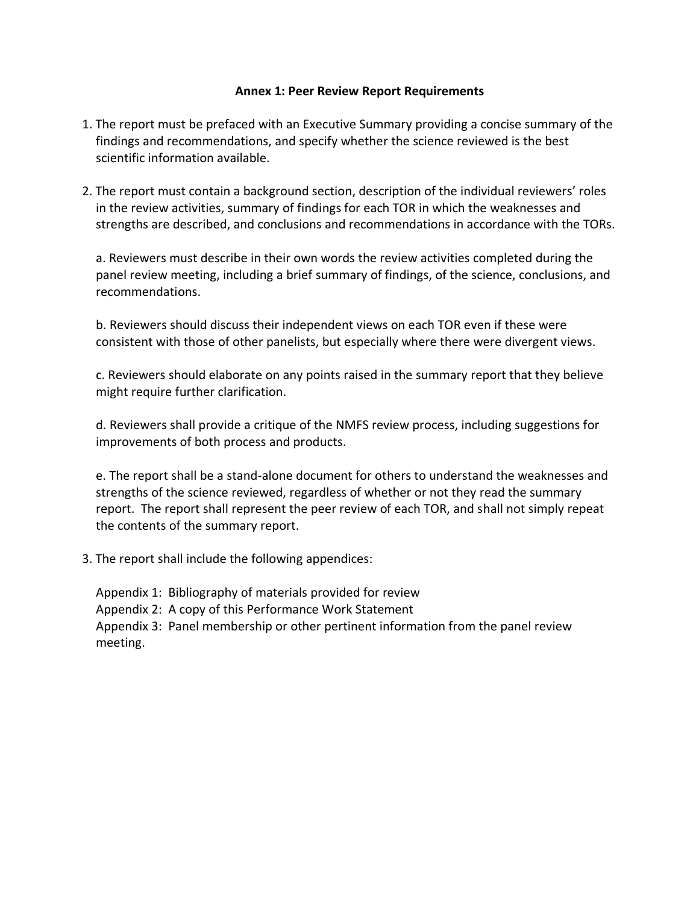## Annex 1: Peer Review Report Requirements

1. The report must be prefaced with an Executive Summary providing a concise summary of the findings and recommendations, and specify whether the science reviewed is the best scientific information available.

2. The report must contain a background section, description of the individual reviewers' roles in the review activities, summary of findings for each TOR in which the weaknesses and strengths are described, and conclusions and recommendations in accordance with the TORs.

   a. Reviewers must describe in their own words the review activities completed during the panel review meeting, including a brief summary of findings, of the science, conclusions, and recommendations.

   b. Reviewers should discuss their independent views on each TOR even if these were consistent with those of other panelists, but especially where there were divergent views.

   c. Reviewers should elaborate on any points raised in the summary report that they believe might require further clarification.

   d. Reviewers shall provide a critique of the NMFS review process, including suggestions for improvements of both process and products.

   e. The report shall be a stand-alone document for others to understand the weaknesses and strengths of the science reviewed, regardless of whether or not they read the summary report. The report shall represent the peer review of each TOR, and shall not simply repeat the contents of the summary report.

3. The report shall include the following appendices:

   Appendix 1: Bibliography of materials provided for review
   Appendix 2: A copy of this Performance Work Statement
   Appendix 3: Panel membership or other pertinent information from the panel review meeting.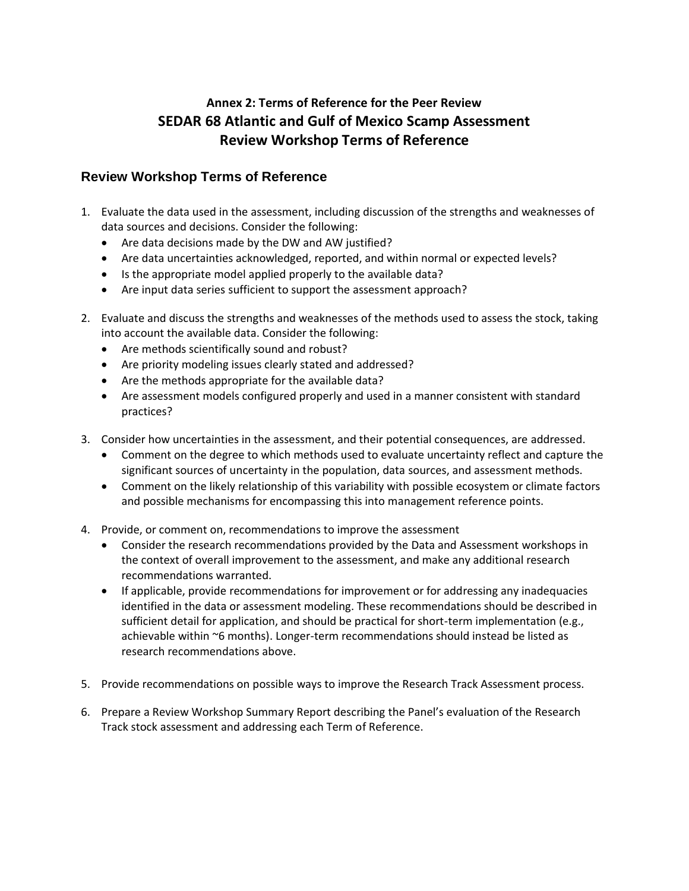**Annex 2: Terms of Reference for the Peer Review**

# SEDAR 68 Atlantic and Gulf of Mexico Scamp Assessment Review Workshop Terms of Reference

## Review Workshop Terms of Reference

1. Evaluate the data used in the assessment, including discussion of the strengths and weaknesses of data sources and decisions. Consider the following:
   - Are data decisions made by the DW and AW justified?
   - Are data uncertainties acknowledged, reported, and within normal or expected levels?
   - Is the appropriate model applied properly to the available data?
   - Are input data series sufficient to support the assessment approach?

2. Evaluate and discuss the strengths and weaknesses of the methods used to assess the stock, taking into account the available data. Consider the following:
   - Are methods scientifically sound and robust?
   - Are priority modeling issues clearly stated and addressed?
   - Are the methods appropriate for the available data?
   - Are assessment models configured properly and used in a manner consistent with standard practices?

3. Consider how uncertainties in the assessment, and their potential consequences, are addressed.
   - Comment on the degree to which methods used to evaluate uncertainty reflect and capture the significant sources of uncertainty in the population, data sources, and assessment methods.
   - Comment on the likely relationship of this variability with possible ecosystem or climate factors and possible mechanisms for encompassing this into management reference points.

4. Provide, or comment on, recommendations to improve the assessment
   - Consider the research recommendations provided by the Data and Assessment workshops in the context of overall improvement to the assessment, and make any additional research recommendations warranted.
   - If applicable, provide recommendations for improvement or for addressing any inadequacies identified in the data or assessment modeling. These recommendations should be described in sufficient detail for application, and should be practical for short-term implementation (e.g., achievable within ~6 months). Longer-term recommendations should instead be listed as research recommendations above.

5. Provide recommendations on possible ways to improve the Research Track Assessment process.

6. Prepare a Review Workshop Summary Report describing the Panel's evaluation of the Research Track stock assessment and addressing each Term of Reference.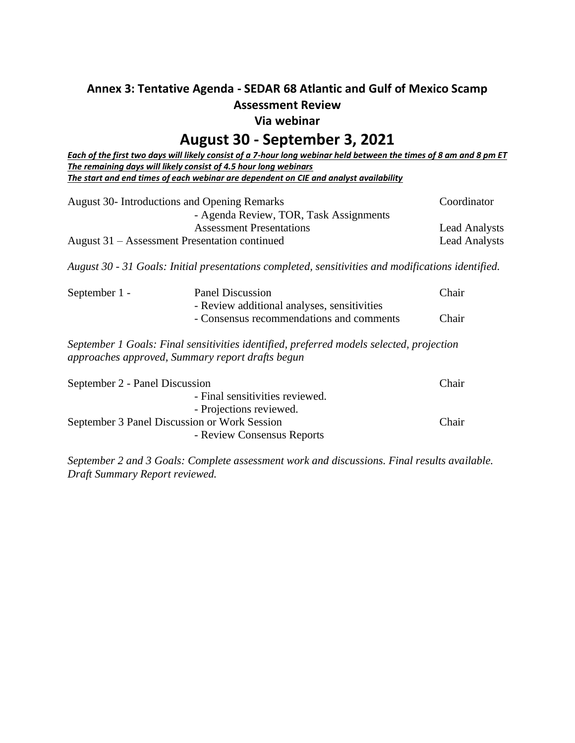## Annex 3: Tentative Agenda - SEDAR 68 Atlantic and Gulf of Mexico Scamp Assessment Review

### Via webinar

# August 30 - September 3, 2021

***Each of the first two days will likely consist of a 7-hour long webinar held between the times of 8 am and 8 pm ET***
***The remaining days will likely consist of 4.5 hour long webinars***
***The start and end times of each webinar are dependent on CIE and analyst availability***

| | | |
|---|---|---|
| August 30- Introductions and Opening Remarks | | Coordinator |
| | - Agenda Review, TOR, Task Assignments | |
| | Assessment Presentations | Lead Analysts |
| August 31 – Assessment Presentation continued | | Lead Analysts |

*August 30 - 31 Goals: Initial presentations completed, sensitivities and modifications identified.*

| | | |
|---|---|---|
| September 1 - | Panel Discussion | Chair |
| | - Review additional analyses, sensitivities | |
| | - Consensus recommendations and comments | Chair |

*September 1 Goals: Final sensitivities identified, preferred models selected, projection approaches approved, Summary report drafts begun*

| | | |
|---|---|---|
| September 2 - Panel Discussion | | Chair |
| | - Final sensitivities reviewed. | |
| | - Projections reviewed. | |
| September 3 Panel Discussion or Work Session | | Chair |
| | - Review Consensus Reports | |

*September 2 and 3 Goals: Complete assessment work and discussions. Final results available. Draft Summary Report reviewed.*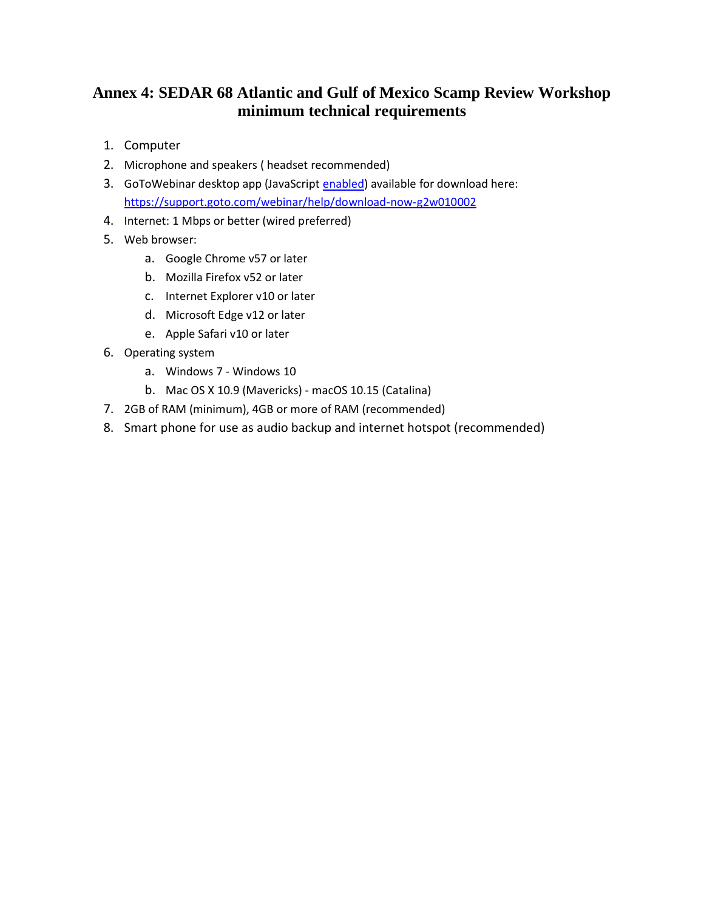# Annex 4: SEDAR 68 Atlantic and Gulf of Mexico Scamp Review Workshop minimum technical requirements

1. Computer
2. Microphone and speakers ( headset recommended)
3. GoToWebinar desktop app (JavaScript enabled) available for download here: https://support.goto.com/webinar/help/download-now-g2w010002
4. Internet: 1 Mbps or better (wired preferred)
5. Web browser:
   a. Google Chrome v57 or later
   b. Mozilla Firefox v52 or later
   c. Internet Explorer v10 or later
   d. Microsoft Edge v12 or later
   e. Apple Safari v10 or later
6. Operating system
   a. Windows 7 - Windows 10
   b. Mac OS X 10.9 (Mavericks) - macOS 10.15 (Catalina)
7. 2GB of RAM (minimum), 4GB or more of RAM (recommended)
8. Smart phone for use as audio backup and internet hotspot (recommended)